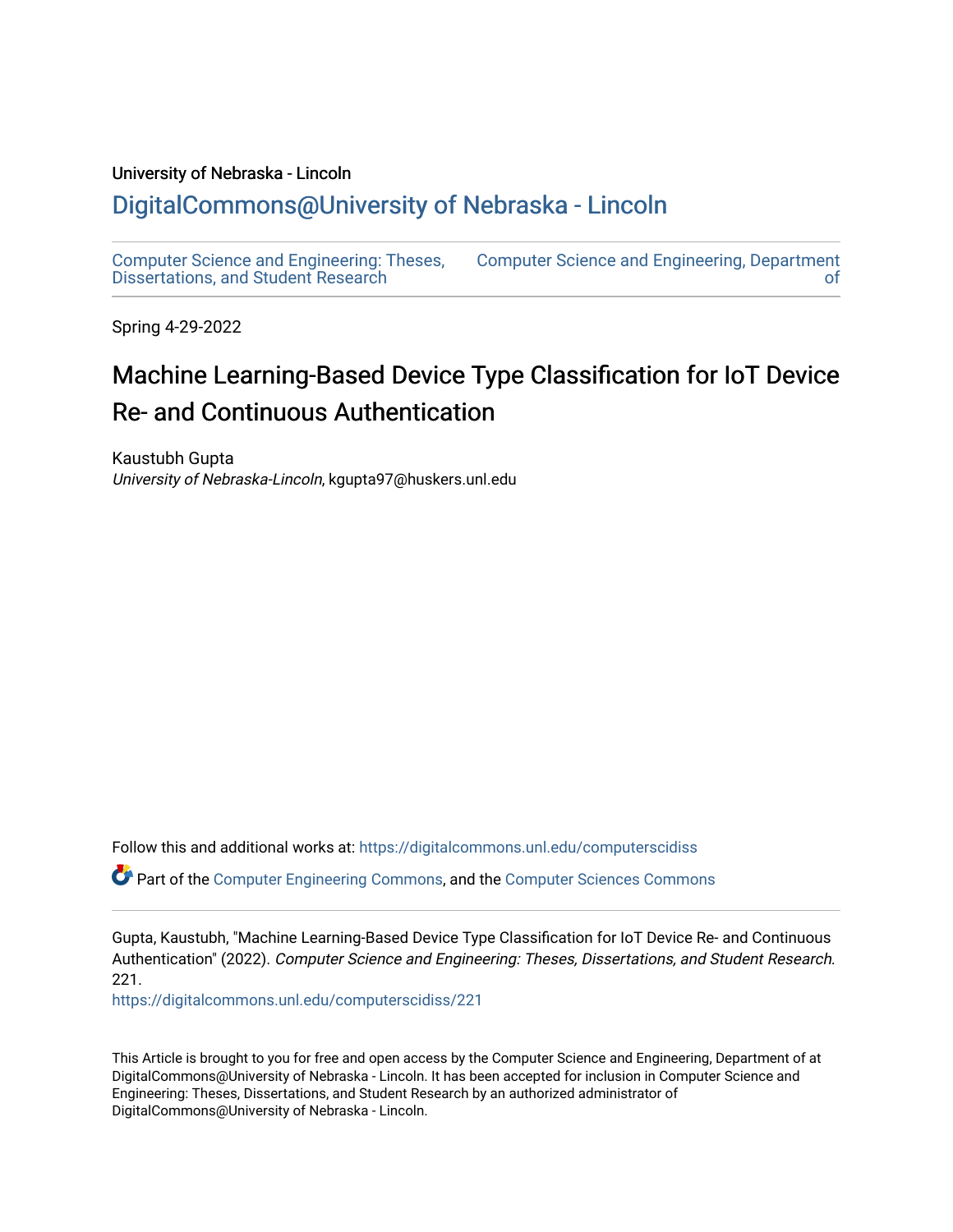University of Nebraska - Lincoln

## DigitalCommons@University of Nebraska - Lincoln

Computer Science and Engineering: Theses, Dissertations, and Student Research

Computer Science and Engineering, Department of

Spring 4-29-2022

# Machine Learning-Based Device Type Classification for IoT Device Re- and Continuous Authentication

Kaustubh Gupta
*University of Nebraska-Lincoln*, kgupta97@huskers.unl.edu

Follow this and additional works at: https://digitalcommons.unl.edu/computerscidiss

Part of the Computer Engineering Commons, and the Computer Sciences Commons

Gupta, Kaustubh, "Machine Learning-Based Device Type Classification for IoT Device Re- and Continuous Authentication" (2022). *Computer Science and Engineering: Theses, Dissertations, and Student Research*. 221.
https://digitalcommons.unl.edu/computerscidiss/221

This Article is brought to you for free and open access by the Computer Science and Engineering, Department of at DigitalCommons@University of Nebraska - Lincoln. It has been accepted for inclusion in Computer Science and Engineering: Theses, Dissertations, and Student Research by an authorized administrator of DigitalCommons@University of Nebraska - Lincoln.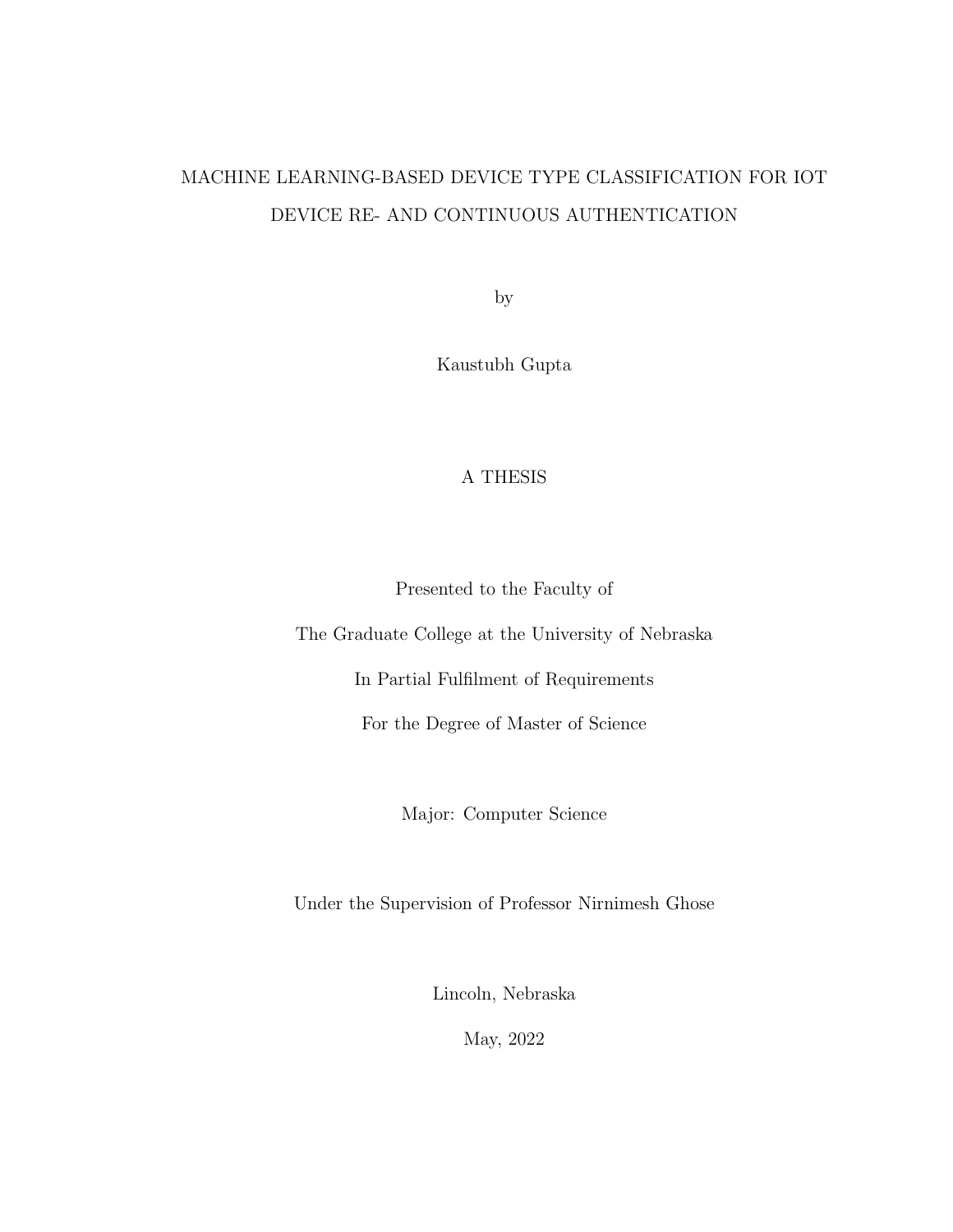# MACHINE LEARNING-BASED DEVICE TYPE CLASSIFICATION FOR IOT DEVICE RE- AND CONTINUOUS AUTHENTICATION

by

Kaustubh Gupta

A THESIS

Presented to the Faculty of

The Graduate College at the University of Nebraska

In Partial Fulfilment of Requirements

For the Degree of Master of Science

Major: Computer Science

Under the Supervision of Professor Nirnimesh Ghose

Lincoln, Nebraska

May, 2022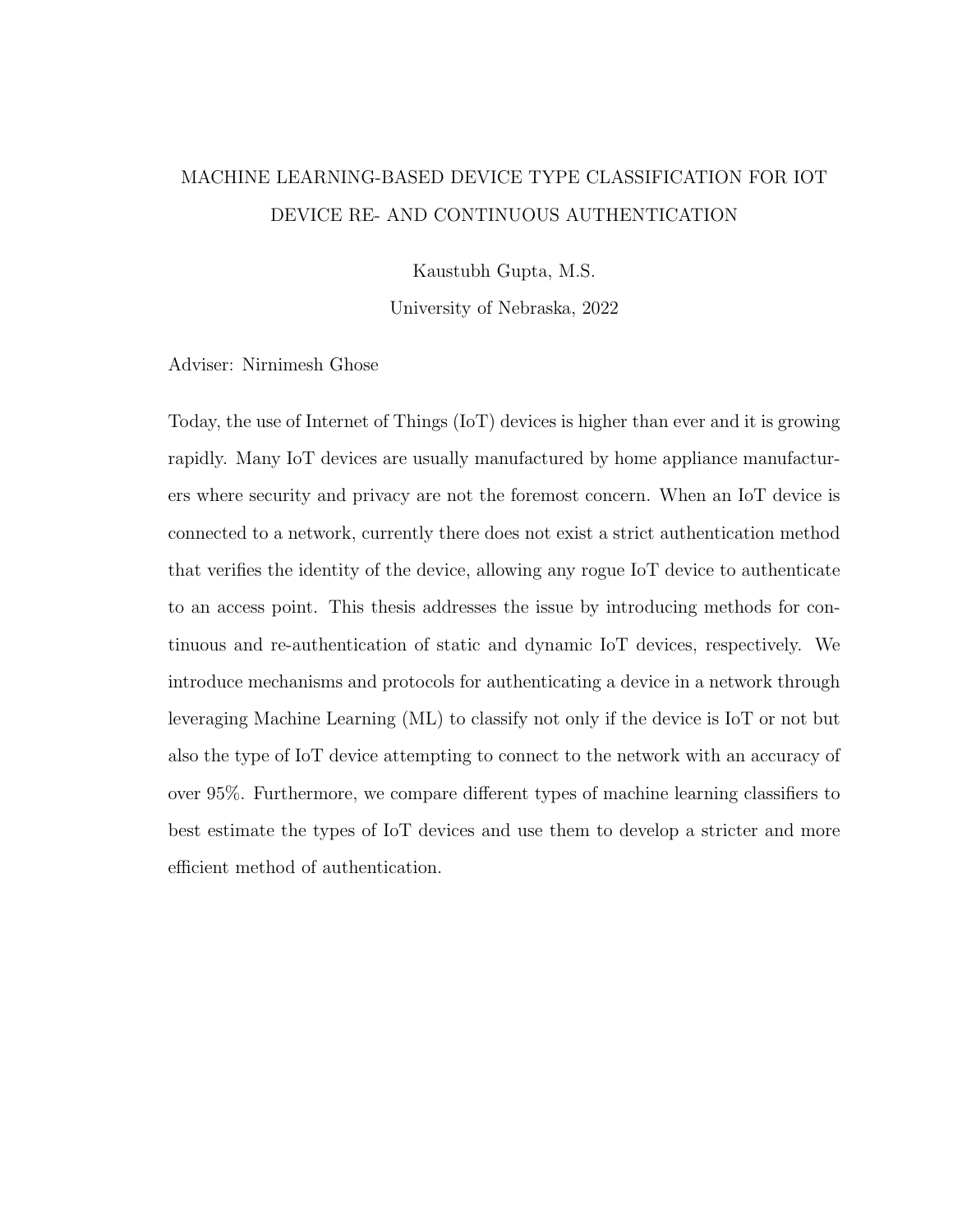# MACHINE LEARNING-BASED DEVICE TYPE CLASSIFICATION FOR IOT DEVICE RE- AND CONTINUOUS AUTHENTICATION

Kaustubh Gupta, M.S.

University of Nebraska, 2022

Adviser: Nirnimesh Ghose

Today, the use of Internet of Things (IoT) devices is higher than ever and it is growing rapidly. Many IoT devices are usually manufactured by home appliance manufacturers where security and privacy are not the foremost concern. When an IoT device is connected to a network, currently there does not exist a strict authentication method that verifies the identity of the device, allowing any rogue IoT device to authenticate to an access point. This thesis addresses the issue by introducing methods for continuous and re-authentication of static and dynamic IoT devices, respectively. We introduce mechanisms and protocols for authenticating a device in a network through leveraging Machine Learning (ML) to classify not only if the device is IoT or not but also the type of IoT device attempting to connect to the network with an accuracy of over 95%. Furthermore, we compare different types of machine learning classifiers to best estimate the types of IoT devices and use them to develop a stricter and more efficient method of authentication.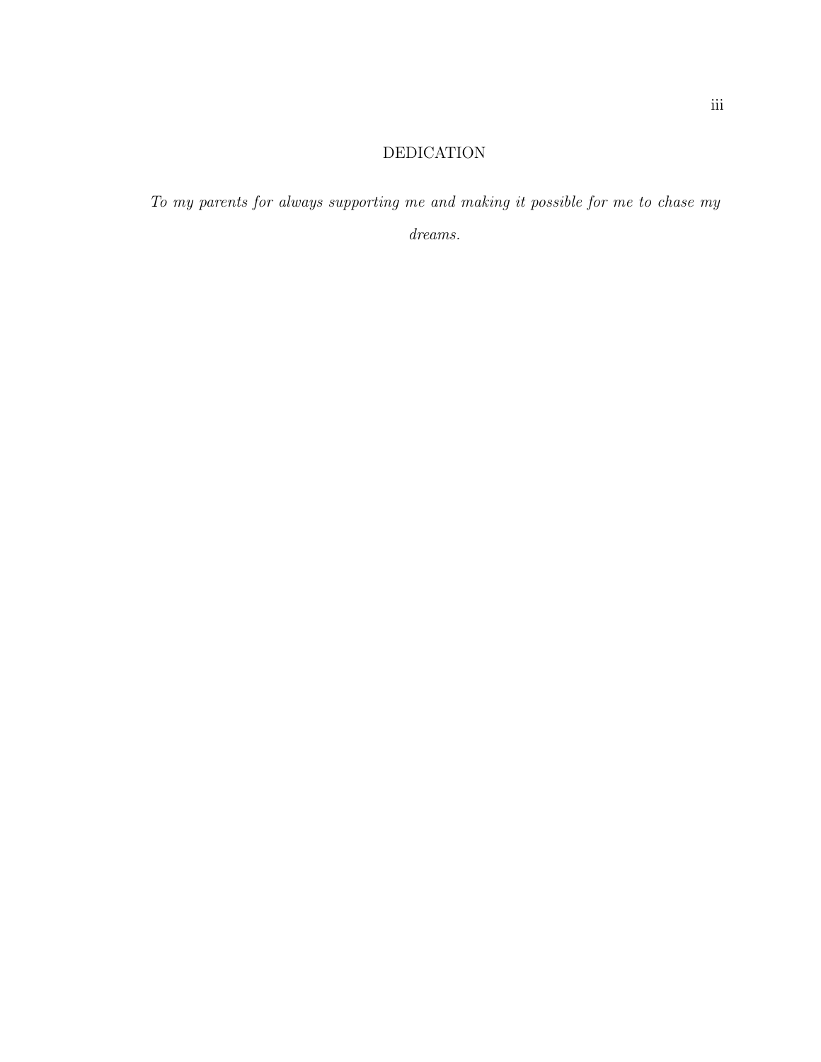# DEDICATION

*To my parents for always supporting me and making it possible for me to chase my dreams.*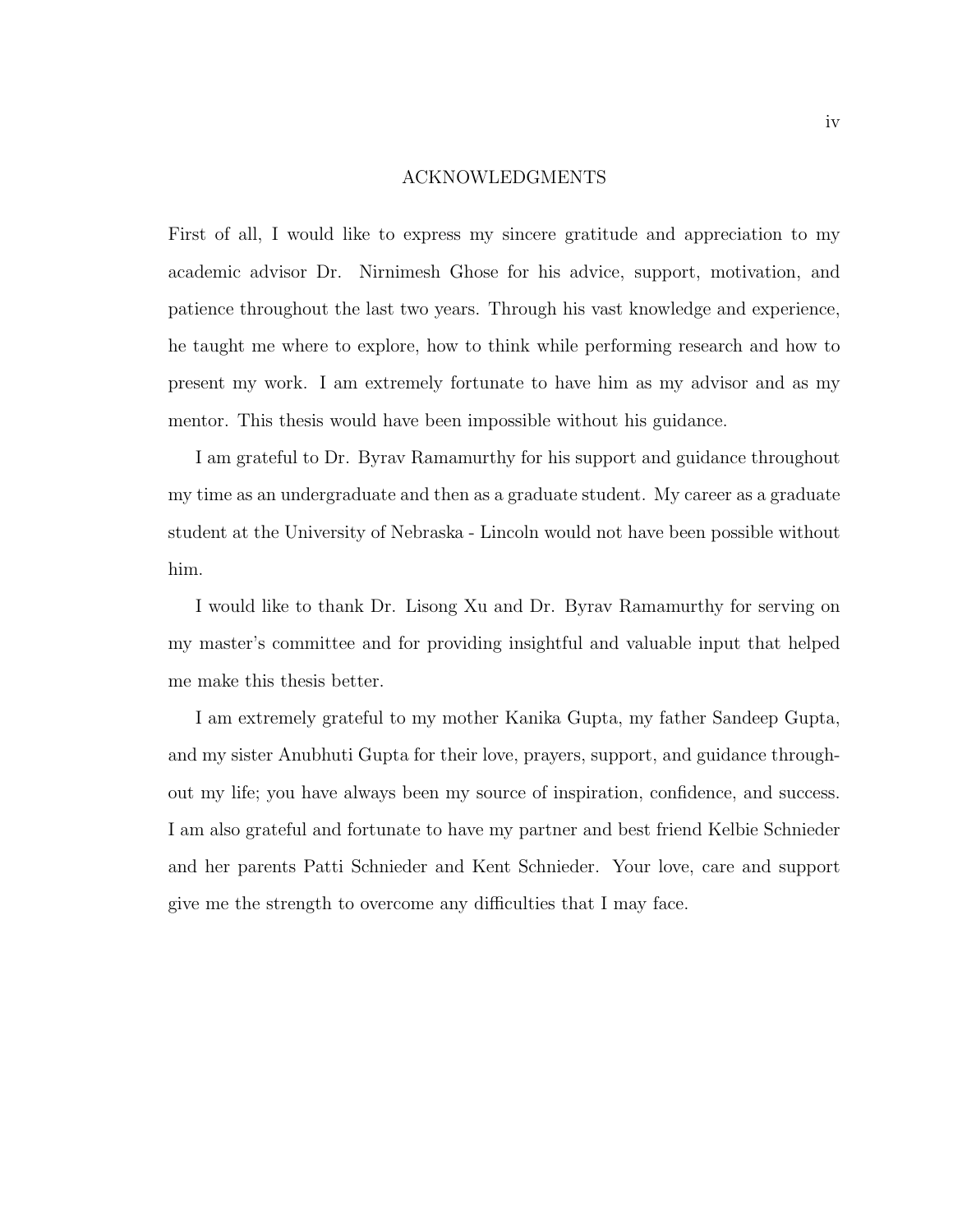# ACKNOWLEDGMENTS

First of all, I would like to express my sincere gratitude and appreciation to my academic advisor Dr. Nirnimesh Ghose for his advice, support, motivation, and patience throughout the last two years. Through his vast knowledge and experience, he taught me where to explore, how to think while performing research and how to present my work. I am extremely fortunate to have him as my advisor and as my mentor. This thesis would have been impossible without his guidance.

I am grateful to Dr. Byrav Ramamurthy for his support and guidance throughout my time as an undergraduate and then as a graduate student. My career as a graduate student at the University of Nebraska - Lincoln would not have been possible without him.

I would like to thank Dr. Lisong Xu and Dr. Byrav Ramamurthy for serving on my master's committee and for providing insightful and valuable input that helped me make this thesis better.

I am extremely grateful to my mother Kanika Gupta, my father Sandeep Gupta, and my sister Anubhuti Gupta for their love, prayers, support, and guidance throughout my life; you have always been my source of inspiration, confidence, and success. I am also grateful and fortunate to have my partner and best friend Kelbie Schnieder and her parents Patti Schnieder and Kent Schnieder. Your love, care and support give me the strength to overcome any difficulties that I may face.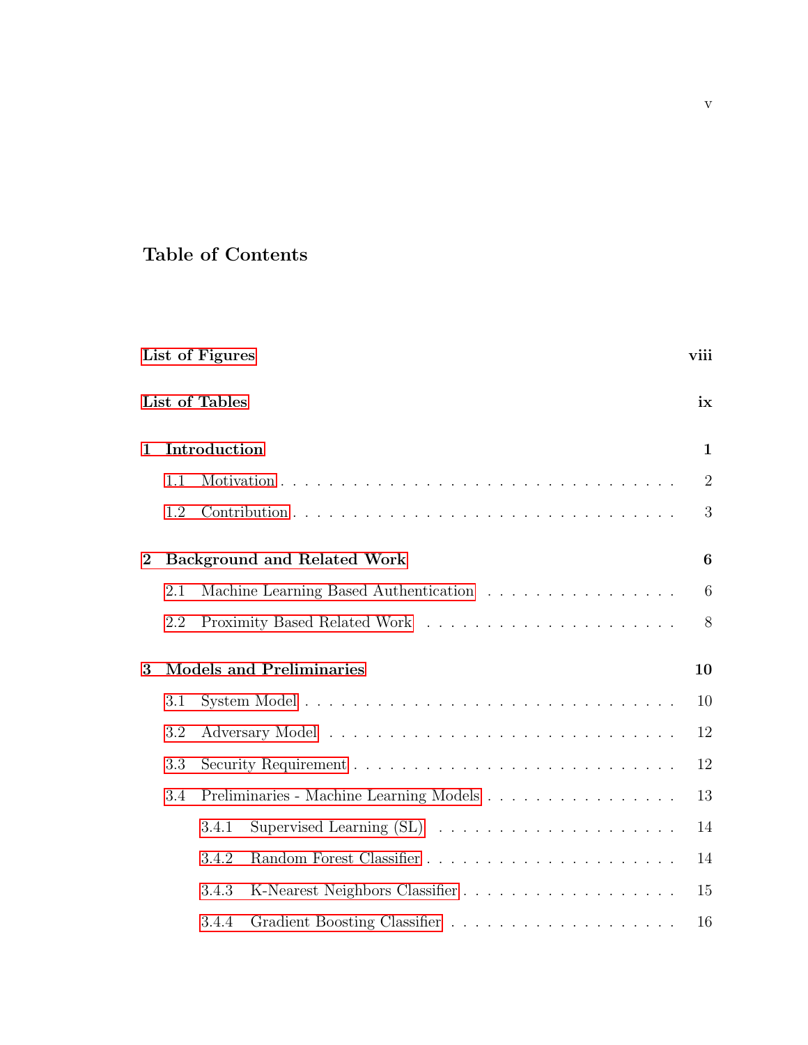# Table of Contents

**List of Figures** **viii**

**List of Tables** **ix**

**1 Introduction** **1**

1.1 Motivation . . . . . . . . . . . . . . . . . . . . . . . . . . . . . . 2

1.2 Contribution . . . . . . . . . . . . . . . . . . . . . . . . . . . . . 3

**2 Background and Related Work** **6**

2.1 Machine Learning Based Authentication . . . . . . . . . . . . . . . . 6

2.2 Proximity Based Related Work . . . . . . . . . . . . . . . . . . . . 8

**3 Models and Preliminaries** **10**

3.1 System Model . . . . . . . . . . . . . . . . . . . . . . . . . . . . 10

3.2 Adversary Model . . . . . . . . . . . . . . . . . . . . . . . . . . . 12

3.3 Security Requirement . . . . . . . . . . . . . . . . . . . . . . . . . 12

3.4 Preliminaries - Machine Learning Models . . . . . . . . . . . . . . . 13

3.4.1 Supervised Learning (SL) . . . . . . . . . . . . . . . . . . . . 14

3.4.2 Random Forest Classifier . . . . . . . . . . . . . . . . . . . . 14

3.4.3 K-Nearest Neighbors Classifier . . . . . . . . . . . . . . . . . 15

3.4.4 Gradient Boosting Classifier . . . . . . . . . . . . . . . . . . 16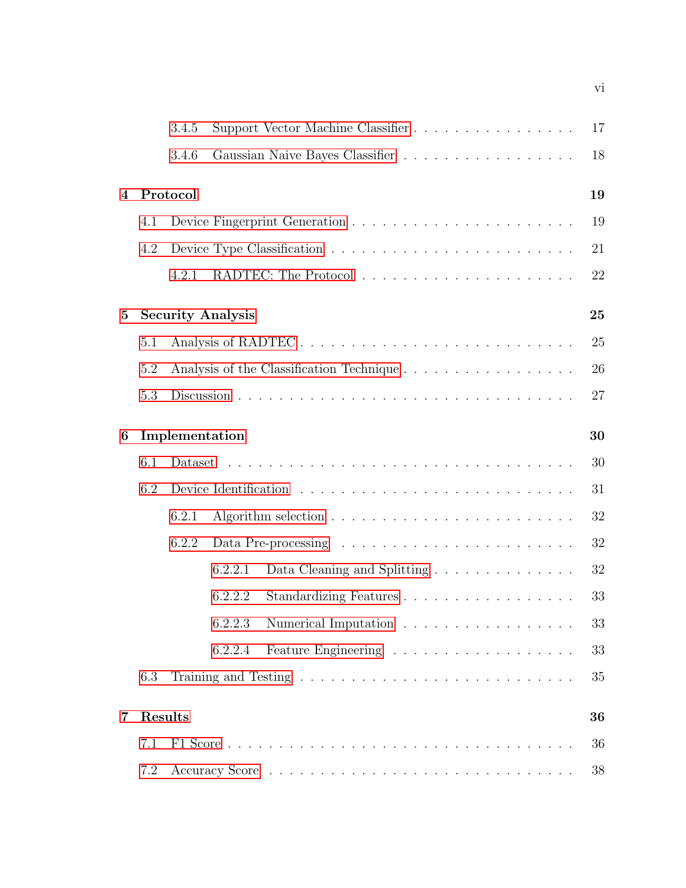- 3.4.5 Support Vector Machine Classifier . . . . . . . . . . . . . . . . . 17
- 3.4.6 Gaussian Naive Bayes Classifier . . . . . . . . . . . . . . . . . . 18

**4 Protocol** **19**

- 4.1 Device Fingerprint Generation . . . . . . . . . . . . . . . . . . . . . 19
- 4.2 Device Type Classification . . . . . . . . . . . . . . . . . . . . . . . 21
  - 4.2.1 RADTEC: The Protocol . . . . . . . . . . . . . . . . . . . . 22

**5 Security Analysis** **25**

- 5.1 Analysis of RADTEC . . . . . . . . . . . . . . . . . . . . . . . . . . 25
- 5.2 Analysis of the Classification Technique . . . . . . . . . . . . . . . . . 26
- 5.3 Discussion . . . . . . . . . . . . . . . . . . . . . . . . . . . . . . . . 27

**6 Implementation** **30**

- 6.1 Dataset . . . . . . . . . . . . . . . . . . . . . . . . . . . . . . . . . 30
- 6.2 Device Identification . . . . . . . . . . . . . . . . . . . . . . . . . . 31
  - 6.2.1 Algorithm selection . . . . . . . . . . . . . . . . . . . . . . . 32
  - 6.2.2 Data Pre-processing . . . . . . . . . . . . . . . . . . . . . . . 32
    - 6.2.2.1 Data Cleaning and Splitting . . . . . . . . . . . . . . 32
    - 6.2.2.2 Standardizing Features . . . . . . . . . . . . . . . . . 33
    - 6.2.2.3 Numerical Imputation . . . . . . . . . . . . . . . . . 33
    - 6.2.2.4 Feature Engineering . . . . . . . . . . . . . . . . . . 33
- 6.3 Training and Testing . . . . . . . . . . . . . . . . . . . . . . . . . . 35

**7 Results** **36**

- 7.1 F1 Score . . . . . . . . . . . . . . . . . . . . . . . . . . . . . . . . . 36
- 7.2 Accuracy Score . . . . . . . . . . . . . . . . . . . . . . . . . . . . . 38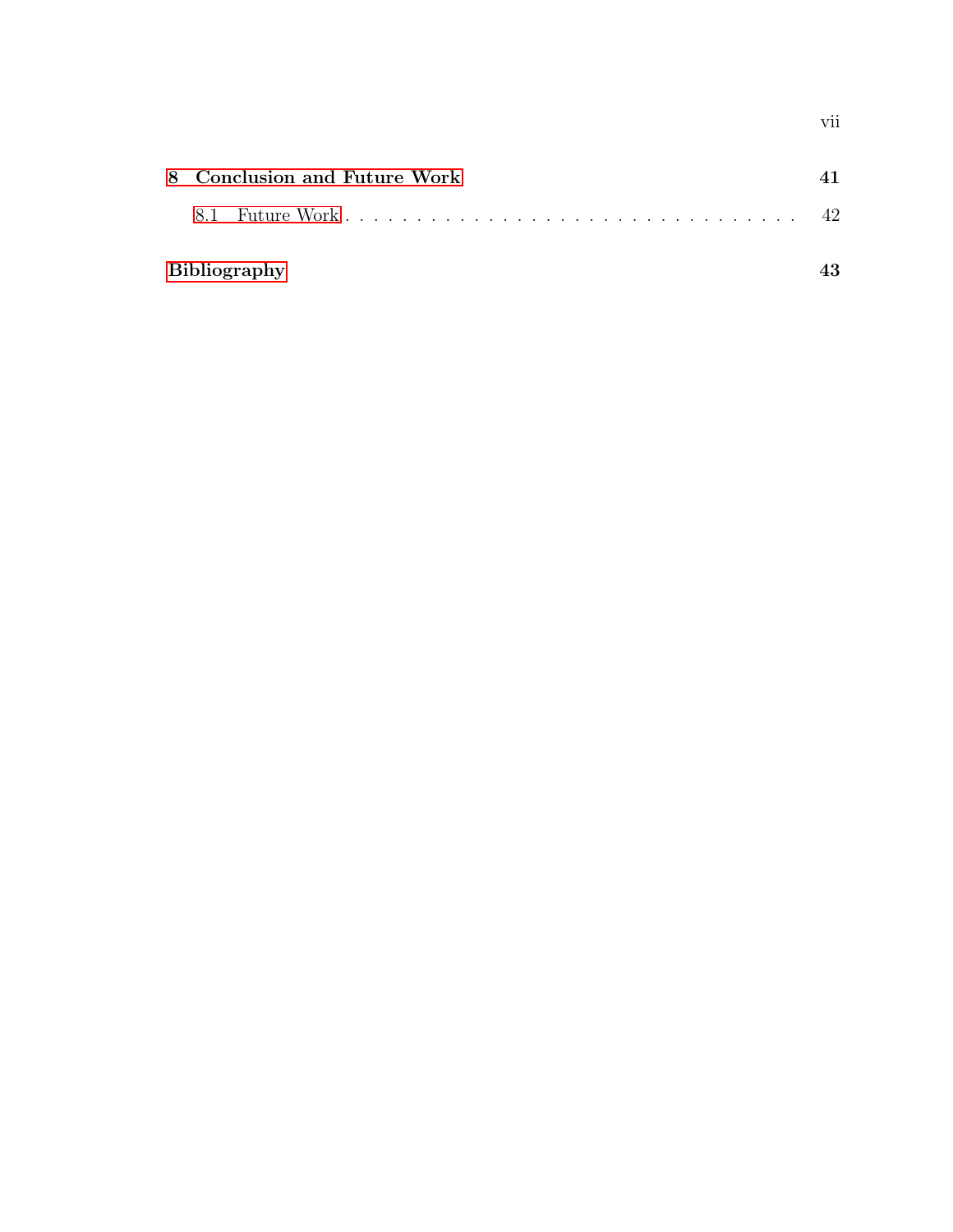**8 Conclusion and Future Work** **41**

8.1 Future Work . . . . . . . . . . . . . . . . . . . . . . . . . . . . . . . 42

**Bibliography** **43**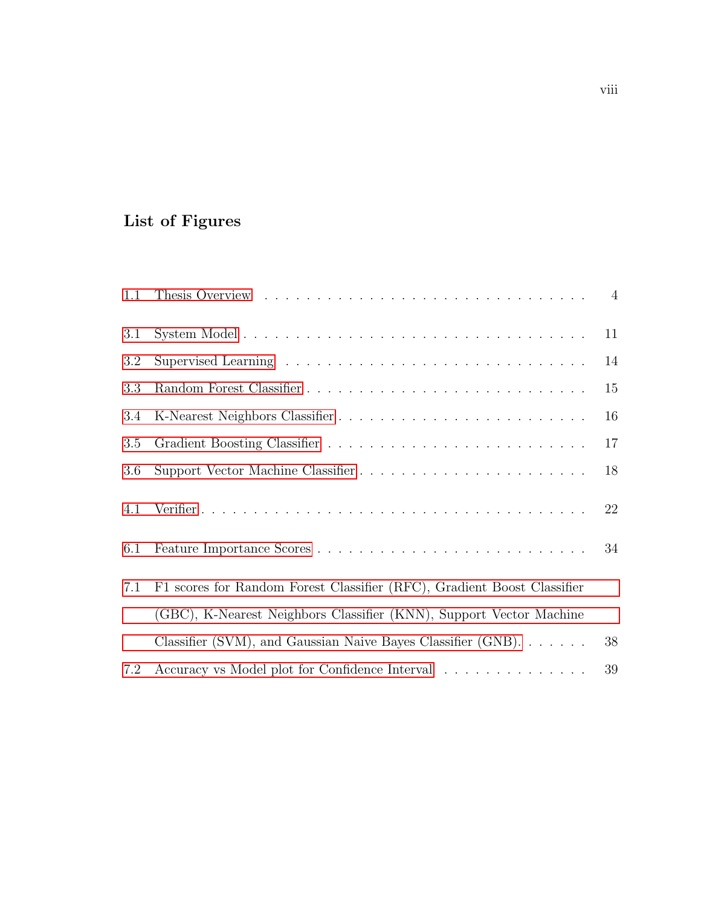## List of Figures

1.1 Thesis Overview . . . . . . . . . . . . . . . . . . . . . . . . . . . . . . . 4

3.1 System Model . . . . . . . . . . . . . . . . . . . . . . . . . . . . . . . 11

3.2 Supervised Learning . . . . . . . . . . . . . . . . . . . . . . . . . . . . 14

3.3 Random Forest Classifier . . . . . . . . . . . . . . . . . . . . . . . . . . 15

3.4 K-Nearest Neighbors Classifier . . . . . . . . . . . . . . . . . . . . . . 16

3.5 Gradient Boosting Classifier . . . . . . . . . . . . . . . . . . . . . . . . 17

3.6 Support Vector Machine Classifier . . . . . . . . . . . . . . . . . . . . . 18

4.1 Verifier . . . . . . . . . . . . . . . . . . . . . . . . . . . . . . . . . . . 22

6.1 Feature Importance Scores . . . . . . . . . . . . . . . . . . . . . . . . . 34

7.1 F1 scores for Random Forest Classifier (RFC), Gradient Boost Classifier (GBC), K-Nearest Neighbors Classifier (KNN), Support Vector Machine Classifier (SVM), and Gaussian Naive Bayes Classifier (GNB). . . . . . . 38

7.2 Accuracy vs Model plot for Confidence Interval . . . . . . . . . . . . . . 39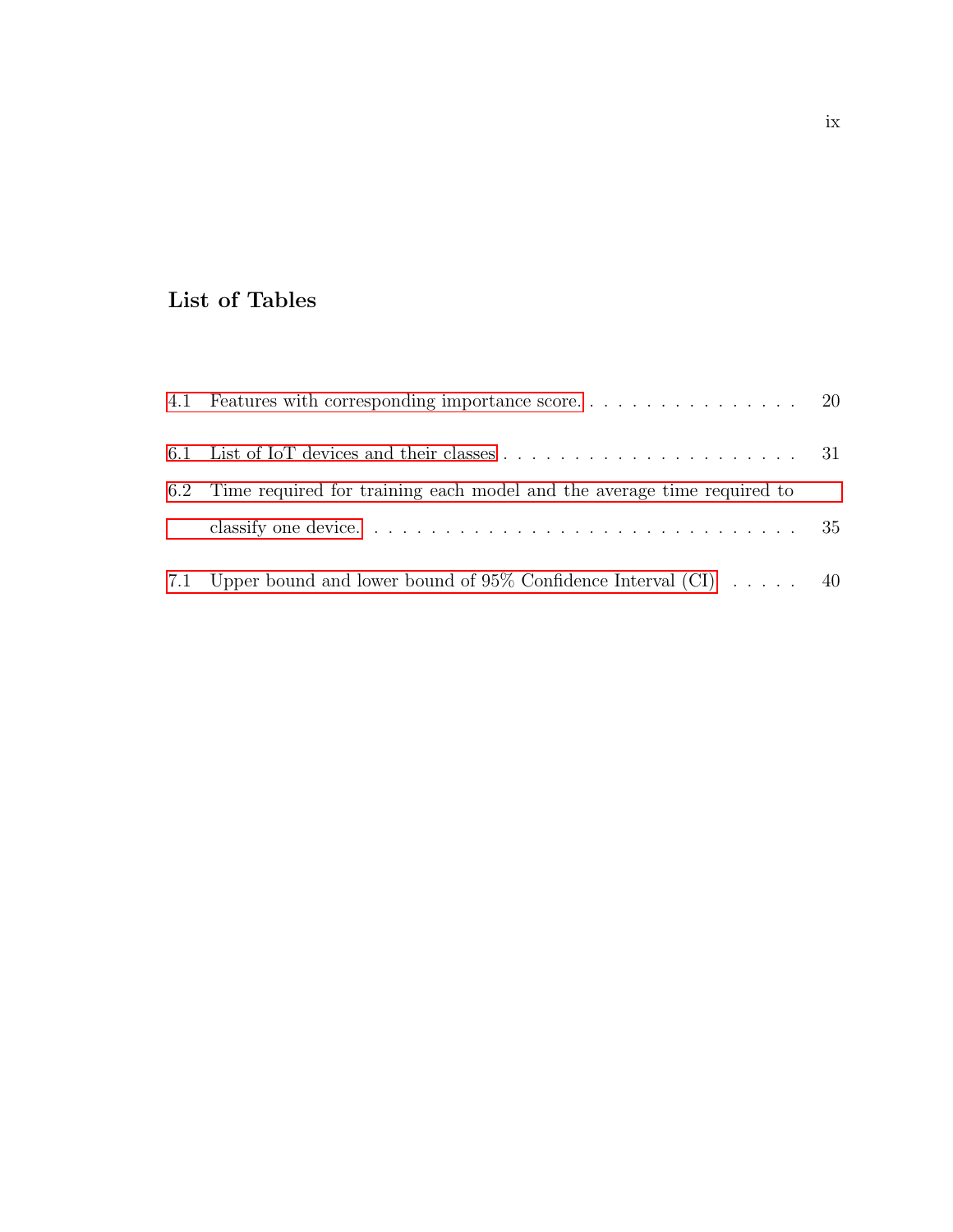## List of Tables

4.1 Features with corresponding importance score. . . . . . . . . . . . . . . . . 20

6.1 List of IoT devices and their classes . . . . . . . . . . . . . . . . . . . . . . 31

6.2 Time required for training each model and the average time required to classify one device. . . . . . . . . . . . . . . . . . . . . . . . . . . . . . . . 35

7.1 Upper bound and lower bound of 95% Confidence Interval (CI) . . . . . 40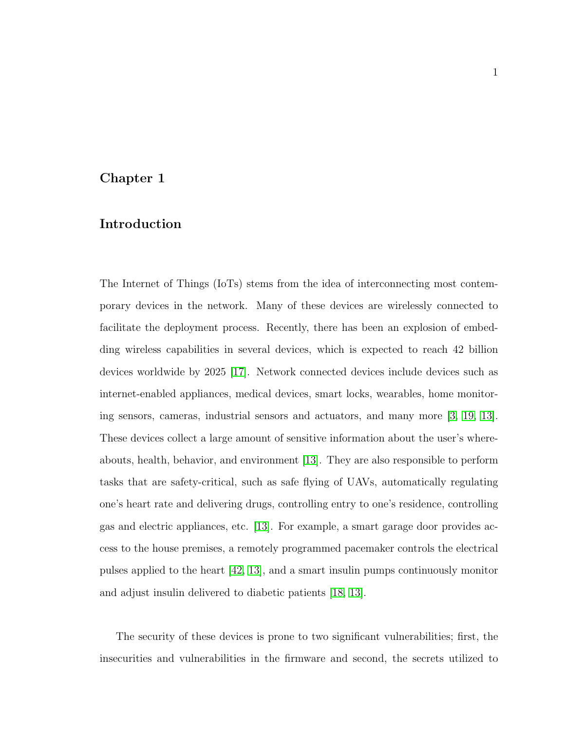# Chapter 1

## Introduction

The Internet of Things (IoTs) stems from the idea of interconnecting most contemporary devices in the network. Many of these devices are wirelessly connected to facilitate the deployment process. Recently, there has been an explosion of embedding wireless capabilities in several devices, which is expected to reach 42 billion devices worldwide by 2025 [17]. Network connected devices include devices such as internet-enabled appliances, medical devices, smart locks, wearables, home monitoring sensors, cameras, industrial sensors and actuators, and many more [3, 19, 13]. These devices collect a large amount of sensitive information about the user's whereabouts, health, behavior, and environment [13]. They are also responsible to perform tasks that are safety-critical, such as safe flying of UAVs, automatically regulating one's heart rate and delivering drugs, controlling entry to one's residence, controlling gas and electric appliances, etc. [13]. For example, a smart garage door provides access to the house premises, a remotely programmed pacemaker controls the electrical pulses applied to the heart [42, 13], and a smart insulin pumps continuously monitor and adjust insulin delivered to diabetic patients [18, 13].

The security of these devices is prone to two significant vulnerabilities; first, the insecurities and vulnerabilities in the firmware and second, the secrets utilized to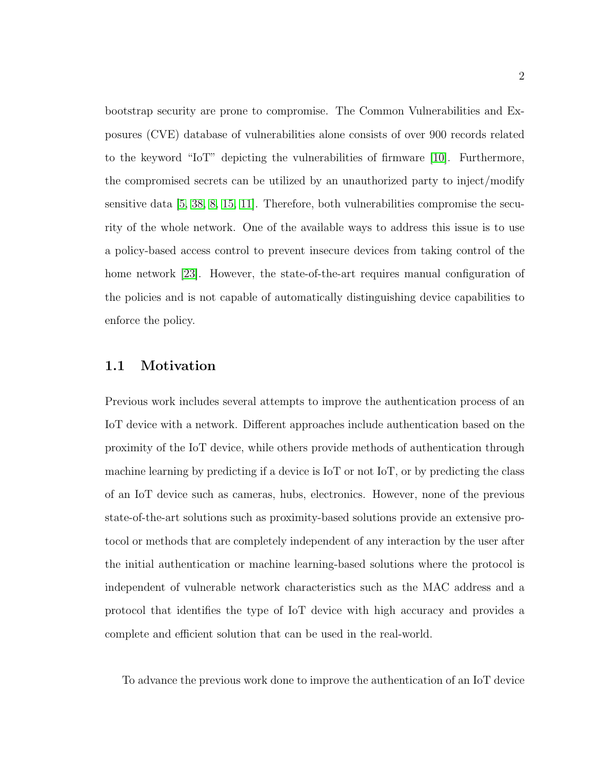bootstrap security are prone to compromise. The Common Vulnerabilities and Exposures (CVE) database of vulnerabilities alone consists of over 900 records related to the keyword "IoT" depicting the vulnerabilities of firmware [10]. Furthermore, the compromised secrets can be utilized by an unauthorized party to inject/modify sensitive data [5, 38, 8, 15, 11]. Therefore, both vulnerabilities compromise the security of the whole network. One of the available ways to address this issue is to use a policy-based access control to prevent insecure devices from taking control of the home network [23]. However, the state-of-the-art requires manual configuration of the policies and is not capable of automatically distinguishing device capabilities to enforce the policy.

## 1.1 Motivation

Previous work includes several attempts to improve the authentication process of an IoT device with a network. Different approaches include authentication based on the proximity of the IoT device, while others provide methods of authentication through machine learning by predicting if a device is IoT or not IoT, or by predicting the class of an IoT device such as cameras, hubs, electronics. However, none of the previous state-of-the-art solutions such as proximity-based solutions provide an extensive protocol or methods that are completely independent of any interaction by the user after the initial authentication or machine learning-based solutions where the protocol is independent of vulnerable network characteristics such as the MAC address and a protocol that identifies the type of IoT device with high accuracy and provides a complete and efficient solution that can be used in the real-world.

To advance the previous work done to improve the authentication of an IoT device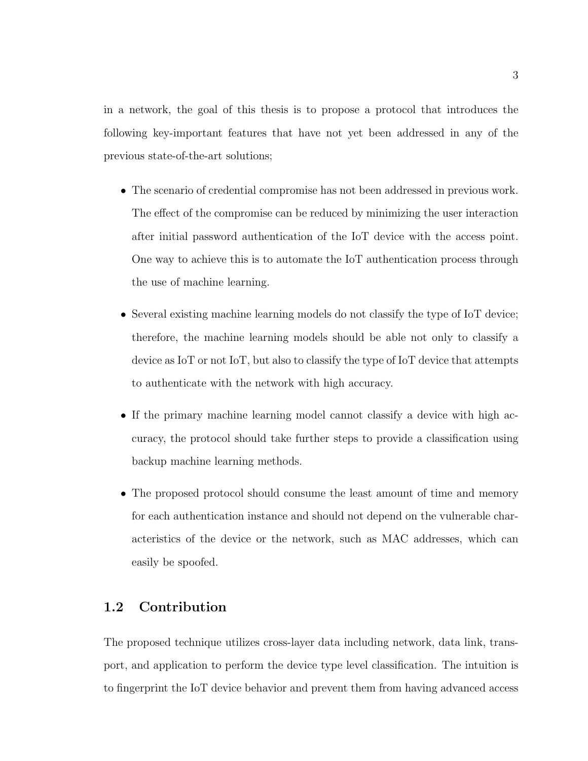in a network, the goal of this thesis is to propose a protocol that introduces the following key-important features that have not yet been addressed in any of the previous state-of-the-art solutions;

- The scenario of credential compromise has not been addressed in previous work. The effect of the compromise can be reduced by minimizing the user interaction after initial password authentication of the IoT device with the access point. One way to achieve this is to automate the IoT authentication process through the use of machine learning.
- Several existing machine learning models do not classify the type of IoT device; therefore, the machine learning models should be able not only to classify a device as IoT or not IoT, but also to classify the type of IoT device that attempts to authenticate with the network with high accuracy.
- If the primary machine learning model cannot classify a device with high accuracy, the protocol should take further steps to provide a classification using backup machine learning methods.
- The proposed protocol should consume the least amount of time and memory for each authentication instance and should not depend on the vulnerable characteristics of the device or the network, such as MAC addresses, which can easily be spoofed.

## 1.2 Contribution

The proposed technique utilizes cross-layer data including network, data link, transport, and application to perform the device type level classification. The intuition is to fingerprint the IoT device behavior and prevent them from having advanced access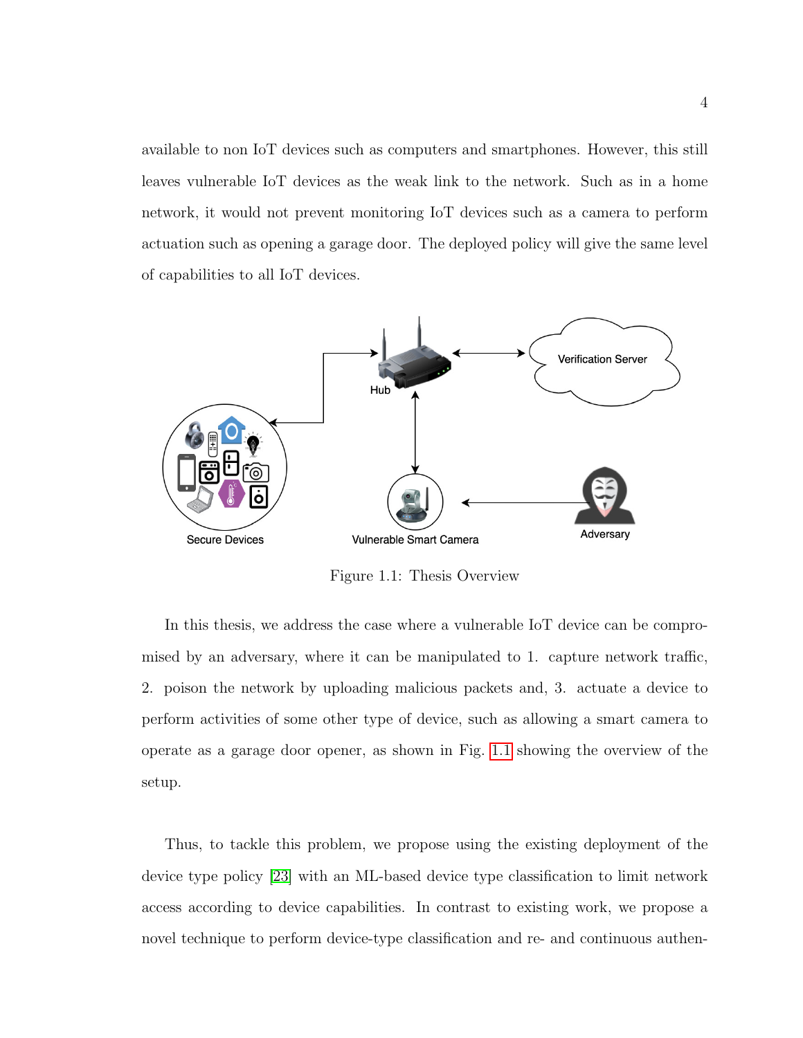available to non IoT devices such as computers and smartphones. However, this still leaves vulnerable IoT devices as the weak link to the network. Such as in a home network, it would not prevent monitoring IoT devices such as a camera to perform actuation such as opening a garage door. The deployed policy will give the same level of capabilities to all IoT devices.

Figure 1.1: Thesis Overview

In this thesis, we address the case where a vulnerable IoT device can be compromised by an adversary, where it can be manipulated to 1. capture network traffic, 2. poison the network by uploading malicious packets and, 3. actuate a device to perform activities of some other type of device, such as allowing a smart camera to operate as a garage door opener, as shown in Fig. 1.1 showing the overview of the setup.

Thus, to tackle this problem, we propose using the existing deployment of the device type policy [23] with an ML-based device type classification to limit network access according to device capabilities. In contrast to existing work, we propose a novel technique to perform device-type classification and re- and continuous authen-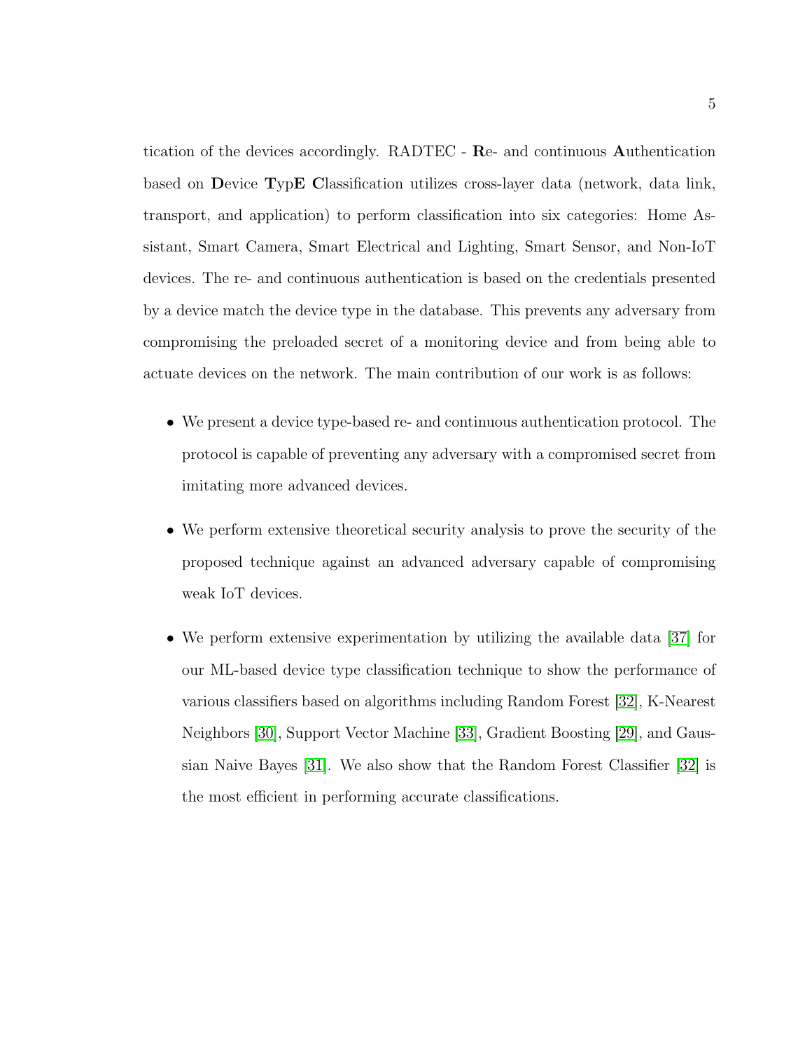tication of the devices accordingly. RADTEC - **R**e- and continuous **A**uthentication based on **D**evice **T**yp**E** **C**lassification utilizes cross-layer data (network, data link, transport, and application) to perform classification into six categories: Home Assistant, Smart Camera, Smart Electrical and Lighting, Smart Sensor, and Non-IoT devices. The re- and continuous authentication is based on the credentials presented by a device match the device type in the database. This prevents any adversary from compromising the preloaded secret of a monitoring device and from being able to actuate devices on the network. The main contribution of our work is as follows:

- We present a device type-based re- and continuous authentication protocol. The protocol is capable of preventing any adversary with a compromised secret from imitating more advanced devices.
- We perform extensive theoretical security analysis to prove the security of the proposed technique against an advanced adversary capable of compromising weak IoT devices.
- We perform extensive experimentation by utilizing the available data [37] for our ML-based device type classification technique to show the performance of various classifiers based on algorithms including Random Forest [32], K-Nearest Neighbors [30], Support Vector Machine [33], Gradient Boosting [29], and Gaussian Naive Bayes [31]. We also show that the Random Forest Classifier [32] is the most efficient in performing accurate classifications.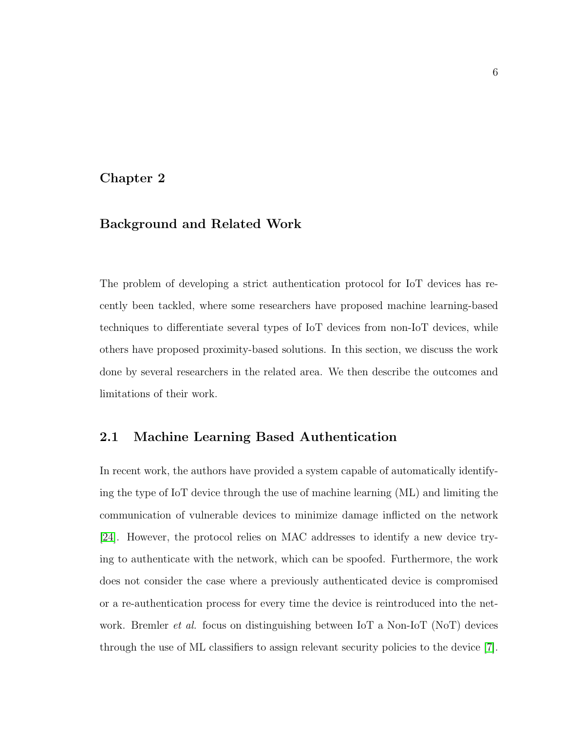# Chapter 2

# Background and Related Work

The problem of developing a strict authentication protocol for IoT devices has recently been tackled, where some researchers have proposed machine learning-based techniques to differentiate several types of IoT devices from non-IoT devices, while others have proposed proximity-based solutions. In this section, we discuss the work done by several researchers in the related area. We then describe the outcomes and limitations of their work.

## 2.1 Machine Learning Based Authentication

In recent work, the authors have provided a system capable of automatically identifying the type of IoT device through the use of machine learning (ML) and limiting the communication of vulnerable devices to minimize damage inflicted on the network [24]. However, the protocol relies on MAC addresses to identify a new device trying to authenticate with the network, which can be spoofed. Furthermore, the work does not consider the case where a previously authenticated device is compromised or a re-authentication process for every time the device is reintroduced into the network. Bremler *et al.* focus on distinguishing between IoT a Non-IoT (NoT) devices through the use of ML classifiers to assign relevant security policies to the device [7].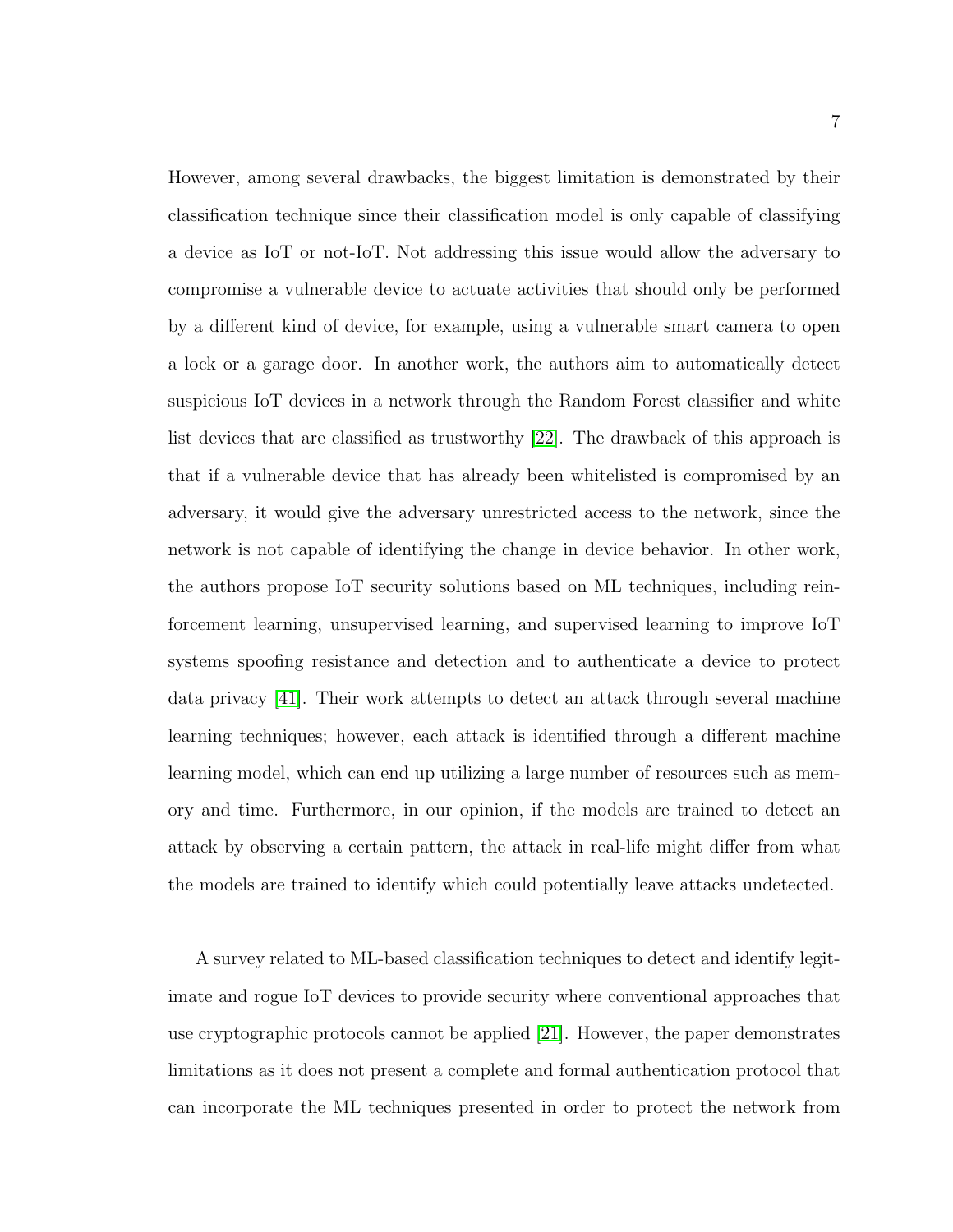However, among several drawbacks, the biggest limitation is demonstrated by their classification technique since their classification model is only capable of classifying a device as IoT or not-IoT. Not addressing this issue would allow the adversary to compromise a vulnerable device to actuate activities that should only be performed by a different kind of device, for example, using a vulnerable smart camera to open a lock or a garage door. In another work, the authors aim to automatically detect suspicious IoT devices in a network through the Random Forest classifier and white list devices that are classified as trustworthy [22]. The drawback of this approach is that if a vulnerable device that has already been whitelisted is compromised by an adversary, it would give the adversary unrestricted access to the network, since the network is not capable of identifying the change in device behavior. In other work, the authors propose IoT security solutions based on ML techniques, including reinforcement learning, unsupervised learning, and supervised learning to improve IoT systems spoofing resistance and detection and to authenticate a device to protect data privacy [41]. Their work attempts to detect an attack through several machine learning techniques; however, each attack is identified through a different machine learning model, which can end up utilizing a large number of resources such as memory and time. Furthermore, in our opinion, if the models are trained to detect an attack by observing a certain pattern, the attack in real-life might differ from what the models are trained to identify which could potentially leave attacks undetected.

A survey related to ML-based classification techniques to detect and identify legitimate and rogue IoT devices to provide security where conventional approaches that use cryptographic protocols cannot be applied [21]. However, the paper demonstrates limitations as it does not present a complete and formal authentication protocol that can incorporate the ML techniques presented in order to protect the network from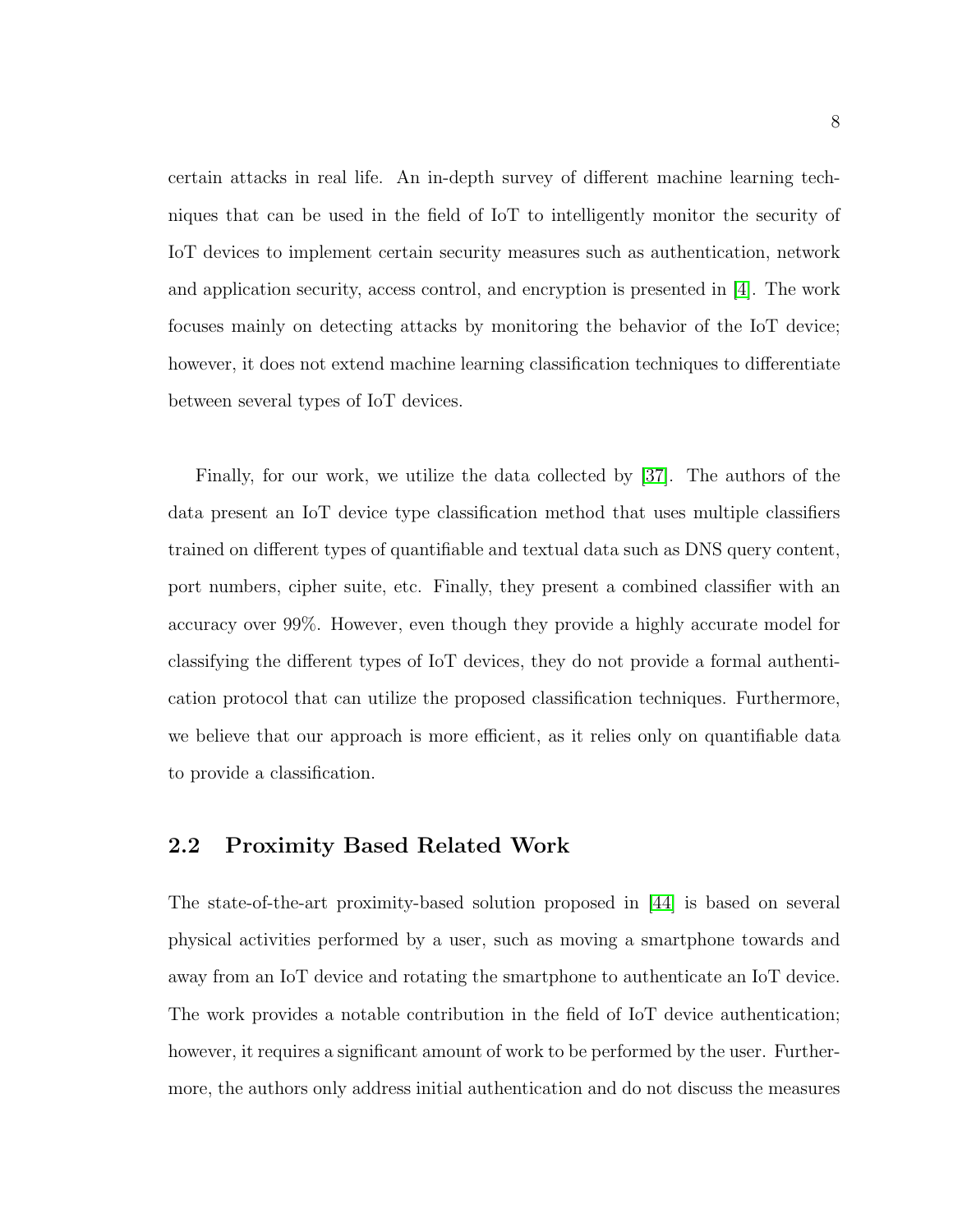certain attacks in real life. An in-depth survey of different machine learning techniques that can be used in the field of IoT to intelligently monitor the security of IoT devices to implement certain security measures such as authentication, network and application security, access control, and encryption is presented in [4]. The work focuses mainly on detecting attacks by monitoring the behavior of the IoT device; however, it does not extend machine learning classification techniques to differentiate between several types of IoT devices.

Finally, for our work, we utilize the data collected by [37]. The authors of the data present an IoT device type classification method that uses multiple classifiers trained on different types of quantifiable and textual data such as DNS query content, port numbers, cipher suite, etc. Finally, they present a combined classifier with an accuracy over 99%. However, even though they provide a highly accurate model for classifying the different types of IoT devices, they do not provide a formal authentication protocol that can utilize the proposed classification techniques. Furthermore, we believe that our approach is more efficient, as it relies only on quantifiable data to provide a classification.

## 2.2 Proximity Based Related Work

The state-of-the-art proximity-based solution proposed in [44] is based on several physical activities performed by a user, such as moving a smartphone towards and away from an IoT device and rotating the smartphone to authenticate an IoT device. The work provides a notable contribution in the field of IoT device authentication; however, it requires a significant amount of work to be performed by the user. Furthermore, the authors only address initial authentication and do not discuss the measures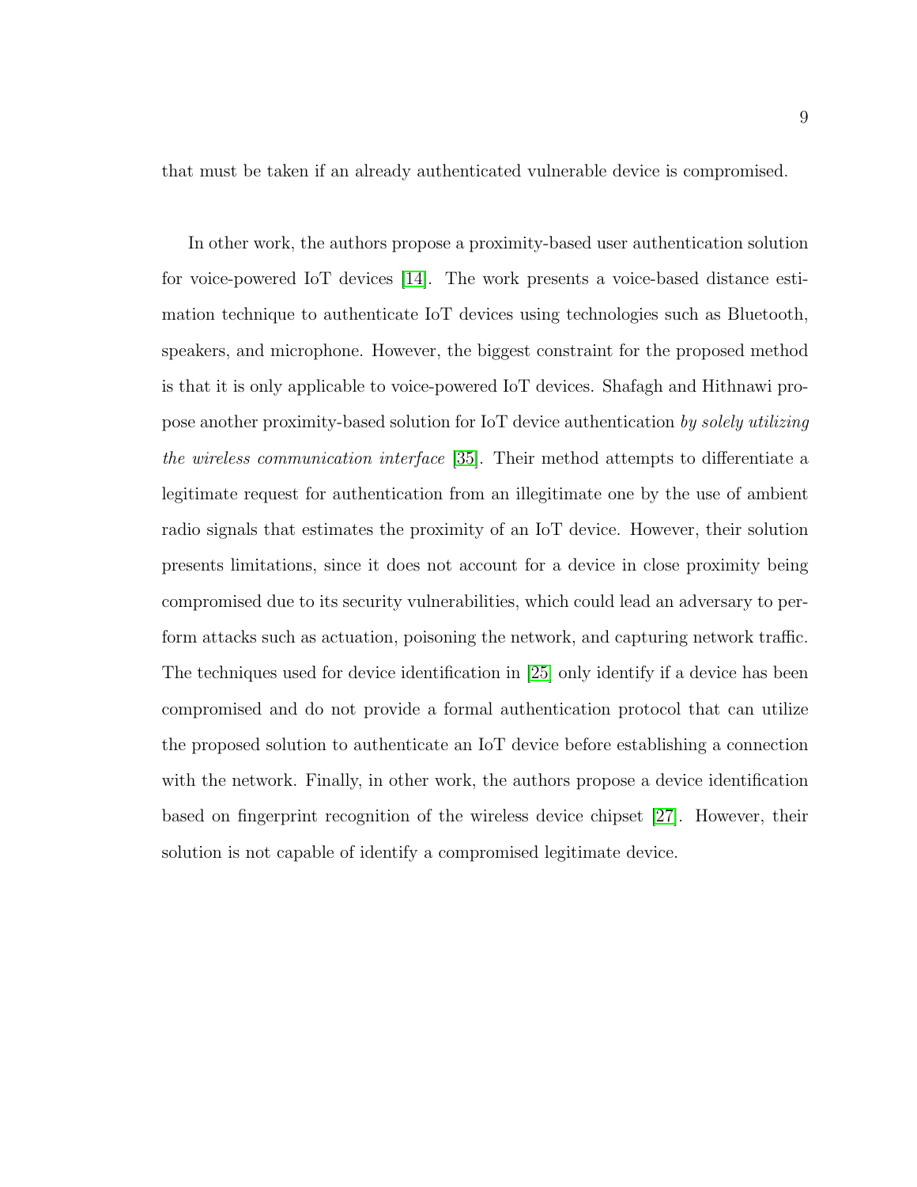that must be taken if an already authenticated vulnerable device is compromised.

In other work, the authors propose a proximity-based user authentication solution for voice-powered IoT devices [14]. The work presents a voice-based distance estimation technique to authenticate IoT devices using technologies such as Bluetooth, speakers, and microphone. However, the biggest constraint for the proposed method is that it is only applicable to voice-powered IoT devices. Shafagh and Hithnawi propose another proximity-based solution for IoT device authentication *by solely utilizing the wireless communication interface* [35]. Their method attempts to differentiate a legitimate request for authentication from an illegitimate one by the use of ambient radio signals that estimates the proximity of an IoT device. However, their solution presents limitations, since it does not account for a device in close proximity being compromised due to its security vulnerabilities, which could lead an adversary to perform attacks such as actuation, poisoning the network, and capturing network traffic. The techniques used for device identification in [25] only identify if a device has been compromised and do not provide a formal authentication protocol that can utilize the proposed solution to authenticate an IoT device before establishing a connection with the network. Finally, in other work, the authors propose a device identification based on fingerprint recognition of the wireless device chipset [27]. However, their solution is not capable of identify a compromised legitimate device.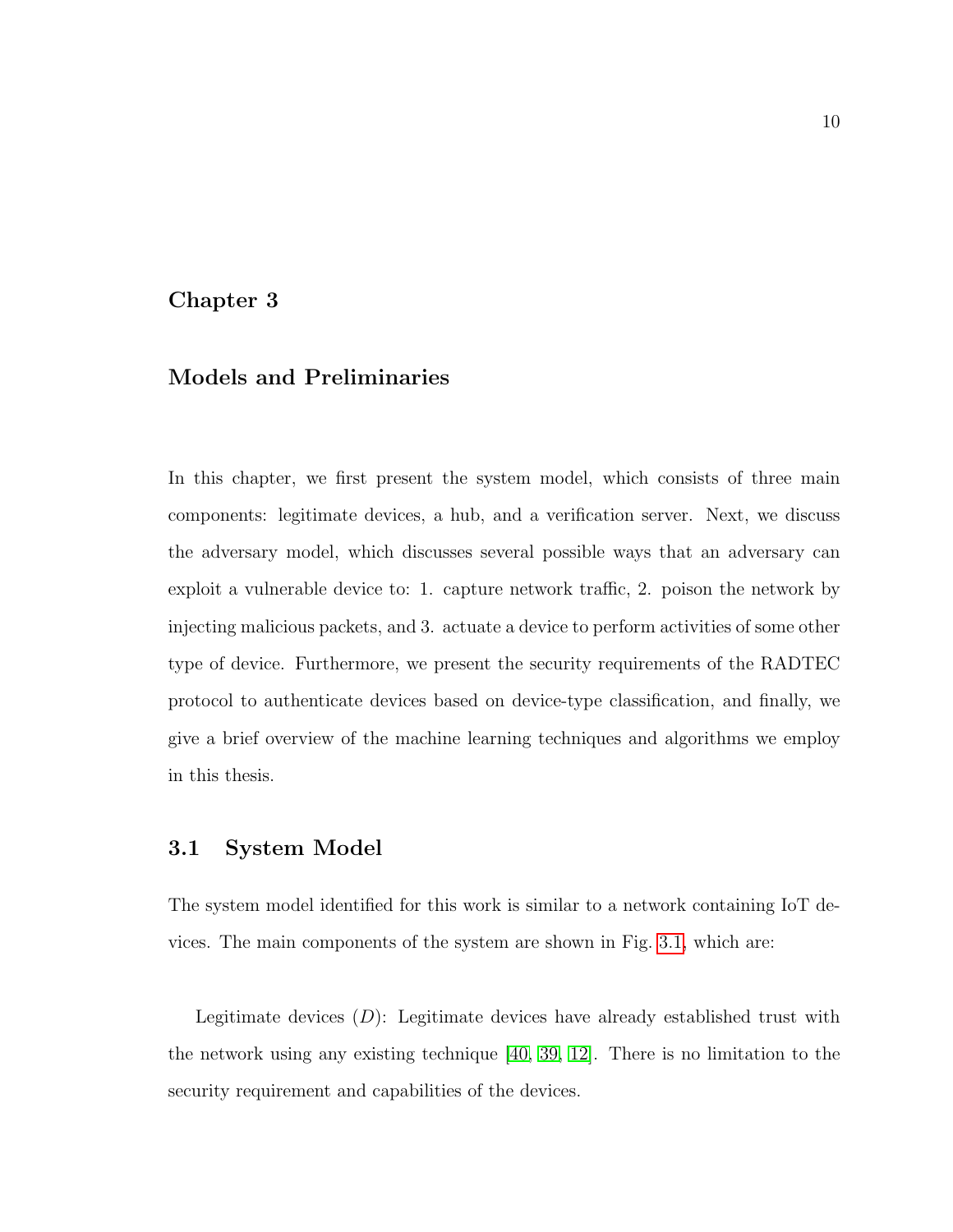# Chapter 3

# Models and Preliminaries

In this chapter, we first present the system model, which consists of three main components: legitimate devices, a hub, and a verification server. Next, we discuss the adversary model, which discusses several possible ways that an adversary can exploit a vulnerable device to: 1. capture network traffic, 2. poison the network by injecting malicious packets, and 3. actuate a device to perform activities of some other type of device. Furthermore, we present the security requirements of the RADTEC protocol to authenticate devices based on device-type classification, and finally, we give a brief overview of the machine learning techniques and algorithms we employ in this thesis.

## 3.1 System Model

The system model identified for this work is similar to a network containing IoT devices. The main components of the system are shown in Fig. 3.1, which are:

Legitimate devices ($D$): Legitimate devices have already established trust with the network using any existing technique [40, 39, 12]. There is no limitation to the security requirement and capabilities of the devices.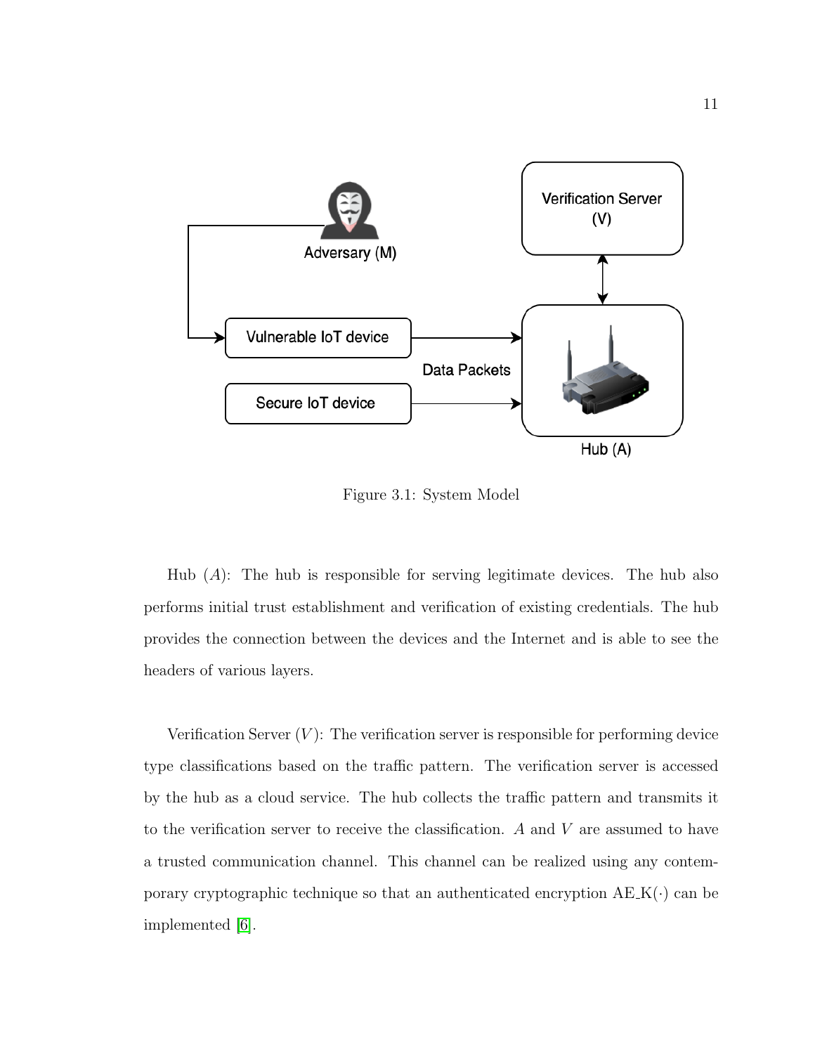Figure 3.1: System Model

Hub ($A$): The hub is responsible for serving legitimate devices. The hub also performs initial trust establishment and verification of existing credentials. The hub provides the connection between the devices and the Internet and is able to see the headers of various layers.

Verification Server ($V$): The verification server is responsible for performing device type classifications based on the traffic pattern. The verification server is accessed by the hub as a cloud service. The hub collects the traffic pattern and transmits it to the verification server to receive the classification. $A$ and $V$ are assumed to have a trusted communication channel. This channel can be realized using any contemporary cryptographic technique so that an authenticated encryption $AE\_K(\cdot)$ can be implemented [6].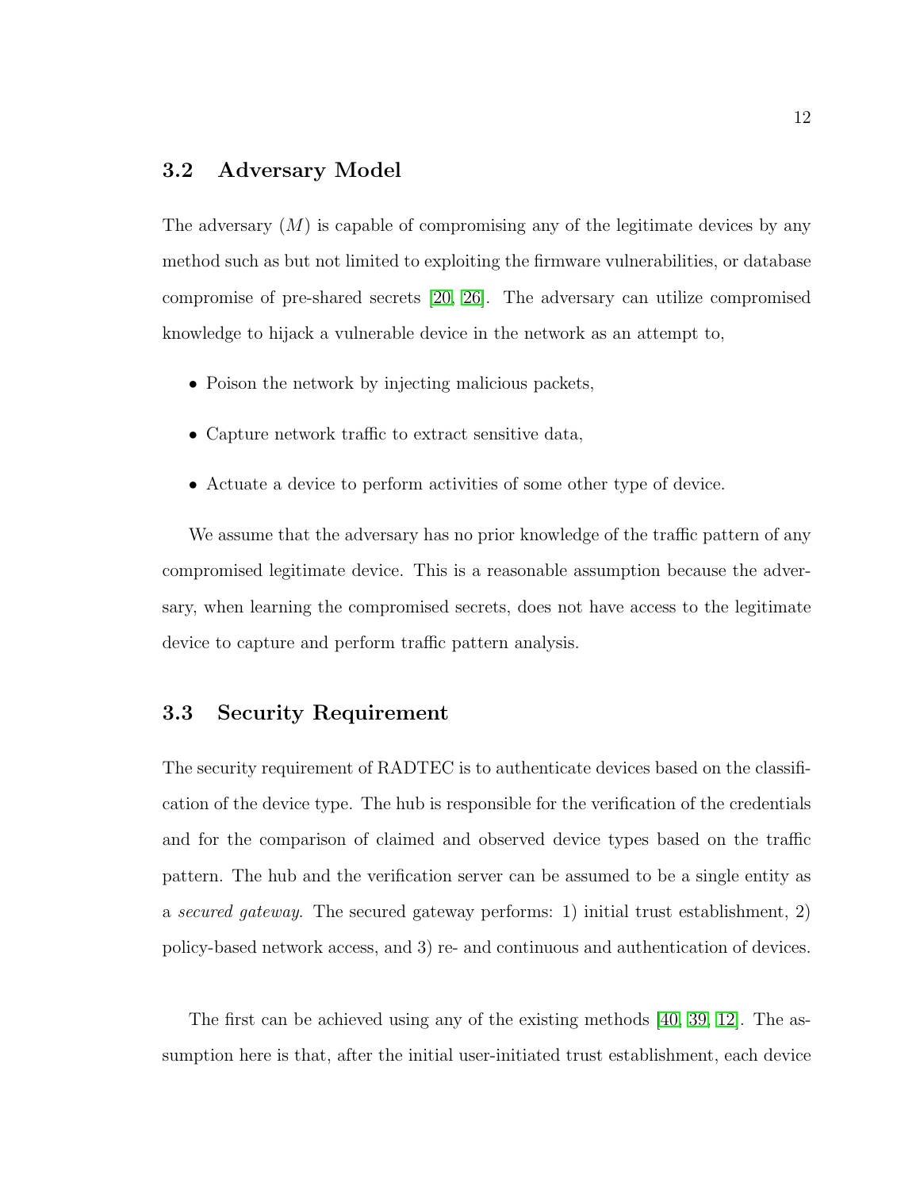## 3.2 Adversary Model

The adversary ($M$) is capable of compromising any of the legitimate devices by any method such as but not limited to exploiting the firmware vulnerabilities, or database compromise of pre-shared secrets [20, 26]. The adversary can utilize compromised knowledge to hijack a vulnerable device in the network as an attempt to,

- Poison the network by injecting malicious packets,
- Capture network traffic to extract sensitive data,
- Actuate a device to perform activities of some other type of device.

We assume that the adversary has no prior knowledge of the traffic pattern of any compromised legitimate device. This is a reasonable assumption because the adversary, when learning the compromised secrets, does not have access to the legitimate device to capture and perform traffic pattern analysis.

## 3.3 Security Requirement

The security requirement of RADTEC is to authenticate devices based on the classification of the device type. The hub is responsible for the verification of the credentials and for the comparison of claimed and observed device types based on the traffic pattern. The hub and the verification server can be assumed to be a single entity as a *secured gateway*. The secured gateway performs: 1) initial trust establishment, 2) policy-based network access, and 3) re- and continuous and authentication of devices.

The first can be achieved using any of the existing methods [40, 39, 12]. The assumption here is that, after the initial user-initiated trust establishment, each device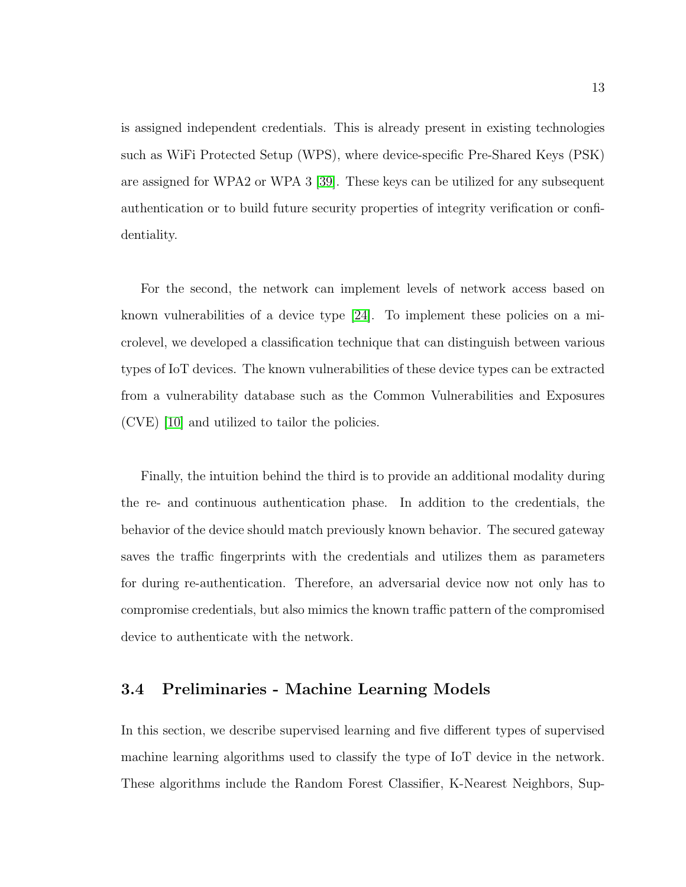is assigned independent credentials. This is already present in existing technologies such as WiFi Protected Setup (WPS), where device-specific Pre-Shared Keys (PSK) are assigned for WPA2 or WPA 3 [39]. These keys can be utilized for any subsequent authentication or to build future security properties of integrity verification or confidentiality.

For the second, the network can implement levels of network access based on known vulnerabilities of a device type [24]. To implement these policies on a microlevel, we developed a classification technique that can distinguish between various types of IoT devices. The known vulnerabilities of these device types can be extracted from a vulnerability database such as the Common Vulnerabilities and Exposures (CVE) [10] and utilized to tailor the policies.

Finally, the intuition behind the third is to provide an additional modality during the re- and continuous authentication phase. In addition to the credentials, the behavior of the device should match previously known behavior. The secured gateway saves the traffic fingerprints with the credentials and utilizes them as parameters for during re-authentication. Therefore, an adversarial device now not only has to compromise credentials, but also mimics the known traffic pattern of the compromised device to authenticate with the network.

## 3.4 Preliminaries - Machine Learning Models

In this section, we describe supervised learning and five different types of supervised machine learning algorithms used to classify the type of IoT device in the network. These algorithms include the Random Forest Classifier, K-Nearest Neighbors, Sup-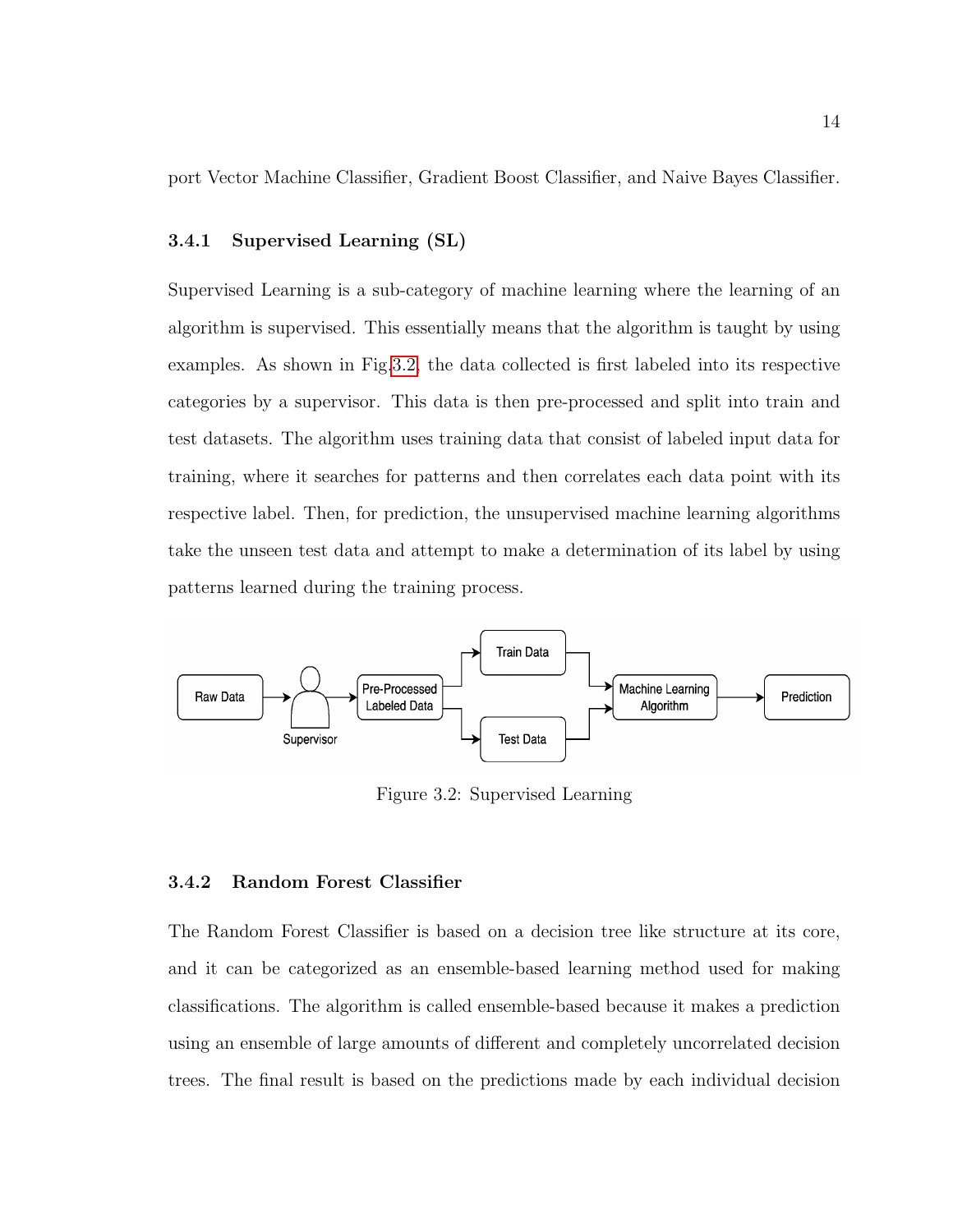port Vector Machine Classifier, Gradient Boost Classifier, and Naive Bayes Classifier.

### 3.4.1 Supervised Learning (SL)

Supervised Learning is a sub-category of machine learning where the learning of an algorithm is supervised. This essentially means that the algorithm is taught by using examples. As shown in Fig.3.2, the data collected is first labeled into its respective categories by a supervisor. This data is then pre-processed and split into train and test datasets. The algorithm uses training data that consist of labeled input data for training, where it searches for patterns and then correlates each data point with its respective label. Then, for prediction, the unsupervised machine learning algorithms take the unseen test data and attempt to make a determination of its label by using patterns learned during the training process.

Figure 3.2: Supervised Learning

### 3.4.2 Random Forest Classifier

The Random Forest Classifier is based on a decision tree like structure at its core, and it can be categorized as an ensemble-based learning method used for making classifications. The algorithm is called ensemble-based because it makes a prediction using an ensemble of large amounts of different and completely uncorrelated decision trees. The final result is based on the predictions made by each individual decision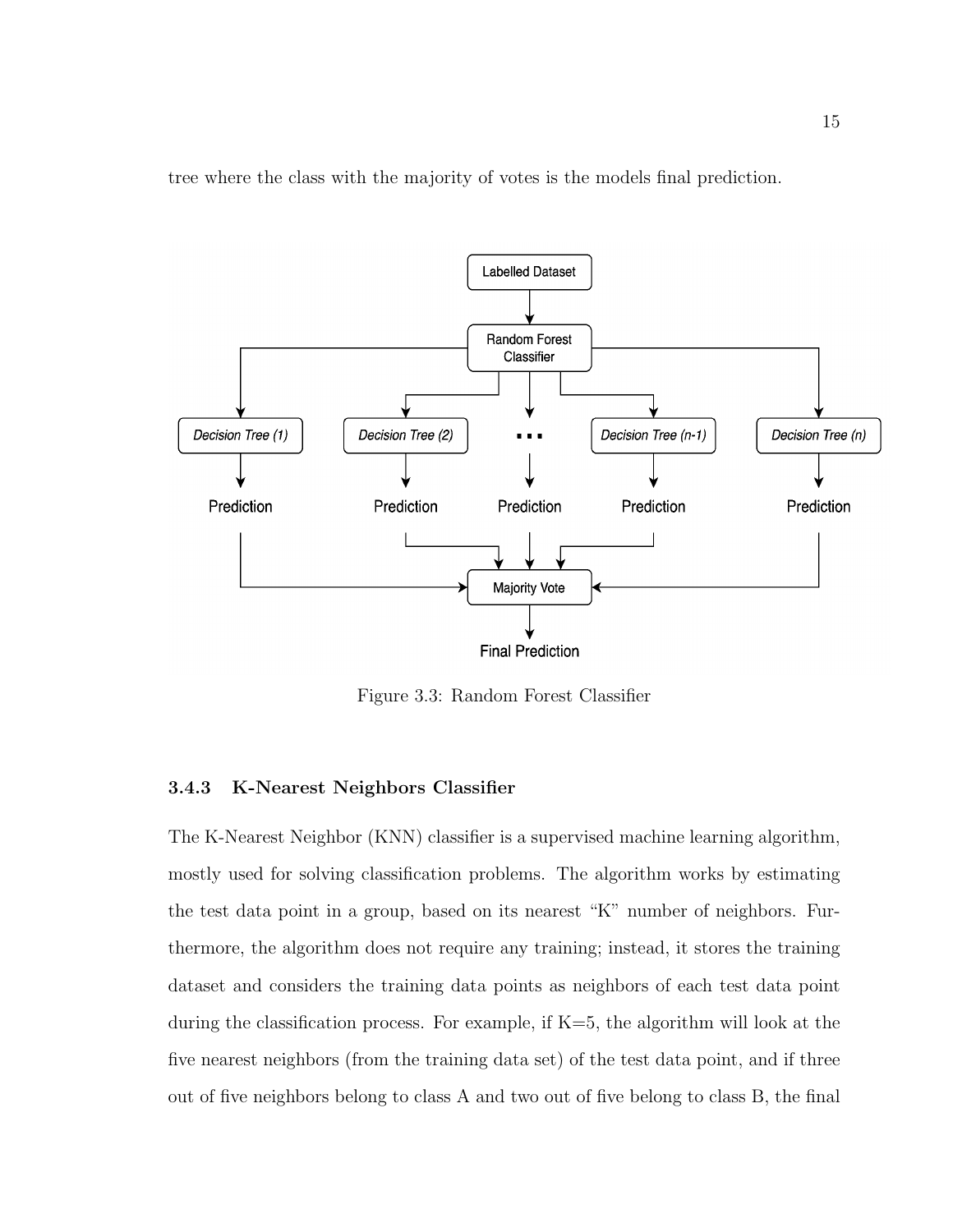tree where the class with the majority of votes is the models final prediction.

Figure 3.3: Random Forest Classifier

### 3.4.3 K-Nearest Neighbors Classifier

The K-Nearest Neighbor (KNN) classifier is a supervised machine learning algorithm, mostly used for solving classification problems. The algorithm works by estimating the test data point in a group, based on its nearest "K" number of neighbors. Furthermore, the algorithm does not require any training; instead, it stores the training dataset and considers the training data points as neighbors of each test data point during the classification process. For example, if K=5, the algorithm will look at the five nearest neighbors (from the training data set) of the test data point, and if three out of five neighbors belong to class A and two out of five belong to class B, the final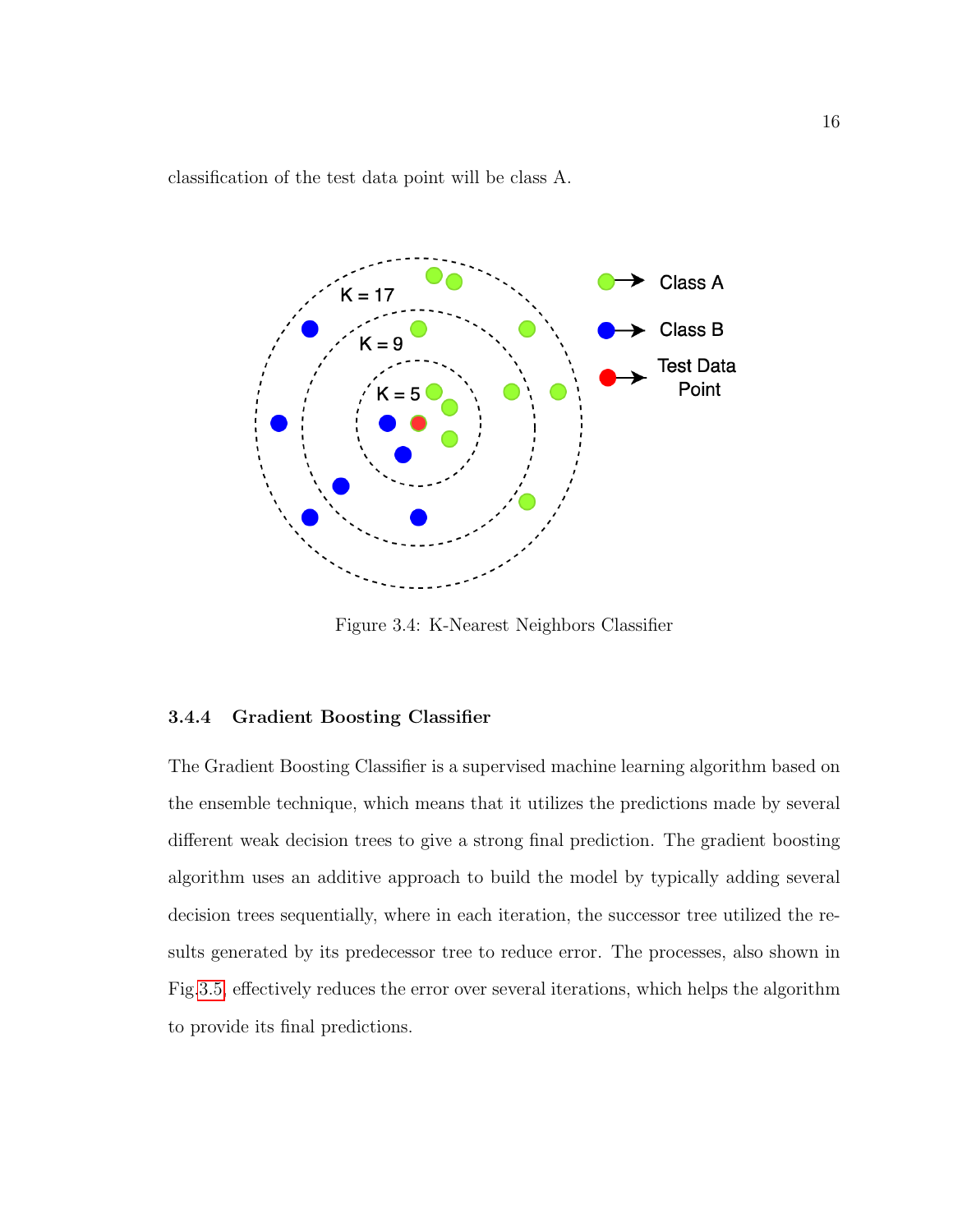classification of the test data point will be class A.

Figure 3.4: K-Nearest Neighbors Classifier

### 3.4.4 Gradient Boosting Classifier

The Gradient Boosting Classifier is a supervised machine learning algorithm based on the ensemble technique, which means that it utilizes the predictions made by several different weak decision trees to give a strong final prediction. The gradient boosting algorithm uses an additive approach to build the model by typically adding several decision trees sequentially, where in each iteration, the successor tree utilized the results generated by its predecessor tree to reduce error. The processes, also shown in Fig.3.5, effectively reduces the error over several iterations, which helps the algorithm to provide its final predictions.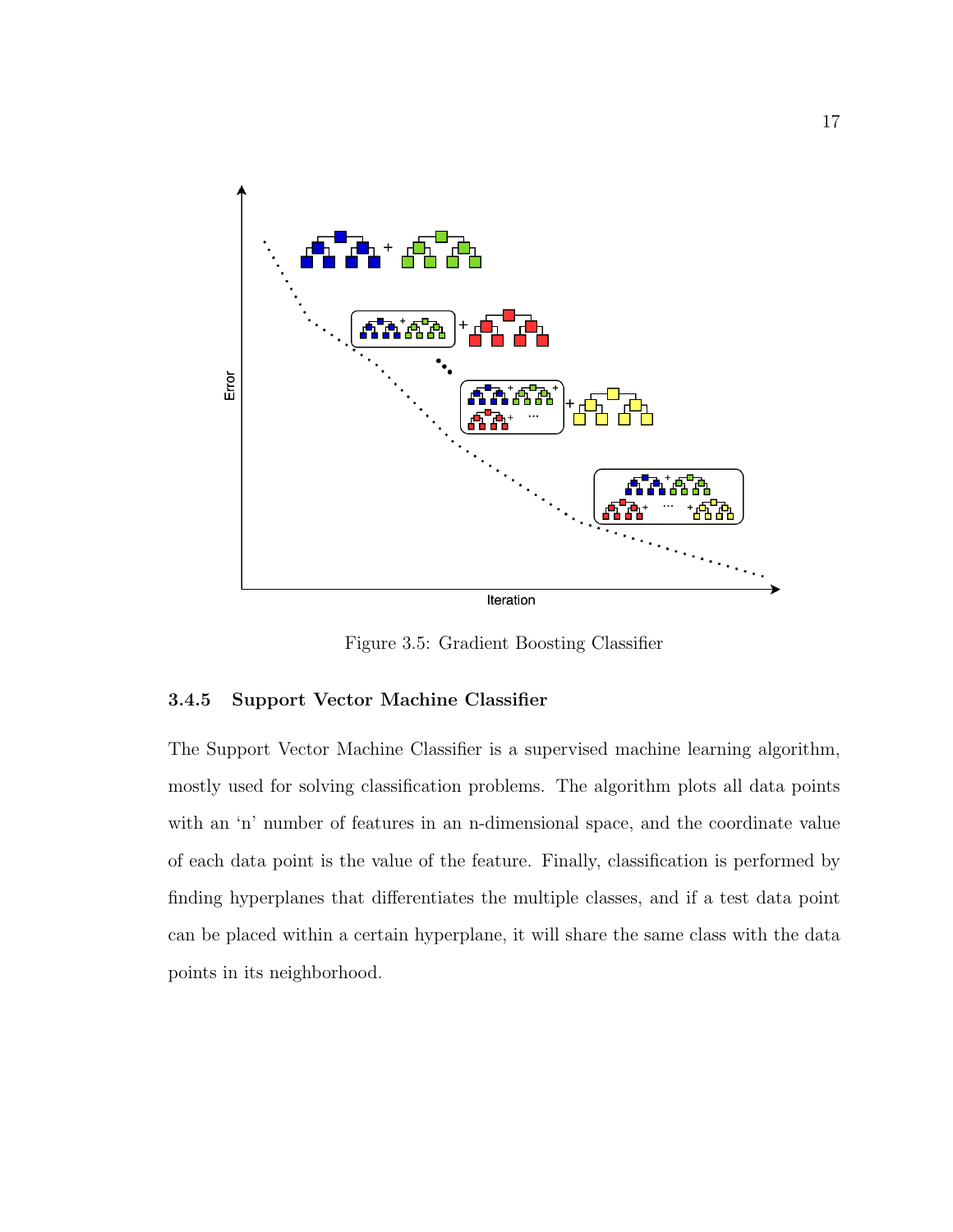Figure 3.5: Gradient Boosting Classifier

### 3.4.5 Support Vector Machine Classifier

The Support Vector Machine Classifier is a supervised machine learning algorithm, mostly used for solving classification problems. The algorithm plots all data points with an 'n' number of features in an n-dimensional space, and the coordinate value of each data point is the value of the feature. Finally, classification is performed by finding hyperplanes that differentiates the multiple classes, and if a test data point can be placed within a certain hyperplane, it will share the same class with the data points in its neighborhood.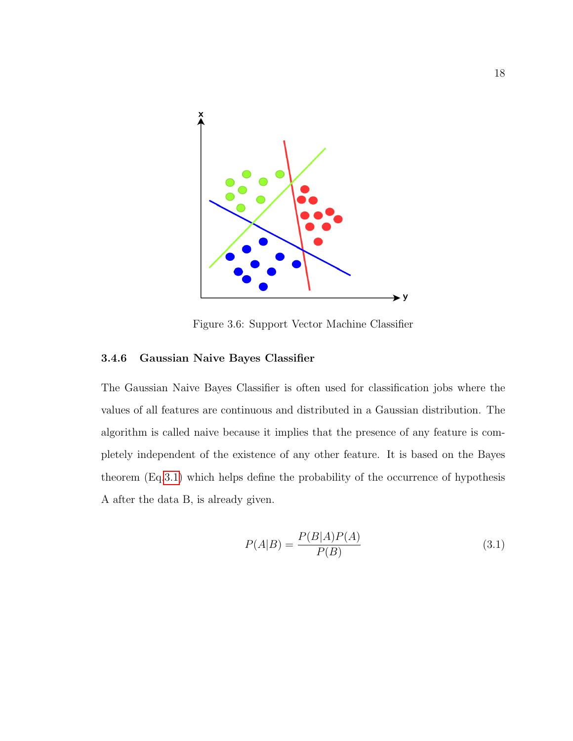Figure 3.6: Support Vector Machine Classifier

### 3.4.6 Gaussian Naive Bayes Classifier

The Gaussian Naive Bayes Classifier is often used for classification jobs where the values of all features are continuous and distributed in a Gaussian distribution. The algorithm is called naive because it implies that the presence of any feature is completely independent of the existence of any other feature. It is based on the Bayes theorem (Eq.3.1) which helps define the probability of the occurrence of hypothesis A after the data B, is already given.

$$P(A|B) = \frac{P(B|A)P(A)}{P(B)} \tag{3.1}$$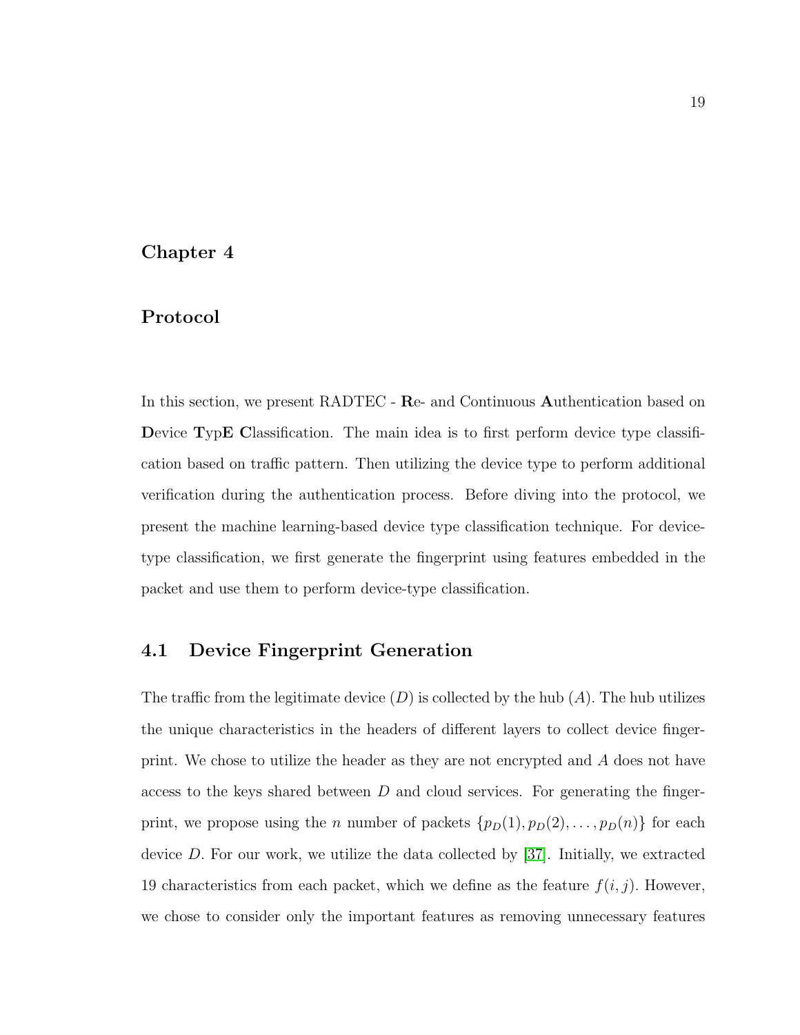# Chapter 4

# Protocol

In this section, we present RADTEC - **R**e- and Continuous **A**uthentication based on **D**evice **T**yp**E** **C**lassification. The main idea is to first perform device type classification based on traffic pattern. Then utilizing the device type to perform additional verification during the authentication process. Before diving into the protocol, we present the machine learning-based device type classification technique. For device-type classification, we first generate the fingerprint using features embedded in the packet and use them to perform device-type classification.

## 4.1 Device Fingerprint Generation

The traffic from the legitimate device ($D$) is collected by the hub ($A$). The hub utilizes the unique characteristics in the headers of different layers to collect device fingerprint. We chose to utilize the header as they are not encrypted and $A$ does not have access to the keys shared between $D$ and cloud services. For generating the fingerprint, we propose using the $n$ number of packets $\{p_D(1), p_D(2), \ldots, p_D(n)\}$ for each device $D$. For our work, we utilize the data collected by [37]. Initially, we extracted 19 characteristics from each packet, which we define as the feature $f(i, j)$. However, we chose to consider only the important features as removing unnecessary features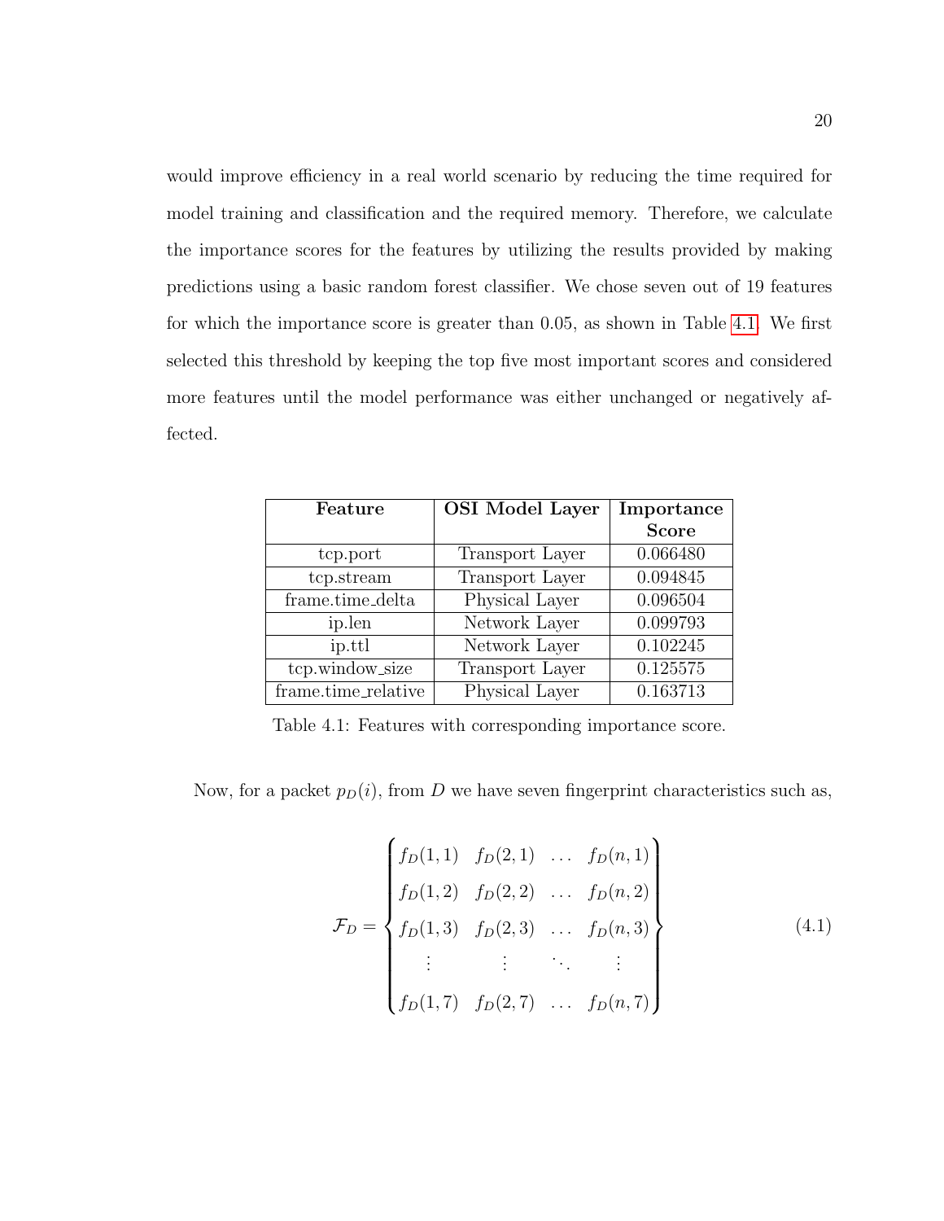would improve efficiency in a real world scenario by reducing the time required for model training and classification and the required memory. Therefore, we calculate the importance scores for the features by utilizing the results provided by making predictions using a basic random forest classifier. We chose seven out of 19 features for which the importance score is greater than 0.05, as shown in Table 4.1. We first selected this threshold by keeping the top five most important scores and considered more features until the model performance was either unchanged or negatively affected.

| **Feature** | **OSI Model Layer** | **Importance Score** |
| --- | --- | --- |
| tcp.port | Transport Layer | 0.066480 |
| tcp.stream | Transport Layer | 0.094845 |
| frame.time_delta | Physical Layer | 0.096504 |
| ip.len | Network Layer | 0.099793 |
| ip.ttl | Network Layer | 0.102245 |
| tcp.window_size | Transport Layer | 0.125575 |
| frame.time_relative | Physical Layer | 0.163713 |

Table 4.1: Features with corresponding importance score.

Now, for a packet $p_D(i)$, from $D$ we have seven fingerprint characteristics such as,

$$\mathcal{F}_D = \begin{Bmatrix} f_D(1,1) & f_D(2,1) & \dots & f_D(n,1) \\ f_D(1,2) & f_D(2,2) & \dots & f_D(n,2) \\ f_D(1,3) & f_D(2,3) & \dots & f_D(n,3) \\ \vdots & \vdots & \ddots & \vdots \\ f_D(1,7) & f_D(2,7) & \dots & f_D(n,7) \end{Bmatrix} \tag{4.1}$$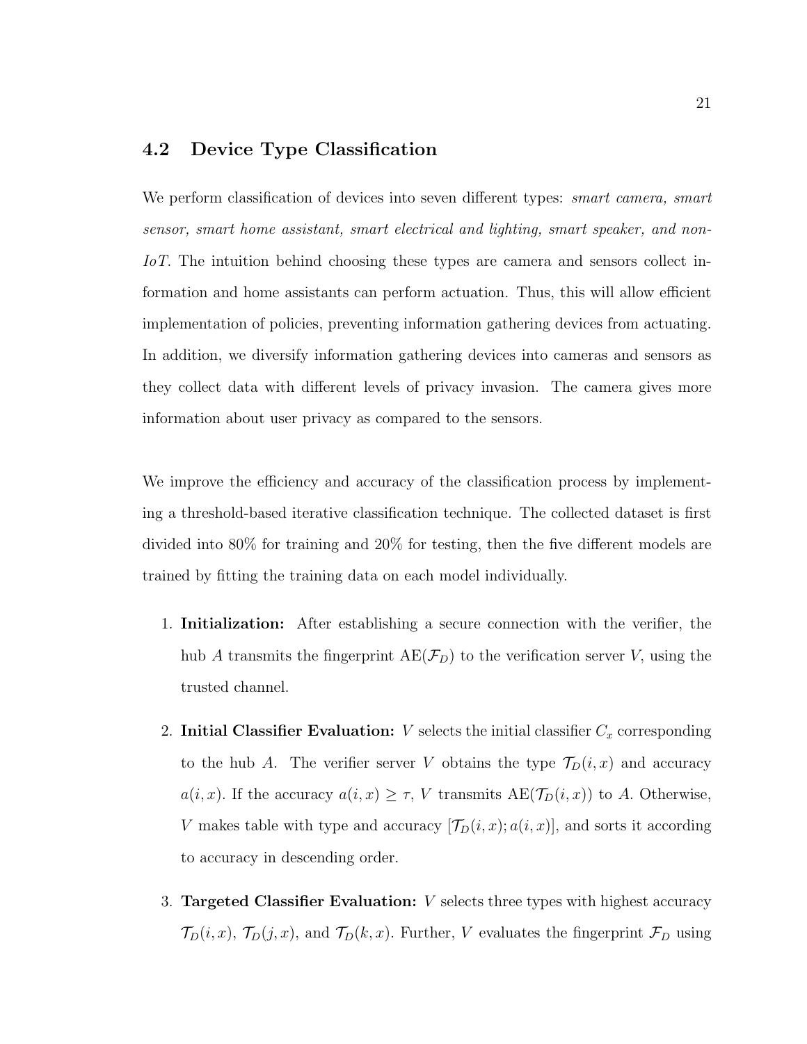## 4.2 Device Type Classification

We perform classification of devices into seven different types: *smart camera, smart sensor, smart home assistant, smart electrical and lighting, smart speaker, and non-IoT*. The intuition behind choosing these types are camera and sensors collect information and home assistants can perform actuation. Thus, this will allow efficient implementation of policies, preventing information gathering devices from actuating. In addition, we diversify information gathering devices into cameras and sensors as they collect data with different levels of privacy invasion. The camera gives more information about user privacy as compared to the sensors.

We improve the efficiency and accuracy of the classification process by implementing a threshold-based iterative classification technique. The collected dataset is first divided into 80% for training and 20% for testing, then the five different models are trained by fitting the training data on each model individually.

1. **Initialization:** After establishing a secure connection with the verifier, the hub $A$ transmits the fingerprint $\text{AE}(\mathcal{F}_D)$ to the verification server $V$, using the trusted channel.

2. **Initial Classifier Evaluation:** $V$ selects the initial classifier $C_x$ corresponding to the hub $A$. The verifier server $V$ obtains the type $\mathcal{T}_D(i, x)$ and accuracy $a(i, x)$. If the accuracy $a(i, x) \geq \tau$, $V$ transmits $\text{AE}(\mathcal{T}_D(i, x))$ to $A$. Otherwise, $V$ makes table with type and accuracy $[\mathcal{T}_D(i, x); a(i, x)]$, and sorts it according to accuracy in descending order.

3. **Targeted Classifier Evaluation:** $V$ selects three types with highest accuracy $\mathcal{T}_D(i, x)$, $\mathcal{T}_D(j, x)$, and $\mathcal{T}_D(k, x)$. Further, $V$ evaluates the fingerprint $\mathcal{F}_D$ using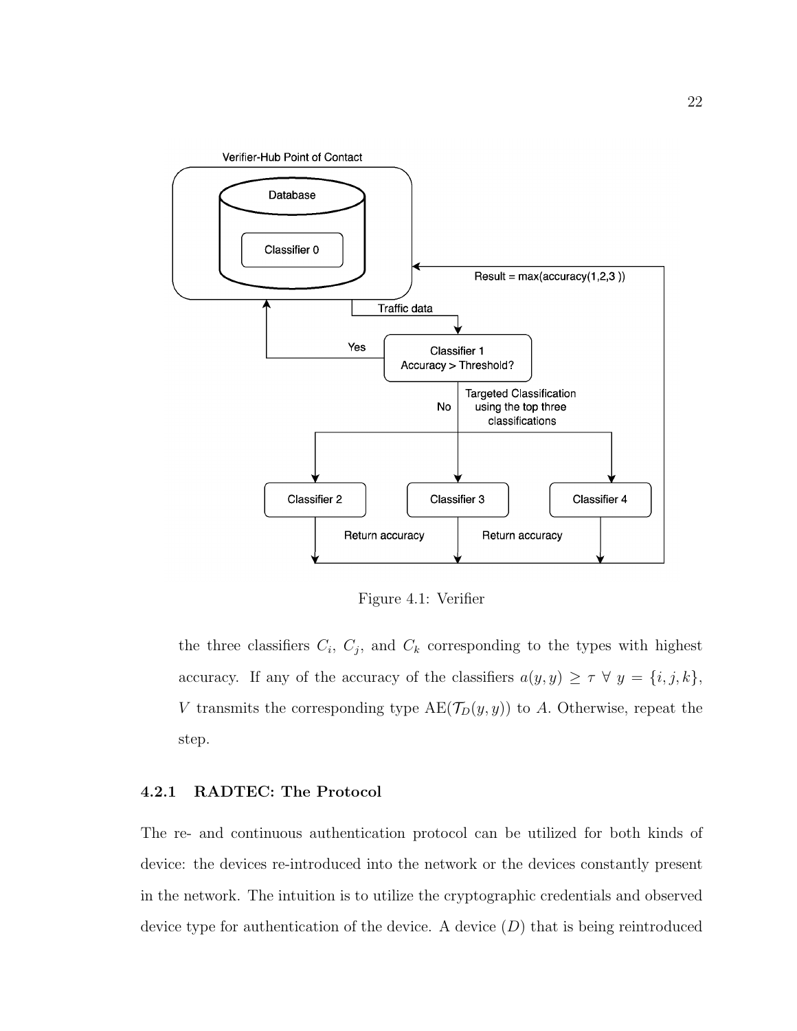Figure 4.1: Verifier

the three classifiers $C_i$, $C_j$, and $C_k$ corresponding to the types with highest accuracy. If any of the accuracy of the classifiers $a(y, y) \geq \tau \; \forall \; y = \{i, j, k\}$, $V$ transmits the corresponding type $\text{AE}(\mathcal{T}_D(y, y))$ to $A$. Otherwise, repeat the step.

### 4.2.1 RADTEC: The Protocol

The re- and continuous authentication protocol can be utilized for both kinds of device: the devices re-introduced into the network or the devices constantly present in the network. The intuition is to utilize the cryptographic credentials and observed device type for authentication of the device. A device ($D$) that is being reintroduced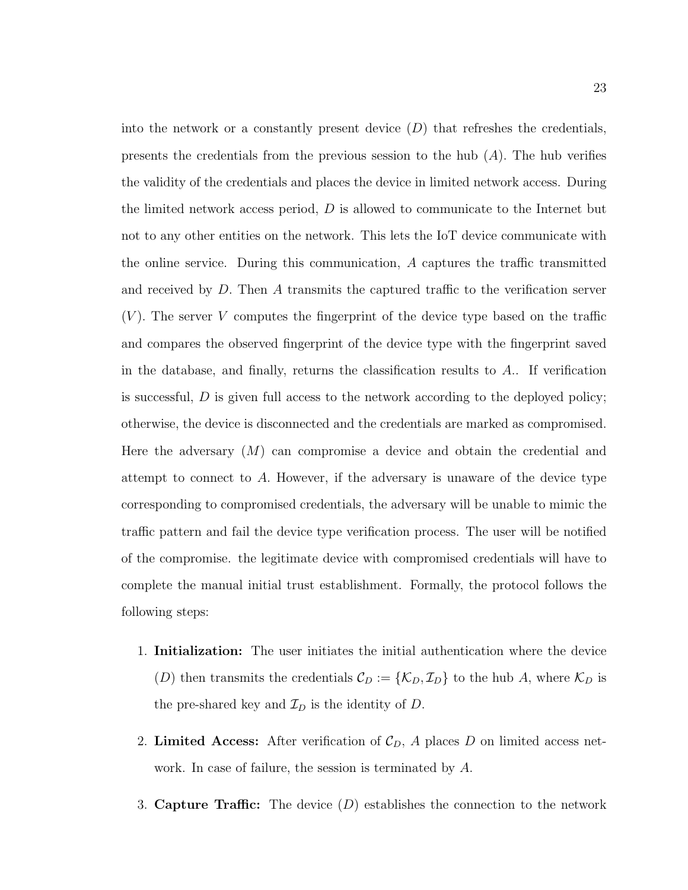into the network or a constantly present device ($D$) that refreshes the credentials, presents the credentials from the previous session to the hub ($A$). The hub verifies the validity of the credentials and places the device in limited network access. During the limited network access period, $D$ is allowed to communicate to the Internet but not to any other entities on the network. This lets the IoT device communicate with the online service. During this communication, $A$ captures the traffic transmitted and received by $D$. Then $A$ transmits the captured traffic to the verification server ($V$). The server $V$ computes the fingerprint of the device type based on the traffic and compares the observed fingerprint of the device type with the fingerprint saved in the database, and finally, returns the classification results to $A$.. If verification is successful, $D$ is given full access to the network according to the deployed policy; otherwise, the device is disconnected and the credentials are marked as compromised. Here the adversary ($M$) can compromise a device and obtain the credential and attempt to connect to $A$. However, if the adversary is unaware of the device type corresponding to compromised credentials, the adversary will be unable to mimic the traffic pattern and fail the device type verification process. The user will be notified of the compromise. the legitimate device with compromised credentials will have to complete the manual initial trust establishment. Formally, the protocol follows the following steps:

1. **Initialization:** The user initiates the initial authentication where the device ($D$) then transmits the credentials $\mathcal{C}_D := \{\mathcal{K}_D, \mathcal{I}_D\}$ to the hub $A$, where $\mathcal{K}_D$ is the pre-shared key and $\mathcal{I}_D$ is the identity of $D$.

2. **Limited Access:** After verification of $\mathcal{C}_D$, $A$ places $D$ on limited access network. In case of failure, the session is terminated by $A$.

3. **Capture Traffic:** The device ($D$) establishes the connection to the network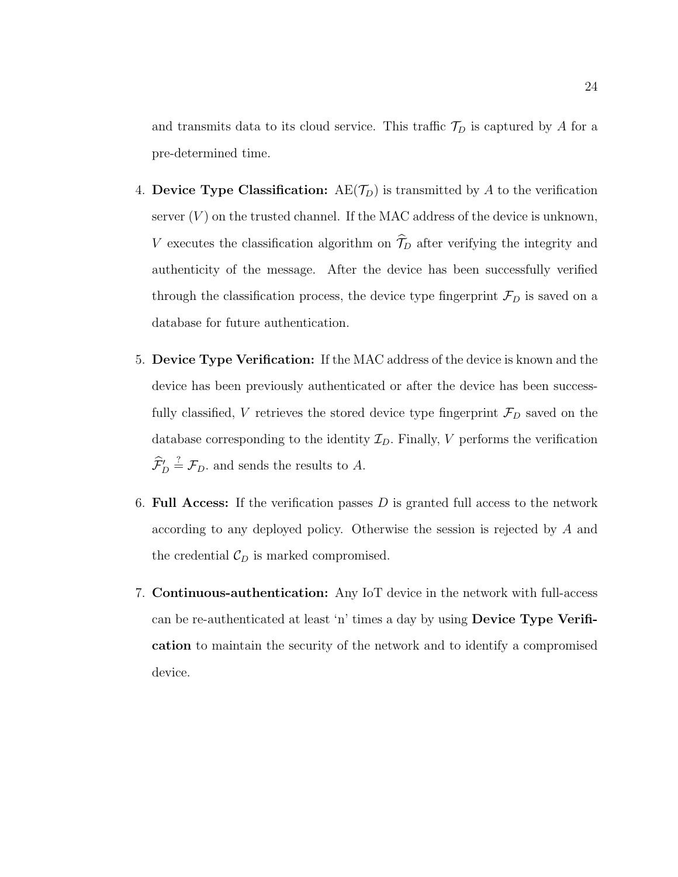and transmits data to its cloud service. This traffic $\mathcal{T}_D$ is captured by $A$ for a pre-determined time.

4. **Device Type Classification:** AE($\mathcal{T}_D$) is transmitted by $A$ to the verification server ($V$) on the trusted channel. If the MAC address of the device is unknown, $V$ executes the classification algorithm on $\widehat{\mathcal{T}}_D$ after verifying the integrity and authenticity of the message. After the device has been successfully verified through the classification process, the device type fingerprint $\mathcal{F}_D$ is saved on a database for future authentication.

5. **Device Type Verification:** If the MAC address of the device is known and the device has been previously authenticated or after the device has been successfully classified, $V$ retrieves the stored device type fingerprint $\mathcal{F}_D$ saved on the database corresponding to the identity $\mathcal{I}_D$. Finally, $V$ performs the verification $\widehat{\mathcal{F}}'_D \stackrel{?}{=} \mathcal{F}_D$. and sends the results to $A$.

6. **Full Access:** If the verification passes $D$ is granted full access to the network according to any deployed policy. Otherwise the session is rejected by $A$ and the credential $\mathcal{C}_D$ is marked compromised.

7. **Continuous-authentication:** Any IoT device in the network with full-access can be re-authenticated at least 'n' times a day by using **Device Type Verification** to maintain the security of the network and to identify a compromised device.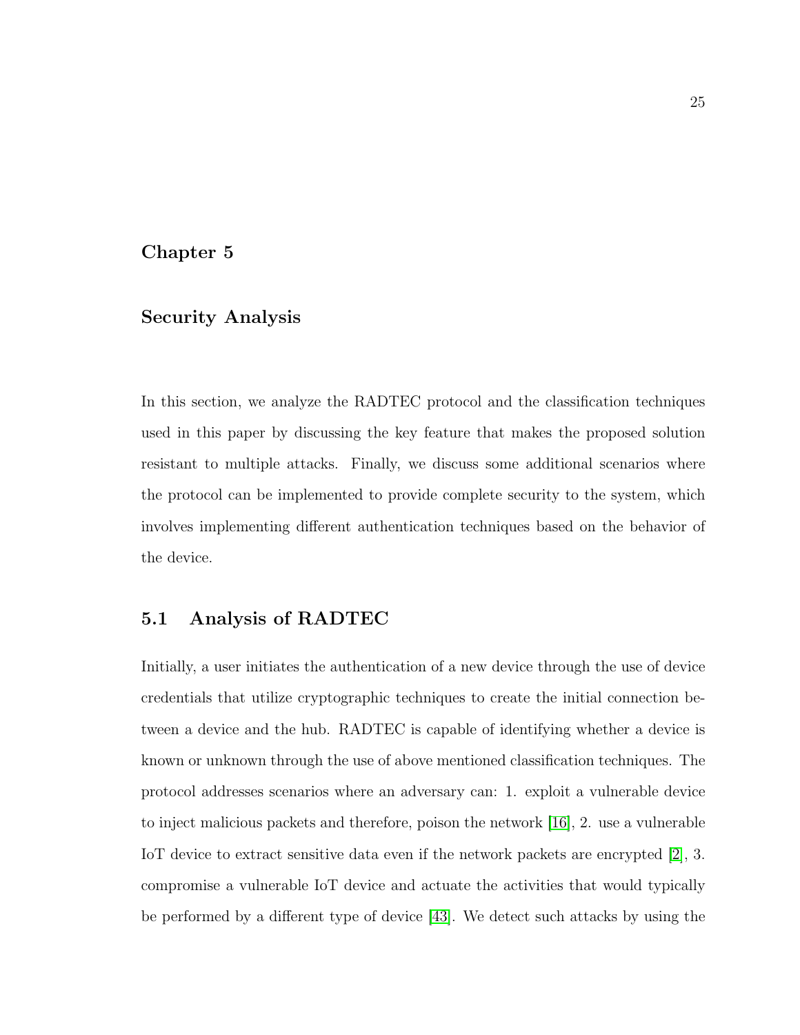# Chapter 5

# Security Analysis

In this section, we analyze the RADTEC protocol and the classification techniques used in this paper by discussing the key feature that makes the proposed solution resistant to multiple attacks. Finally, we discuss some additional scenarios where the protocol can be implemented to provide complete security to the system, which involves implementing different authentication techniques based on the behavior of the device.

## 5.1 Analysis of RADTEC

Initially, a user initiates the authentication of a new device through the use of device credentials that utilize cryptographic techniques to create the initial connection between a device and the hub. RADTEC is capable of identifying whether a device is known or unknown through the use of above mentioned classification techniques. The protocol addresses scenarios where an adversary can: 1. exploit a vulnerable device to inject malicious packets and therefore, poison the network [16], 2. use a vulnerable IoT device to extract sensitive data even if the network packets are encrypted [2], 3. compromise a vulnerable IoT device and actuate the activities that would typically be performed by a different type of device [43]. We detect such attacks by using the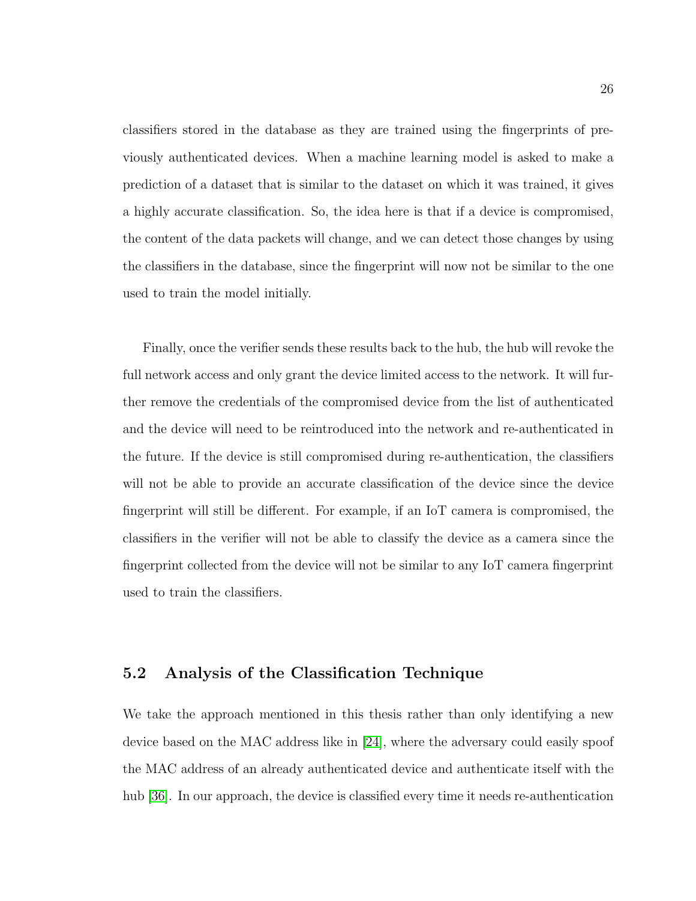classifiers stored in the database as they are trained using the fingerprints of previously authenticated devices. When a machine learning model is asked to make a prediction of a dataset that is similar to the dataset on which it was trained, it gives a highly accurate classification. So, the idea here is that if a device is compromised, the content of the data packets will change, and we can detect those changes by using the classifiers in the database, since the fingerprint will now not be similar to the one used to train the model initially.

Finally, once the verifier sends these results back to the hub, the hub will revoke the full network access and only grant the device limited access to the network. It will further remove the credentials of the compromised device from the list of authenticated and the device will need to be reintroduced into the network and re-authenticated in the future. If the device is still compromised during re-authentication, the classifiers will not be able to provide an accurate classification of the device since the device fingerprint will still be different. For example, if an IoT camera is compromised, the classifiers in the verifier will not be able to classify the device as a camera since the fingerprint collected from the device will not be similar to any IoT camera fingerprint used to train the classifiers.

## 5.2 Analysis of the Classification Technique

We take the approach mentioned in this thesis rather than only identifying a new device based on the MAC address like in [24], where the adversary could easily spoof the MAC address of an already authenticated device and authenticate itself with the hub [36]. In our approach, the device is classified every time it needs re-authentication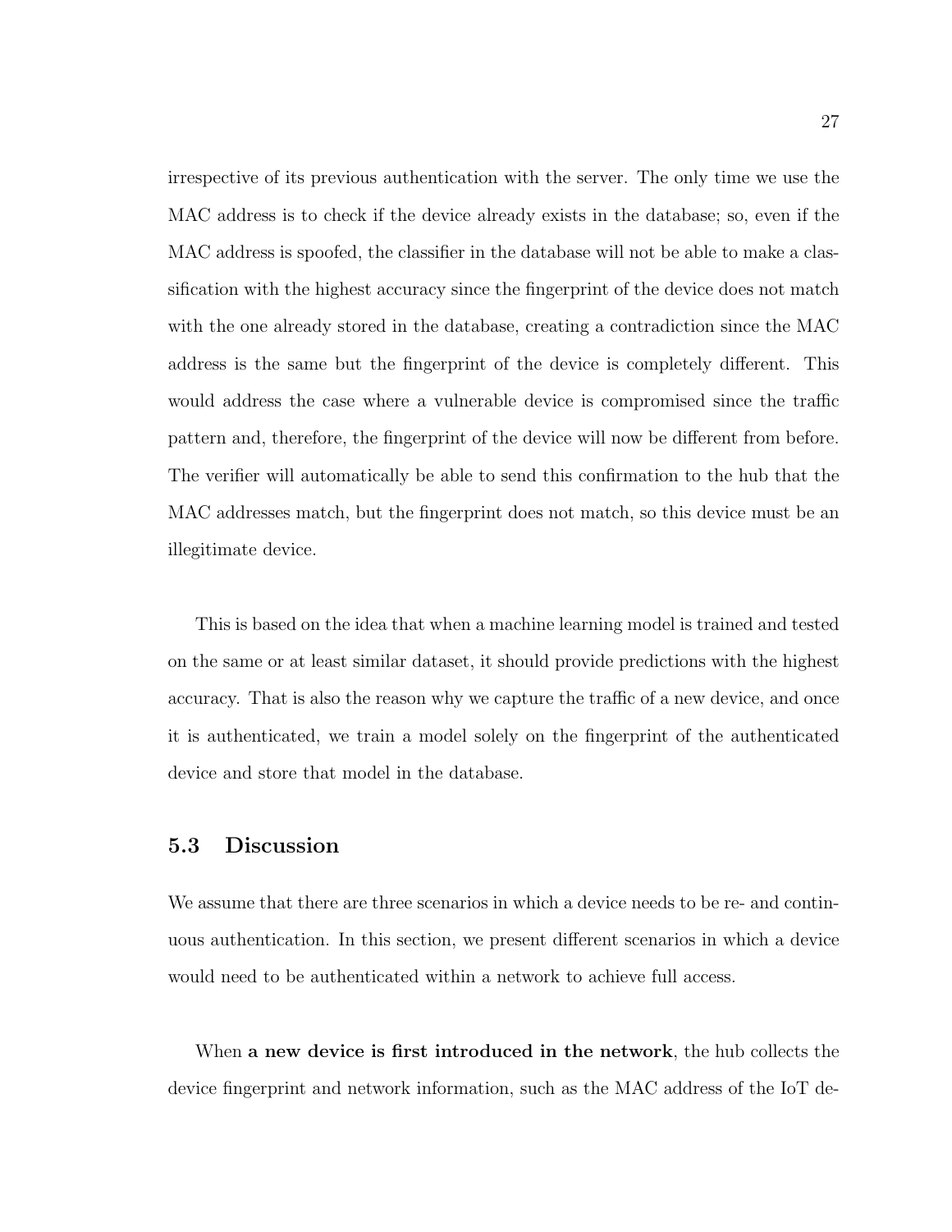irrespective of its previous authentication with the server. The only time we use the MAC address is to check if the device already exists in the database; so, even if the MAC address is spoofed, the classifier in the database will not be able to make a classification with the highest accuracy since the fingerprint of the device does not match with the one already stored in the database, creating a contradiction since the MAC address is the same but the fingerprint of the device is completely different. This would address the case where a vulnerable device is compromised since the traffic pattern and, therefore, the fingerprint of the device will now be different from before. The verifier will automatically be able to send this confirmation to the hub that the MAC addresses match, but the fingerprint does not match, so this device must be an illegitimate device.

This is based on the idea that when a machine learning model is trained and tested on the same or at least similar dataset, it should provide predictions with the highest accuracy. That is also the reason why we capture the traffic of a new device, and once it is authenticated, we train a model solely on the fingerprint of the authenticated device and store that model in the database.

## 5.3 Discussion

We assume that there are three scenarios in which a device needs to be re- and continuous authentication. In this section, we present different scenarios in which a device would need to be authenticated within a network to achieve full access.

When **a new device is first introduced in the network**, the hub collects the device fingerprint and network information, such as the MAC address of the IoT de-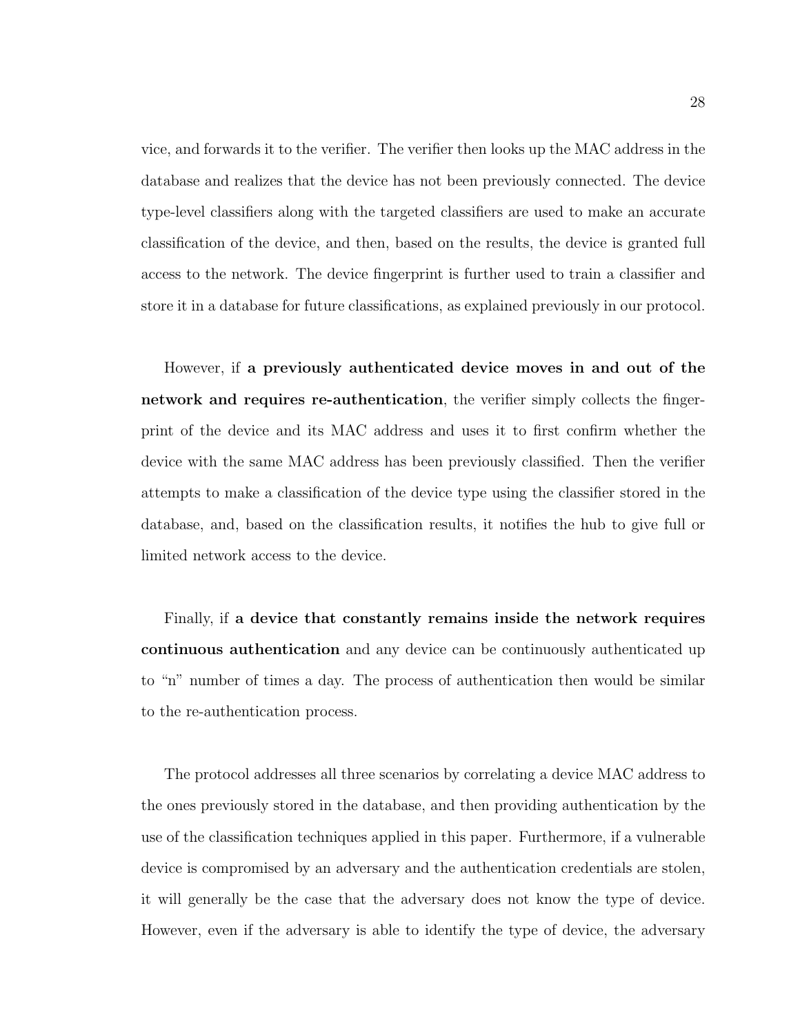vice, and forwards it to the verifier. The verifier then looks up the MAC address in the database and realizes that the device has not been previously connected. The device type-level classifiers along with the targeted classifiers are used to make an accurate classification of the device, and then, based on the results, the device is granted full access to the network. The device fingerprint is further used to train a classifier and store it in a database for future classifications, as explained previously in our protocol.

However, if **a previously authenticated device moves in and out of the network and requires re-authentication**, the verifier simply collects the fingerprint of the device and its MAC address and uses it to first confirm whether the device with the same MAC address has been previously classified. Then the verifier attempts to make a classification of the device type using the classifier stored in the database, and, based on the classification results, it notifies the hub to give full or limited network access to the device.

Finally, if **a device that constantly remains inside the network requires continuous authentication** and any device can be continuously authenticated up to "n" number of times a day. The process of authentication then would be similar to the re-authentication process.

The protocol addresses all three scenarios by correlating a device MAC address to the ones previously stored in the database, and then providing authentication by the use of the classification techniques applied in this paper. Furthermore, if a vulnerable device is compromised by an adversary and the authentication credentials are stolen, it will generally be the case that the adversary does not know the type of device. However, even if the adversary is able to identify the type of device, the adversary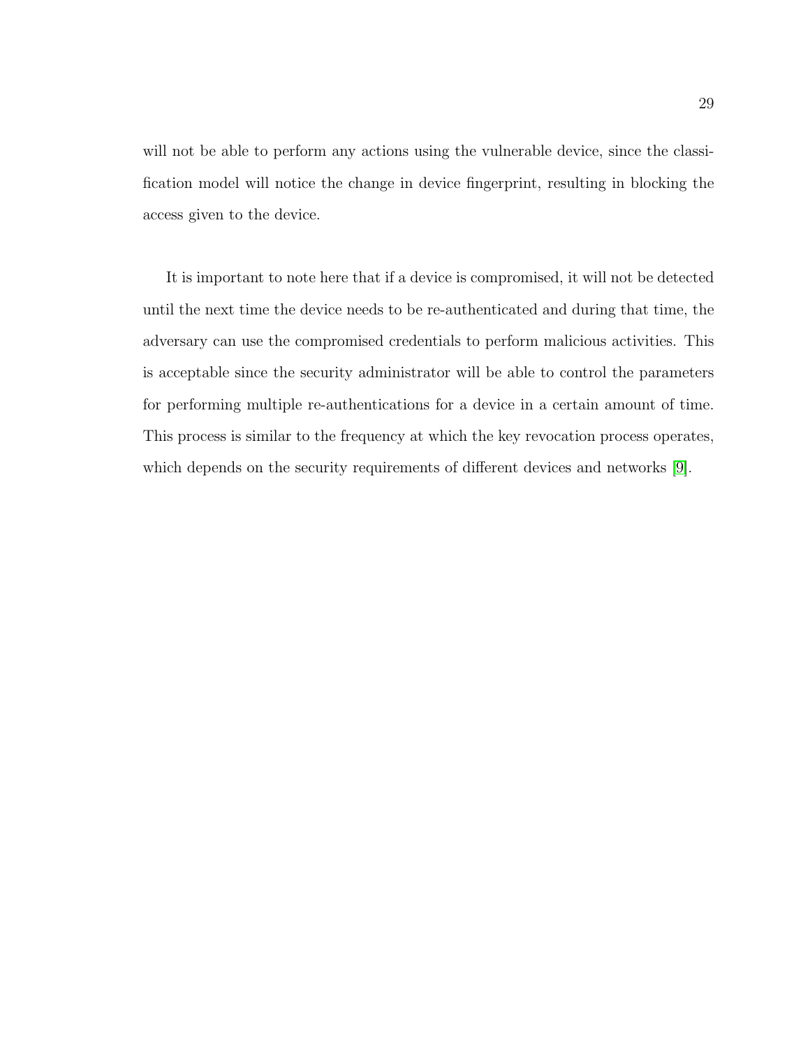will not be able to perform any actions using the vulnerable device, since the classification model will notice the change in device fingerprint, resulting in blocking the access given to the device.

It is important to note here that if a device is compromised, it will not be detected until the next time the device needs to be re-authenticated and during that time, the adversary can use the compromised credentials to perform malicious activities. This is acceptable since the security administrator will be able to control the parameters for performing multiple re-authentications for a device in a certain amount of time. This process is similar to the frequency at which the key revocation process operates, which depends on the security requirements of different devices and networks [9].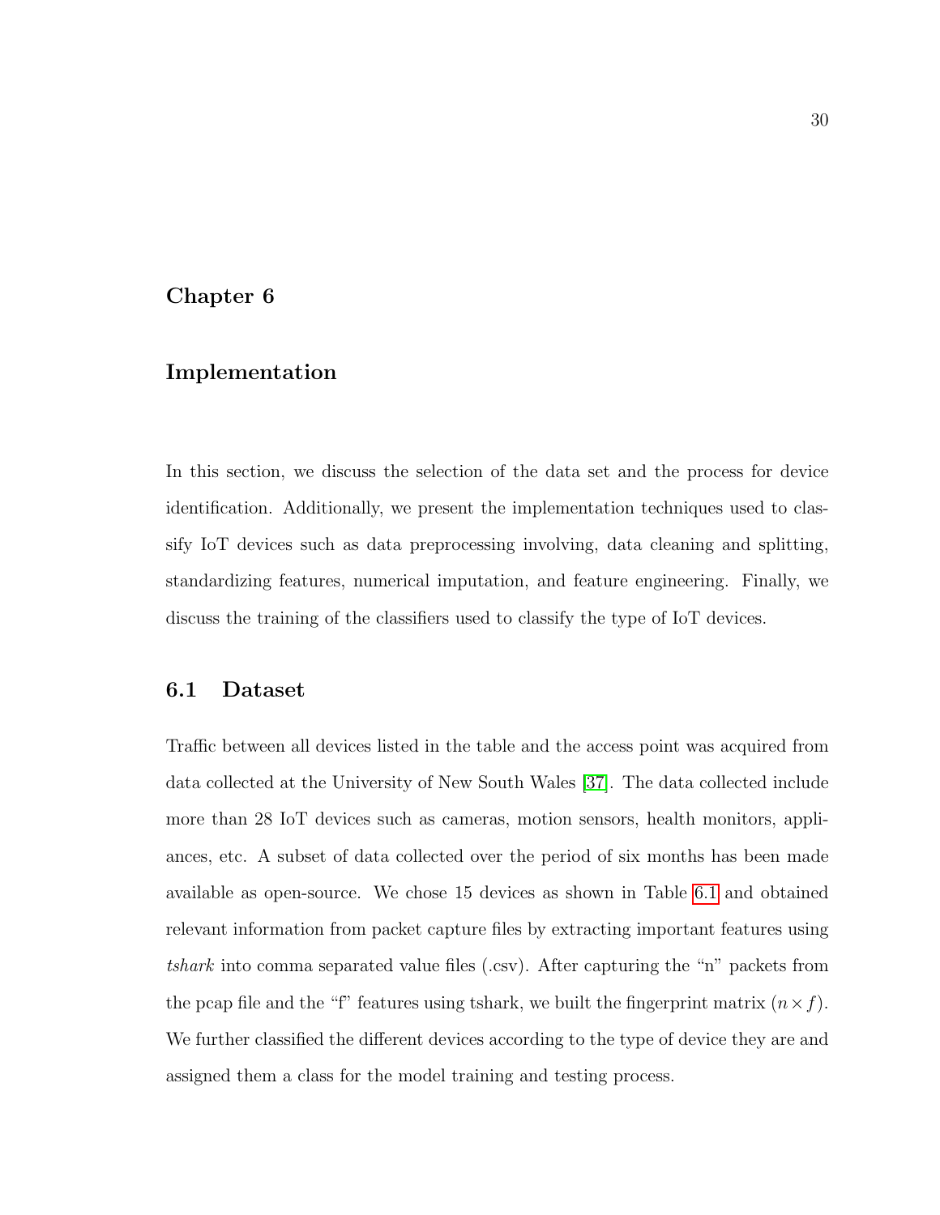# Chapter 6

## Implementation

In this section, we discuss the selection of the data set and the process for device identification. Additionally, we present the implementation techniques used to classify IoT devices such as data preprocessing involving, data cleaning and splitting, standardizing features, numerical imputation, and feature engineering. Finally, we discuss the training of the classifiers used to classify the type of IoT devices.

### 6.1 Dataset

Traffic between all devices listed in the table and the access point was acquired from data collected at the University of New South Wales [37]. The data collected include more than 28 IoT devices such as cameras, motion sensors, health monitors, appliances, etc. A subset of data collected over the period of six months has been made available as open-source. We chose 15 devices as shown in Table 6.1 and obtained relevant information from packet capture files by extracting important features using *tshark* into comma separated value files (.csv). After capturing the "n" packets from the pcap file and the "f" features using tshark, we built the fingerprint matrix $(n \times f)$. We further classified the different devices according to the type of device they are and assigned them a class for the model training and testing process.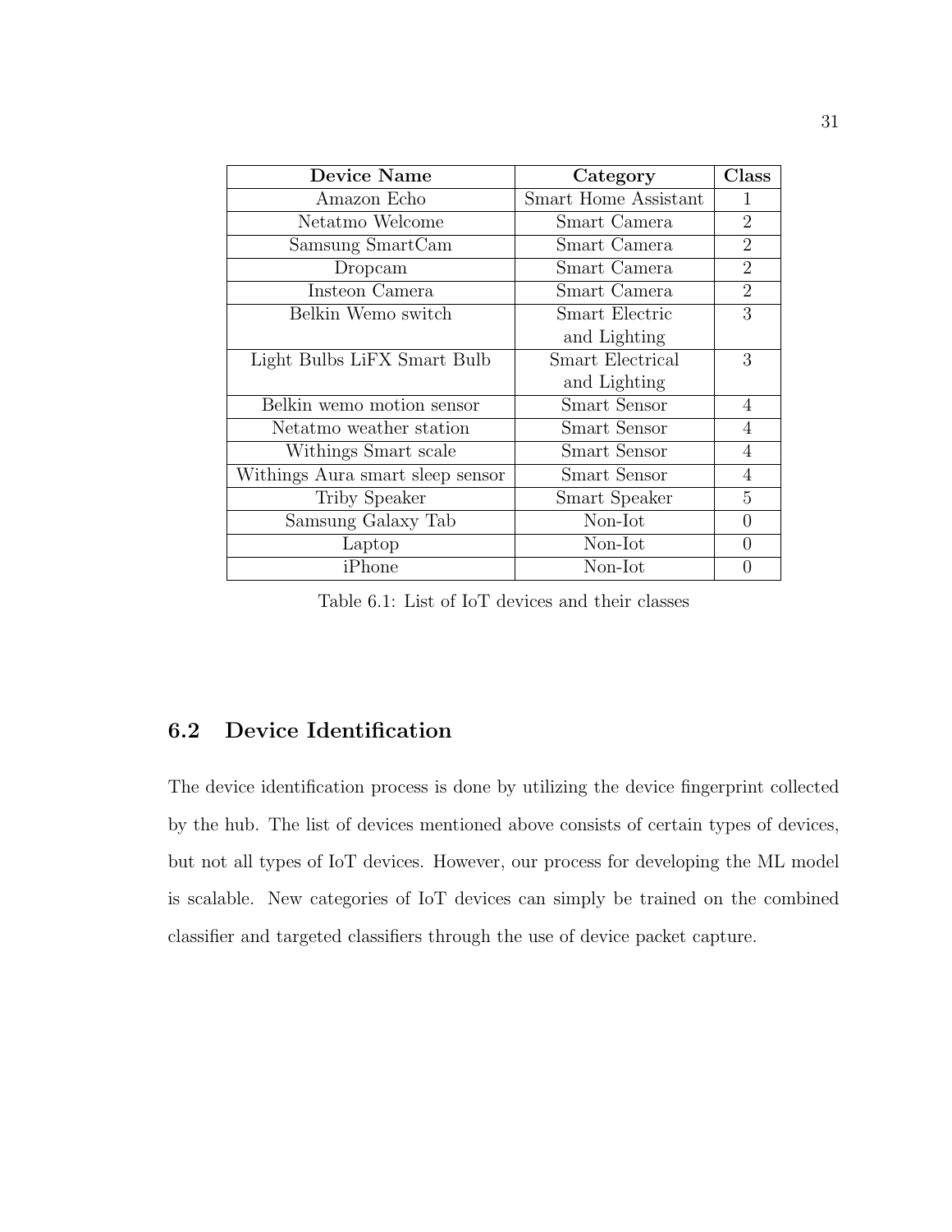| Device Name | Category | Class |
|---|---|---|
| Amazon Echo | Smart Home Assistant | 1 |
| Netatmo Welcome | Smart Camera | 2 |
| Samsung SmartCam | Smart Camera | 2 |
| Dropcam | Smart Camera | 2 |
| Insteon Camera | Smart Camera | 2 |
| Belkin Wemo switch | Smart Electric and Lighting | 3 |
| Light Bulbs LiFX Smart Bulb | Smart Electrical and Lighting | 3 |
| Belkin wemo motion sensor | Smart Sensor | 4 |
| Netatmo weather station | Smart Sensor | 4 |
| Withings Smart scale | Smart Sensor | 4 |
| Withings Aura smart sleep sensor | Smart Sensor | 4 |
| Triby Speaker | Smart Speaker | 5 |
| Samsung Galaxy Tab | Non-Iot | 0 |
| Laptop | Non-Iot | 0 |
| iPhone | Non-Iot | 0 |

Table 6.1: List of IoT devices and their classes

## 6.2 Device Identification

The device identification process is done by utilizing the device fingerprint collected by the hub. The list of devices mentioned above consists of certain types of devices, but not all types of IoT devices. However, our process for developing the ML model is scalable. New categories of IoT devices can simply be trained on the combined classifier and targeted classifiers through the use of device packet capture.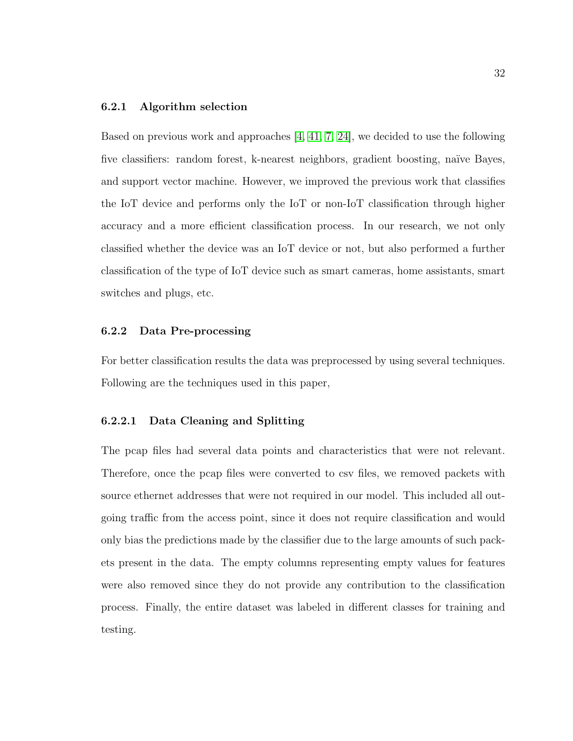### 6.2.1 Algorithm selection

Based on previous work and approaches [4, 41, 7, 24], we decided to use the following five classifiers: random forest, k-nearest neighbors, gradient boosting, naïve Bayes, and support vector machine. However, we improved the previous work that classifies the IoT device and performs only the IoT or non-IoT classification through higher accuracy and a more efficient classification process. In our research, we not only classified whether the device was an IoT device or not, but also performed a further classification of the type of IoT device such as smart cameras, home assistants, smart switches and plugs, etc.

### 6.2.2 Data Pre-processing

For better classification results the data was preprocessed by using several techniques. Following are the techniques used in this paper,

#### 6.2.2.1 Data Cleaning and Splitting

The pcap files had several data points and characteristics that were not relevant. Therefore, once the pcap files were converted to csv files, we removed packets with source ethernet addresses that were not required in our model. This included all outgoing traffic from the access point, since it does not require classification and would only bias the predictions made by the classifier due to the large amounts of such packets present in the data. The empty columns representing empty values for features were also removed since they do not provide any contribution to the classification process. Finally, the entire dataset was labeled in different classes for training and testing.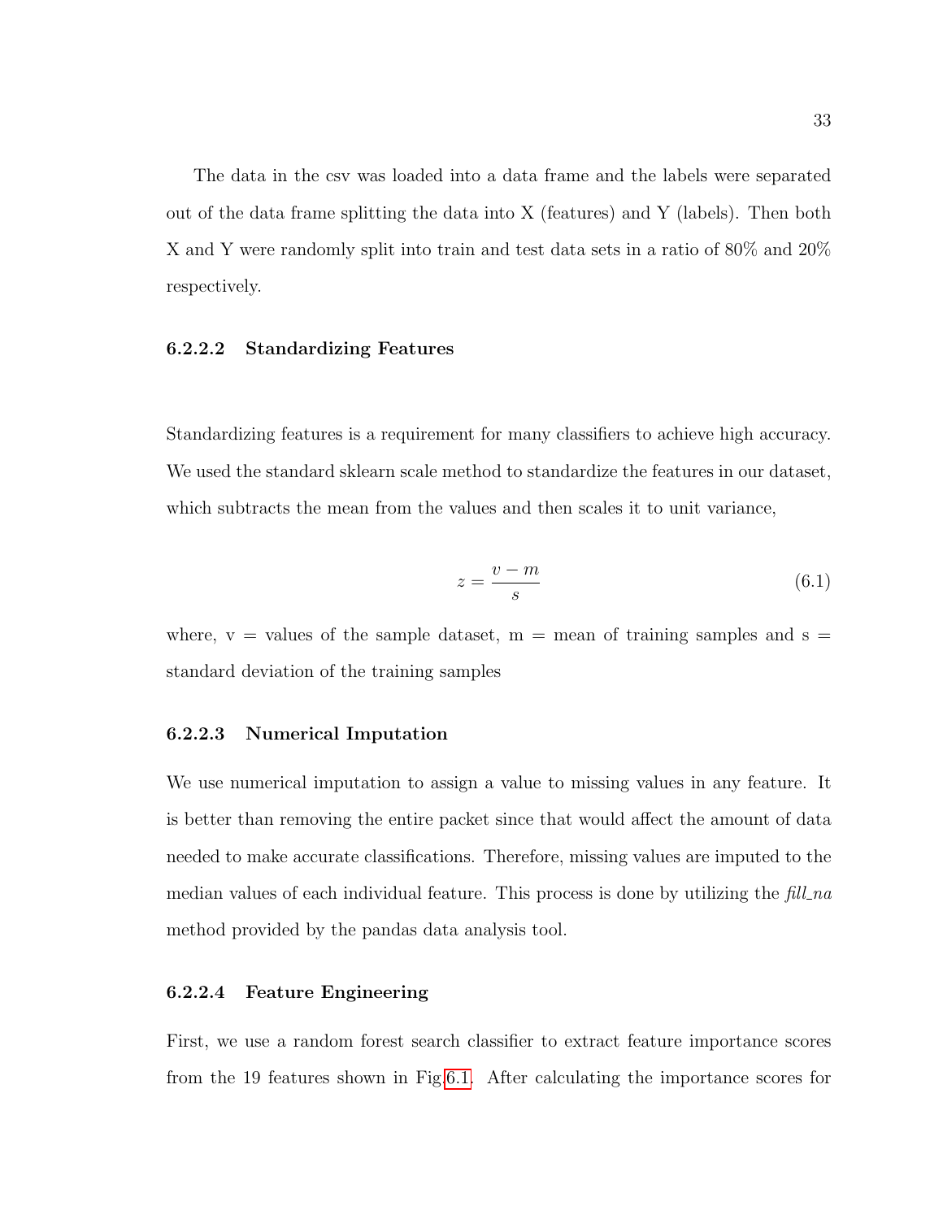The data in the csv was loaded into a data frame and the labels were separated out of the data frame splitting the data into X (features) and Y (labels). Then both X and Y were randomly split into train and test data sets in a ratio of 80% and 20% respectively.

#### 6.2.2.2 Standardizing Features

Standardizing features is a requirement for many classifiers to achieve high accuracy. We used the standard sklearn scale method to standardize the features in our dataset, which subtracts the mean from the values and then scales it to unit variance,

$$z = \frac{v - m}{s} \tag{6.1}$$

where, v = values of the sample dataset, m = mean of training samples and s = standard deviation of the training samples

#### 6.2.2.3 Numerical Imputation

We use numerical imputation to assign a value to missing values in any feature. It is better than removing the entire packet since that would affect the amount of data needed to make accurate classifications. Therefore, missing values are imputed to the median values of each individual feature. This process is done by utilizing the *fill_na* method provided by the pandas data analysis tool.

#### 6.2.2.4 Feature Engineering

First, we use a random forest search classifier to extract feature importance scores from the 19 features shown in Fig 6.1. After calculating the importance scores for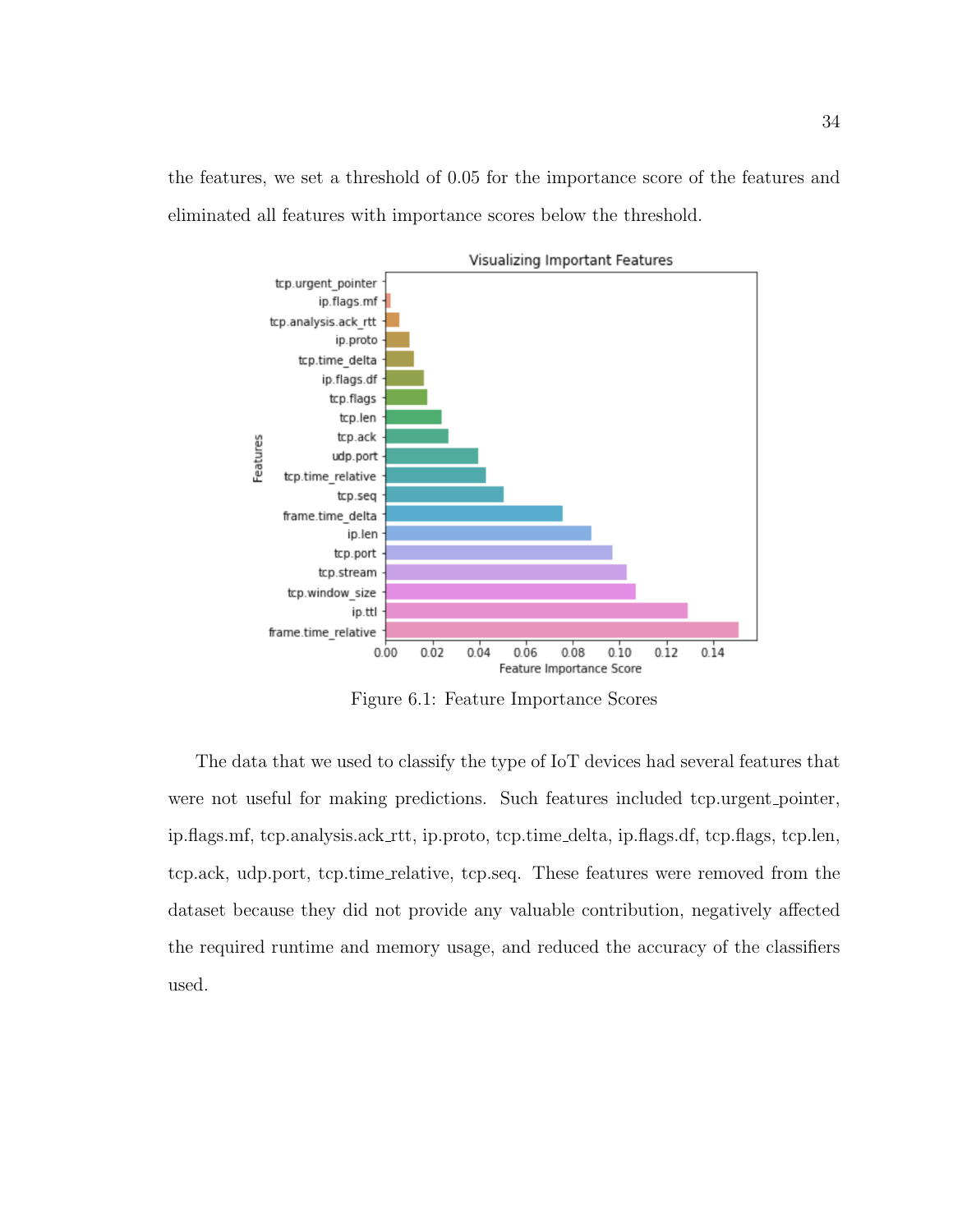the features, we set a threshold of 0.05 for the importance score of the features and eliminated all features with importance scores below the threshold.

Figure 6.1: Feature Importance Scores

The data that we used to classify the type of IoT devices had several features that were not useful for making predictions. Such features included tcp.urgent_pointer, ip.flags.mf, tcp.analysis.ack_rtt, ip.proto, tcp.time_delta, ip.flags.df, tcp.flags, tcp.len, tcp.ack, udp.port, tcp.time_relative, tcp.seq. These features were removed from the dataset because they did not provide any valuable contribution, negatively affected the required runtime and memory usage, and reduced the accuracy of the classifiers used.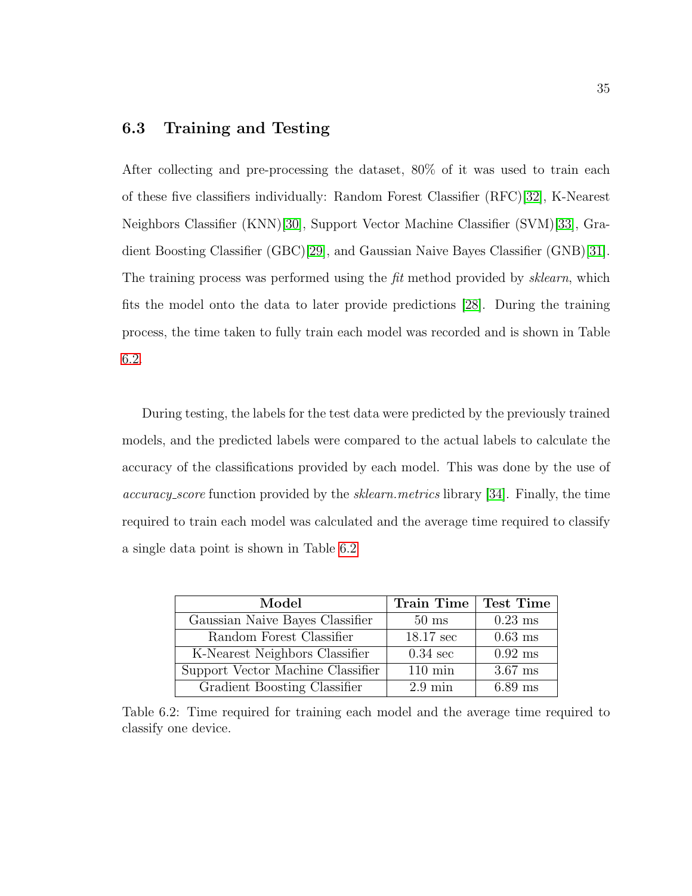### 6.3 Training and Testing

After collecting and pre-processing the dataset, 80% of it was used to train each of these five classifiers individually: Random Forest Classifier (RFC)[32], K-Nearest Neighbors Classifier (KNN)[30], Support Vector Machine Classifier (SVM)[33], Gradient Boosting Classifier (GBC)[29], and Gaussian Naive Bayes Classifier (GNB)[31]. The training process was performed using the *fit* method provided by *sklearn*, which fits the model onto the data to later provide predictions [28]. During the training process, the time taken to fully train each model was recorded and is shown in Table 6.2.

During testing, the labels for the test data were predicted by the previously trained models, and the predicted labels were compared to the actual labels to calculate the accuracy of the classifications provided by each model. This was done by the use of *accuracy_score* function provided by the *sklearn.metrics* library [34]. Finally, the time required to train each model was calculated and the average time required to classify a single data point is shown in Table 6.2.

| **Model** | **Train Time** | **Test Time** |
|---|---|---|
| Gaussian Naive Bayes Classifier | 50 ms | 0.23 ms |
| Random Forest Classifier | 18.17 sec | 0.63 ms |
| K-Nearest Neighbors Classifier | 0.34 sec | 0.92 ms |
| Support Vector Machine Classifier | 110 min | 3.67 ms |
| Gradient Boosting Classifier | 2.9 min | 6.89 ms |

Table 6.2: Time required for training each model and the average time required to classify one device.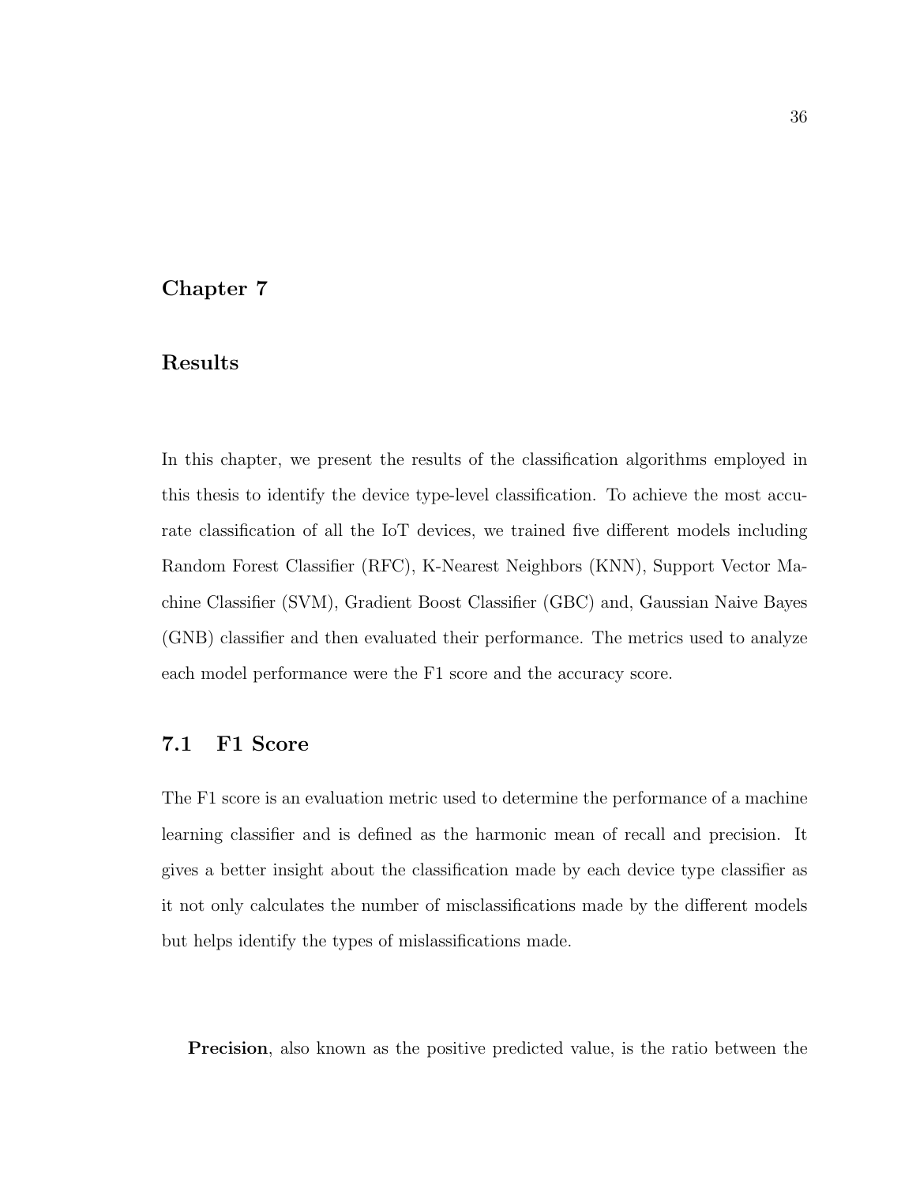# Chapter 7

# Results

In this chapter, we present the results of the classification algorithms employed in this thesis to identify the device type-level classification. To achieve the most accurate classification of all the IoT devices, we trained five different models including Random Forest Classifier (RFC), K-Nearest Neighbors (KNN), Support Vector Machine Classifier (SVM), Gradient Boost Classifier (GBC) and, Gaussian Naive Bayes (GNB) classifier and then evaluated their performance. The metrics used to analyze each model performance were the F1 score and the accuracy score.

## 7.1 F1 Score

The F1 score is an evaluation metric used to determine the performance of a machine learning classifier and is defined as the harmonic mean of recall and precision. It gives a better insight about the classification made by each device type classifier as it not only calculates the number of misclassifications made by the different models but helps identify the types of mislassifications made.

**Precision**, also known as the positive predicted value, is the ratio between the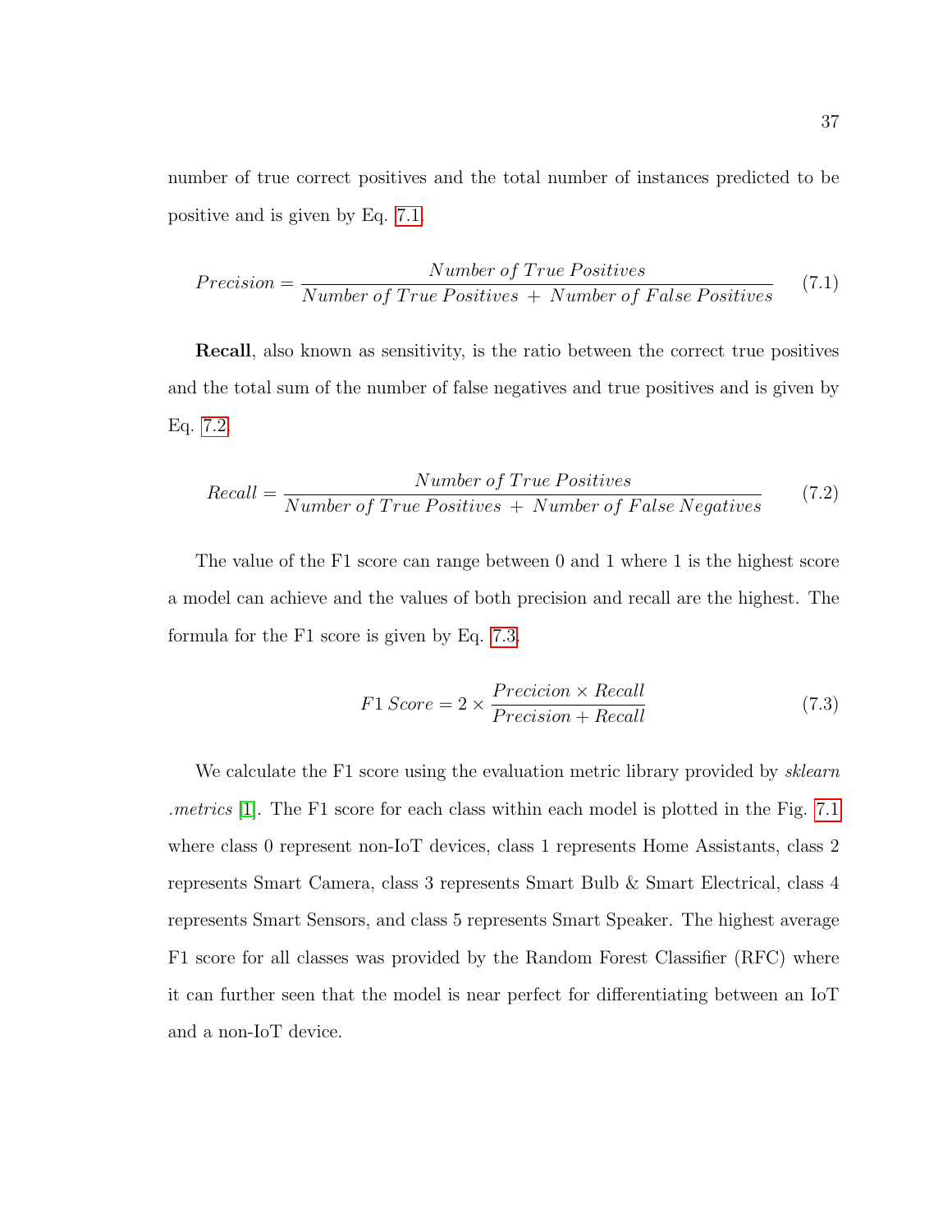number of true correct positives and the total number of instances predicted to be positive and is given by Eq. 7.1.

$$Precision = \frac{Number\ of\ True\ Positives}{Number\ of\ True\ Positives\ +\ Number\ of\ False\ Positives} \tag{7.1}$$

**Recall**, also known as sensitivity, is the ratio between the correct true positives and the total sum of the number of false negatives and true positives and is given by Eq. 7.2.

$$Recall = \frac{Number\ of\ True\ Positives}{Number\ of\ True\ Positives\ +\ Number\ of\ False\ Negatives} \tag{7.2}$$

The value of the F1 score can range between 0 and 1 where 1 is the highest score a model can achieve and the values of both precision and recall are the highest. The formula for the F1 score is given by Eq. 7.3.

$$F1\ Score = 2 \times \frac{Precicion \times Recall}{Precision + Recall} \tag{7.3}$$

We calculate the F1 score using the evaluation metric library provided by *sklearn .metrics* [1]. The F1 score for each class within each model is plotted in the Fig. 7.1 where class 0 represent non-IoT devices, class 1 represents Home Assistants, class 2 represents Smart Camera, class 3 represents Smart Bulb & Smart Electrical, class 4 represents Smart Sensors, and class 5 represents Smart Speaker. The highest average F1 score for all classes was provided by the Random Forest Classifier (RFC) where it can further seen that the model is near perfect for differentiating between an IoT and a non-IoT device.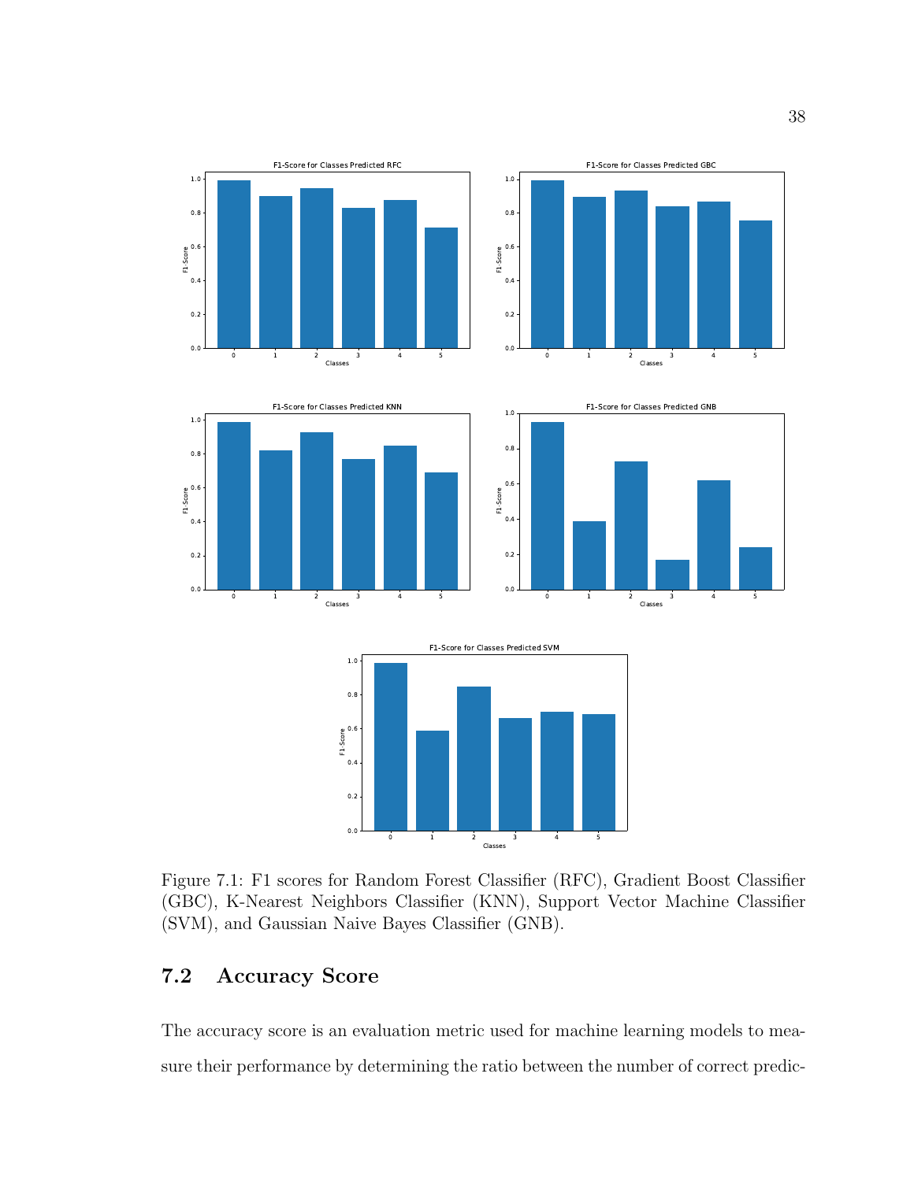Figure 7.1: F1 scores for Random Forest Classifier (RFC), Gradient Boost Classifier (GBC), K-Nearest Neighbors Classifier (KNN), Support Vector Machine Classifier (SVM), and Gaussian Naive Bayes Classifier (GNB).

## 7.2 Accuracy Score

The accuracy score is an evaluation metric used for machine learning models to measure their performance by determining the ratio between the number of correct predic-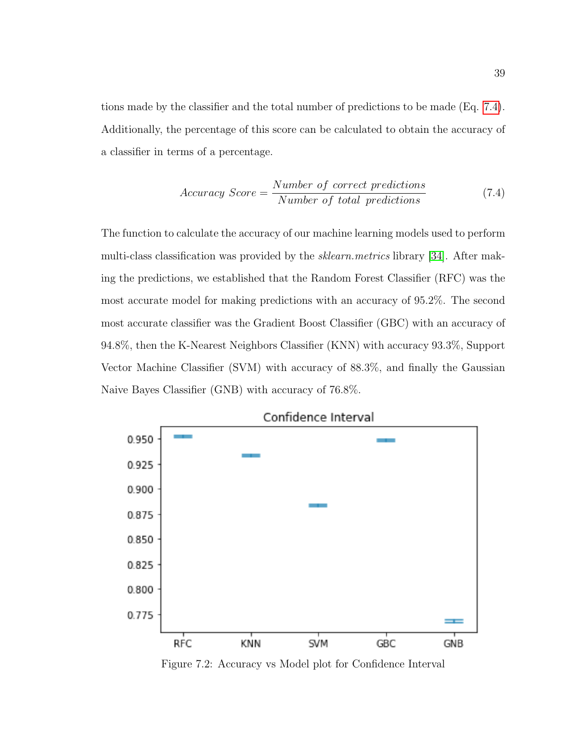tions made by the classifier and the total number of predictions to be made (Eq. 7.4). Additionally, the percentage of this score can be calculated to obtain the accuracy of a classifier in terms of a percentage.

$$Accuracy\ Score = \frac{Number\ of\ correct\ predictions}{Number\ of\ total\ predictions} \tag{7.4}$$

The function to calculate the accuracy of our machine learning models used to perform multi-class classification was provided by the *sklearn.metrics* library [34]. After making the predictions, we established that the Random Forest Classifier (RFC) was the most accurate model for making predictions with an accuracy of 95.2%. The second most accurate classifier was the Gradient Boost Classifier (GBC) with an accuracy of 94.8%, then the K-Nearest Neighbors Classifier (KNN) with accuracy 93.3%, Support Vector Machine Classifier (SVM) with accuracy of 88.3%, and finally the Gaussian Naive Bayes Classifier (GNB) with accuracy of 76.8%.

Figure 7.2: Accuracy vs Model plot for Confidence Interval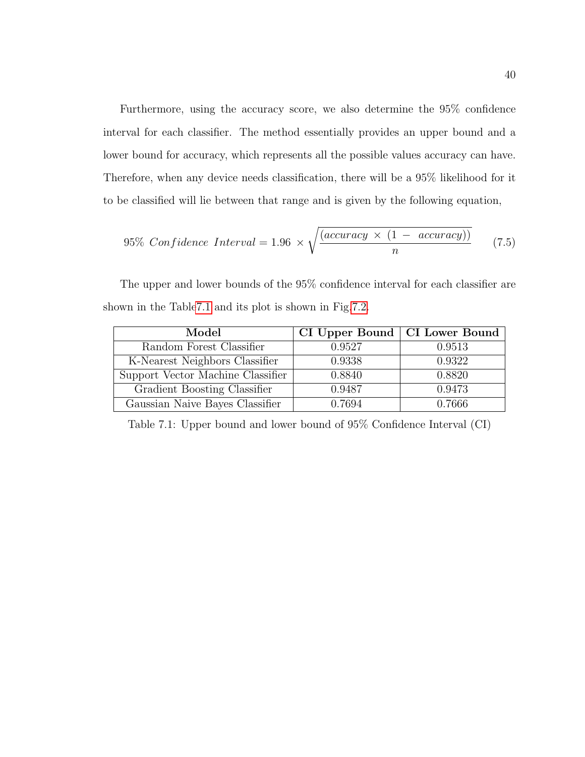Furthermore, using the accuracy score, we also determine the 95% confidence interval for each classifier. The method essentially provides an upper bound and a lower bound for accuracy, which represents all the possible values accuracy can have. Therefore, when any device needs classification, there will be a 95% likelihood for it to be classified will lie between that range and is given by the following equation,

$$95\% \ Confidence \ Interval = 1.96 \ \times \sqrt{\frac{(accuracy \ \times \ (1 - \ accuracy))}{n}} \tag{7.5}$$

The upper and lower bounds of the 95% confidence interval for each classifier are shown in the Table7.1 and its plot is shown in Fig.7.2.

| Model | CI Upper Bound | CI Lower Bound |
|---|---|---|
| Random Forest Classifier | 0.9527 | 0.9513 |
| K-Nearest Neighbors Classifier | 0.9338 | 0.9322 |
| Support Vector Machine Classifier | 0.8840 | 0.8820 |
| Gradient Boosting Classifier | 0.9487 | 0.9473 |
| Gaussian Naive Bayes Classifier | 0.7694 | 0.7666 |

Table 7.1: Upper bound and lower bound of 95% Confidence Interval (CI)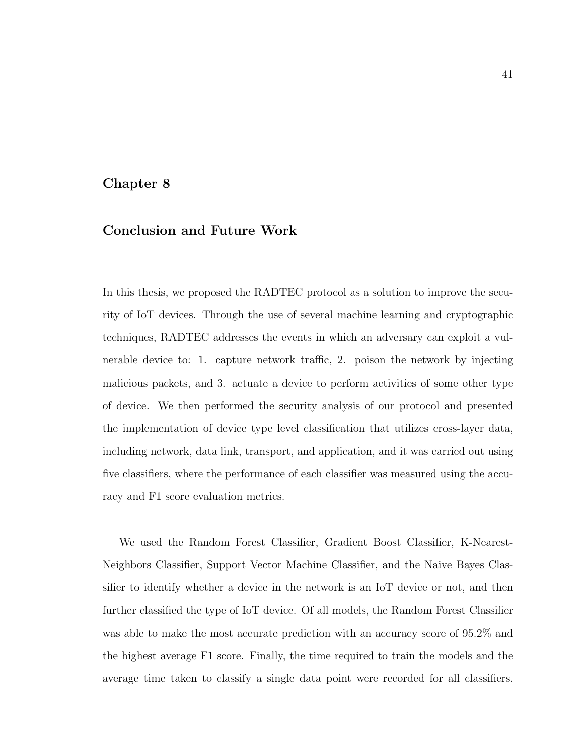# Chapter 8

# Conclusion and Future Work

In this thesis, we proposed the RADTEC protocol as a solution to improve the security of IoT devices. Through the use of several machine learning and cryptographic techniques, RADTEC addresses the events in which an adversary can exploit a vulnerable device to: 1. capture network traffic, 2. poison the network by injecting malicious packets, and 3. actuate a device to perform activities of some other type of device. We then performed the security analysis of our protocol and presented the implementation of device type level classification that utilizes cross-layer data, including network, data link, transport, and application, and it was carried out using five classifiers, where the performance of each classifier was measured using the accuracy and F1 score evaluation metrics.

We used the Random Forest Classifier, Gradient Boost Classifier, K-Nearest-Neighbors Classifier, Support Vector Machine Classifier, and the Naive Bayes Classifier to identify whether a device in the network is an IoT device or not, and then further classified the type of IoT device. Of all models, the Random Forest Classifier was able to make the most accurate prediction with an accuracy score of 95.2% and the highest average F1 score. Finally, the time required to train the models and the average time taken to classify a single data point were recorded for all classifiers.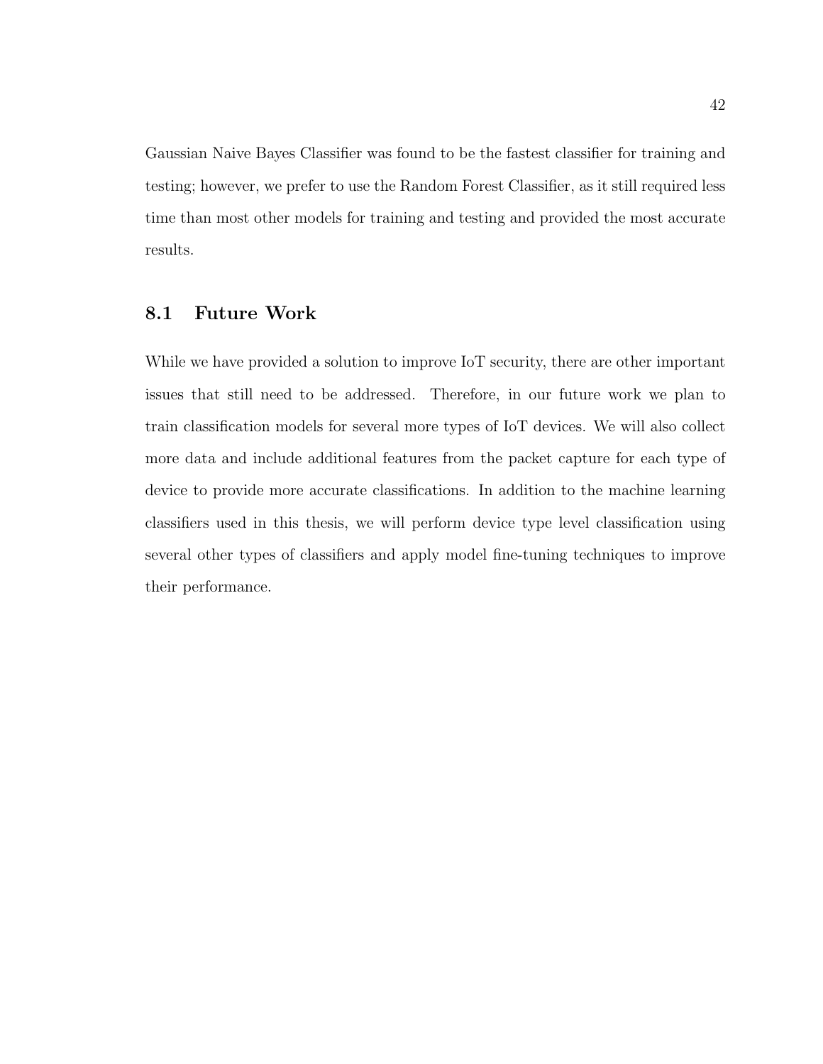Gaussian Naive Bayes Classifier was found to be the fastest classifier for training and testing; however, we prefer to use the Random Forest Classifier, as it still required less time than most other models for training and testing and provided the most accurate results.

## 8.1 Future Work

While we have provided a solution to improve IoT security, there are other important issues that still need to be addressed. Therefore, in our future work we plan to train classification models for several more types of IoT devices. We will also collect more data and include additional features from the packet capture for each type of device to provide more accurate classifications. In addition to the machine learning classifiers used in this thesis, we will perform device type level classification using several other types of classifiers and apply model fine-tuning techniques to improve their performance.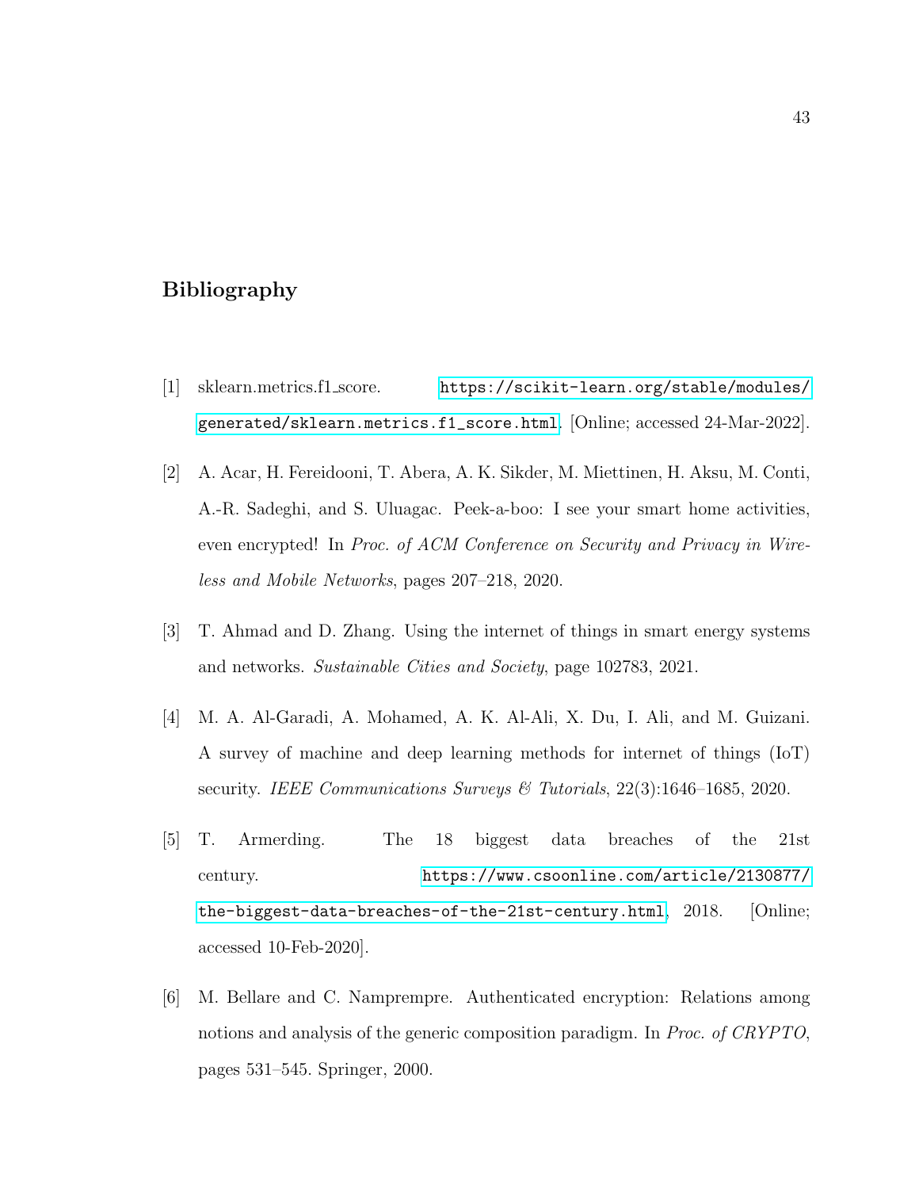# Bibliography

[1] sklearn.metrics.f1_score. https://scikit-learn.org/stable/modules/generated/sklearn.metrics.f1_score.html. [Online; accessed 24-Mar-2022].

[2] A. Acar, H. Fereidooni, T. Abera, A. K. Sikder, M. Miettinen, H. Aksu, M. Conti, A.-R. Sadeghi, and S. Uluagac. Peek-a-boo: I see your smart home activities, even encrypted! In *Proc. of ACM Conference on Security and Privacy in Wireless and Mobile Networks*, pages 207–218, 2020.

[3] T. Ahmad and D. Zhang. Using the internet of things in smart energy systems and networks. *Sustainable Cities and Society*, page 102783, 2021.

[4] M. A. Al-Garadi, A. Mohamed, A. K. Al-Ali, X. Du, I. Ali, and M. Guizani. A survey of machine and deep learning methods for internet of things (IoT) security. *IEEE Communications Surveys & Tutorials*, 22(3):1646–1685, 2020.

[5] T. Armerding. The 18 biggest data breaches of the 21st century. https://www.csoonline.com/article/2130877/the-biggest-data-breaches-of-the-21st-century.html, 2018. [Online; accessed 10-Feb-2020].

[6] M. Bellare and C. Namprempre. Authenticated encryption: Relations among notions and analysis of the generic composition paradigm. In *Proc. of CRYPTO*, pages 531–545. Springer, 2000.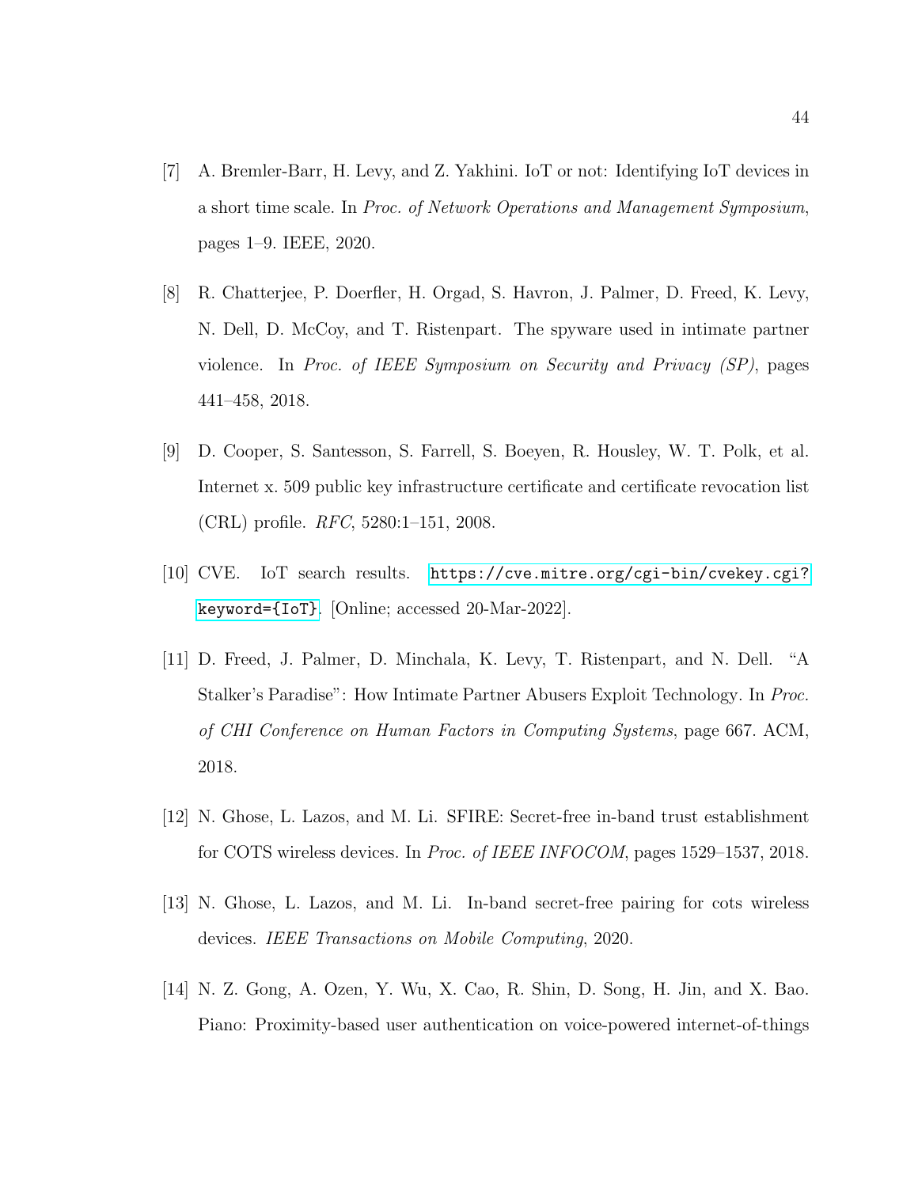[7] A. Bremler-Barr, H. Levy, and Z. Yakhini. IoT or not: Identifying IoT devices in a short time scale. In *Proc. of Network Operations and Management Symposium*, pages 1–9. IEEE, 2020.

[8] R. Chatterjee, P. Doerfler, H. Orgad, S. Havron, J. Palmer, D. Freed, K. Levy, N. Dell, D. McCoy, and T. Ristenpart. The spyware used in intimate partner violence. In *Proc. of IEEE Symposium on Security and Privacy (SP)*, pages 441–458, 2018.

[9] D. Cooper, S. Santesson, S. Farrell, S. Boeyen, R. Housley, W. T. Polk, et al. Internet x. 509 public key infrastructure certificate and certificate revocation list (CRL) profile. *RFC*, 5280:1–151, 2008.

[10] CVE. IoT search results. `https://cve.mitre.org/cgi-bin/cvekey.cgi?keyword={IoT}`. [Online; accessed 20-Mar-2022].

[11] D. Freed, J. Palmer, D. Minchala, K. Levy, T. Ristenpart, and N. Dell. "A Stalker's Paradise": How Intimate Partner Abusers Exploit Technology. In *Proc. of CHI Conference on Human Factors in Computing Systems*, page 667. ACM, 2018.

[12] N. Ghose, L. Lazos, and M. Li. SFIRE: Secret-free in-band trust establishment for COTS wireless devices. In *Proc. of IEEE INFOCOM*, pages 1529–1537, 2018.

[13] N. Ghose, L. Lazos, and M. Li. In-band secret-free pairing for cots wireless devices. *IEEE Transactions on Mobile Computing*, 2020.

[14] N. Z. Gong, A. Ozen, Y. Wu, X. Cao, R. Shin, D. Song, H. Jin, and X. Bao. Piano: Proximity-based user authentication on voice-powered internet-of-things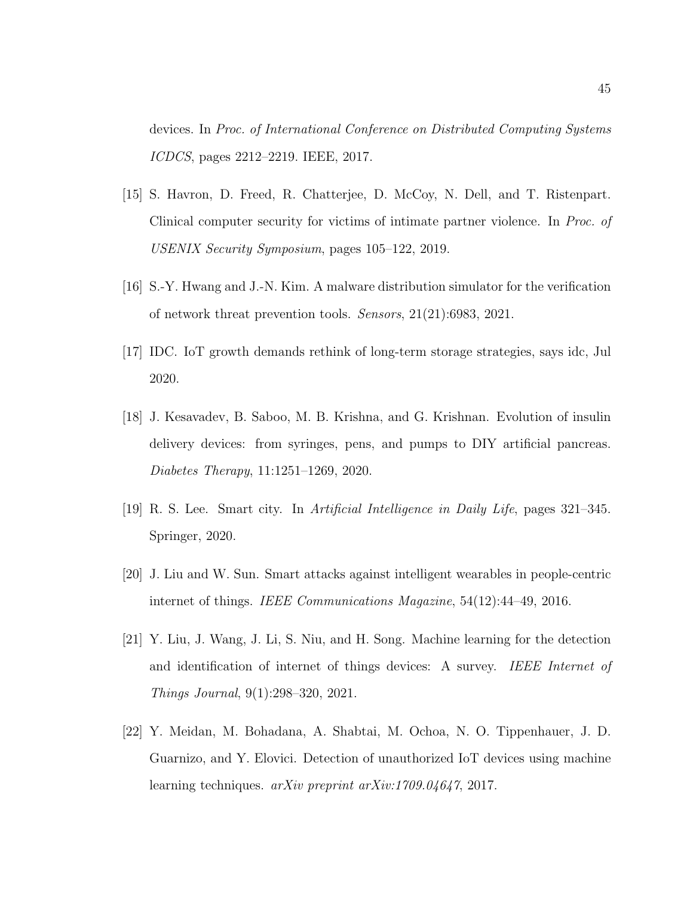devices. In *Proc. of International Conference on Distributed Computing Systems ICDCS*, pages 2212–2219. IEEE, 2017.

[15] S. Havron, D. Freed, R. Chatterjee, D. McCoy, N. Dell, and T. Ristenpart. Clinical computer security for victims of intimate partner violence. In *Proc. of USENIX Security Symposium*, pages 105–122, 2019.

[16] S.-Y. Hwang and J.-N. Kim. A malware distribution simulator for the verification of network threat prevention tools. *Sensors*, 21(21):6983, 2021.

[17] IDC. IoT growth demands rethink of long-term storage strategies, says idc, Jul 2020.

[18] J. Kesavadev, B. Saboo, M. B. Krishna, and G. Krishnan. Evolution of insulin delivery devices: from syringes, pens, and pumps to DIY artificial pancreas. *Diabetes Therapy*, 11:1251–1269, 2020.

[19] R. S. Lee. Smart city. In *Artificial Intelligence in Daily Life*, pages 321–345. Springer, 2020.

[20] J. Liu and W. Sun. Smart attacks against intelligent wearables in people-centric internet of things. *IEEE Communications Magazine*, 54(12):44–49, 2016.

[21] Y. Liu, J. Wang, J. Li, S. Niu, and H. Song. Machine learning for the detection and identification of internet of things devices: A survey. *IEEE Internet of Things Journal*, 9(1):298–320, 2021.

[22] Y. Meidan, M. Bohadana, A. Shabtai, M. Ochoa, N. O. Tippenhauer, J. D. Guarnizo, and Y. Elovici. Detection of unauthorized IoT devices using machine learning techniques. *arXiv preprint arXiv:1709.04647*, 2017.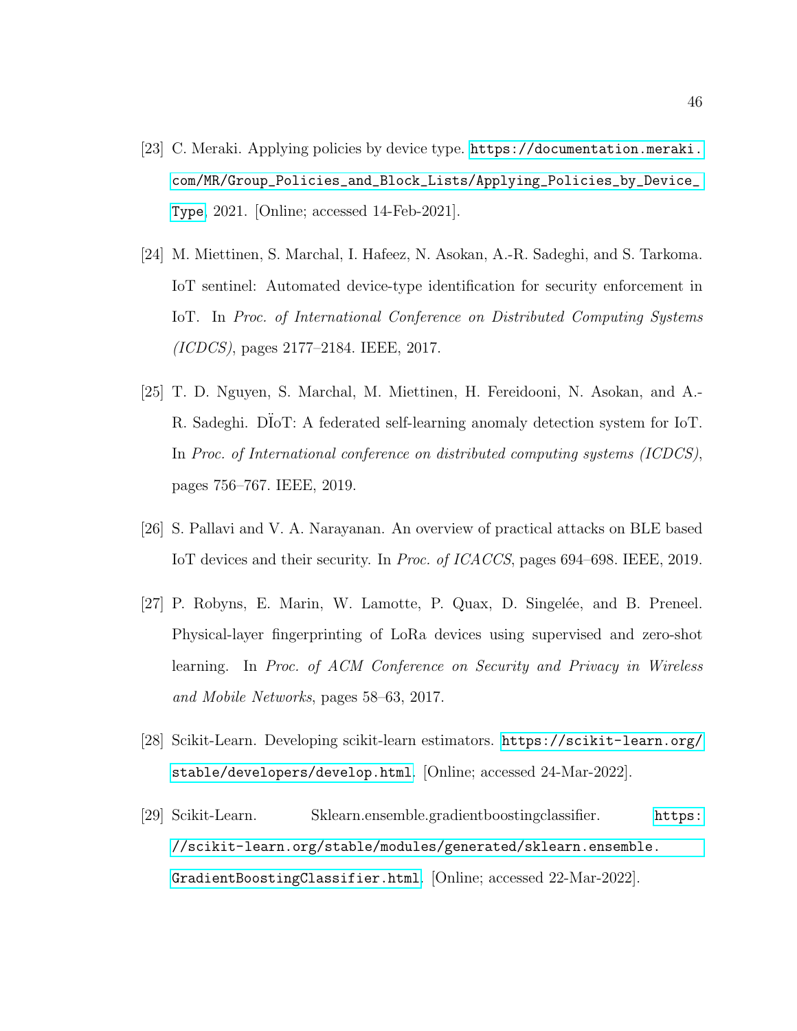[23] C. Meraki. Applying policies by device type. https://documentation.meraki.com/MR/Group_Policies_and_Block_Lists/Applying_Policies_by_Device_Type, 2021. [Online; accessed 14-Feb-2021].

[24] M. Miettinen, S. Marchal, I. Hafeez, N. Asokan, A.-R. Sadeghi, and S. Tarkoma. IoT sentinel: Automated device-type identification for security enforcement in IoT. In *Proc. of International Conference on Distributed Computing Systems (ICDCS)*, pages 2177–2184. IEEE, 2017.

[25] T. D. Nguyen, S. Marchal, M. Miettinen, H. Fereidooni, N. Asokan, and A.-R. Sadeghi. DÏoT: A federated self-learning anomaly detection system for IoT. In *Proc. of International conference on distributed computing systems (ICDCS)*, pages 756–767. IEEE, 2019.

[26] S. Pallavi and V. A. Narayanan. An overview of practical attacks on BLE based IoT devices and their security. In *Proc. of ICACCS*, pages 694–698. IEEE, 2019.

[27] P. Robyns, E. Marin, W. Lamotte, P. Quax, D. Singelée, and B. Preneel. Physical-layer fingerprinting of LoRa devices using supervised and zero-shot learning. In *Proc. of ACM Conference on Security and Privacy in Wireless and Mobile Networks*, pages 58–63, 2017.

[28] Scikit-Learn. Developing scikit-learn estimators. https://scikit-learn.org/stable/developers/develop.html. [Online; accessed 24-Mar-2022].

[29] Scikit-Learn. Sklearn.ensemble.gradientboostingclassifier. https://scikit-learn.org/stable/modules/generated/sklearn.ensemble.GradientBoostingClassifier.html. [Online; accessed 22-Mar-2022].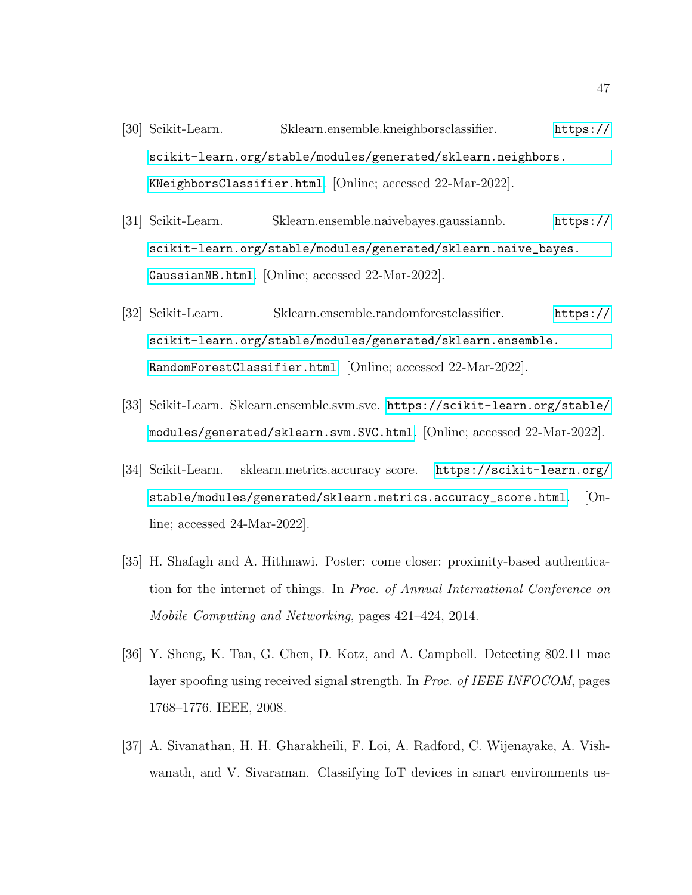[30] Scikit-Learn. Sklearn.ensemble.kneighborsclassifier. https://scikit-learn.org/stable/modules/generated/sklearn.neighbors.KNeighborsClassifier.html. [Online; accessed 22-Mar-2022].

[31] Scikit-Learn. Sklearn.ensemble.naivebayes.gaussiannb. https://scikit-learn.org/stable/modules/generated/sklearn.naive_bayes.GaussianNB.html. [Online; accessed 22-Mar-2022].

[32] Scikit-Learn. Sklearn.ensemble.randomforestclassifier. https://scikit-learn.org/stable/modules/generated/sklearn.ensemble.RandomForestClassifier.html. [Online; accessed 22-Mar-2022].

[33] Scikit-Learn. Sklearn.ensemble.svm.svc. https://scikit-learn.org/stable/modules/generated/sklearn.svm.SVC.html. [Online; accessed 22-Mar-2022].

[34] Scikit-Learn. sklearn.metrics.accuracy_score. https://scikit-learn.org/stable/modules/generated/sklearn.metrics.accuracy_score.html. [Online; accessed 24-Mar-2022].

[35] H. Shafagh and A. Hithnawi. Poster: come closer: proximity-based authentication for the internet of things. In *Proc. of Annual International Conference on Mobile Computing and Networking*, pages 421–424, 2014.

[36] Y. Sheng, K. Tan, G. Chen, D. Kotz, and A. Campbell. Detecting 802.11 mac layer spoofing using received signal strength. In *Proc. of IEEE INFOCOM*, pages 1768–1776. IEEE, 2008.

[37] A. Sivanathan, H. H. Gharakheili, F. Loi, A. Radford, C. Wijenayake, A. Vishwanath, and V. Sivaraman. Classifying IoT devices in smart environments us-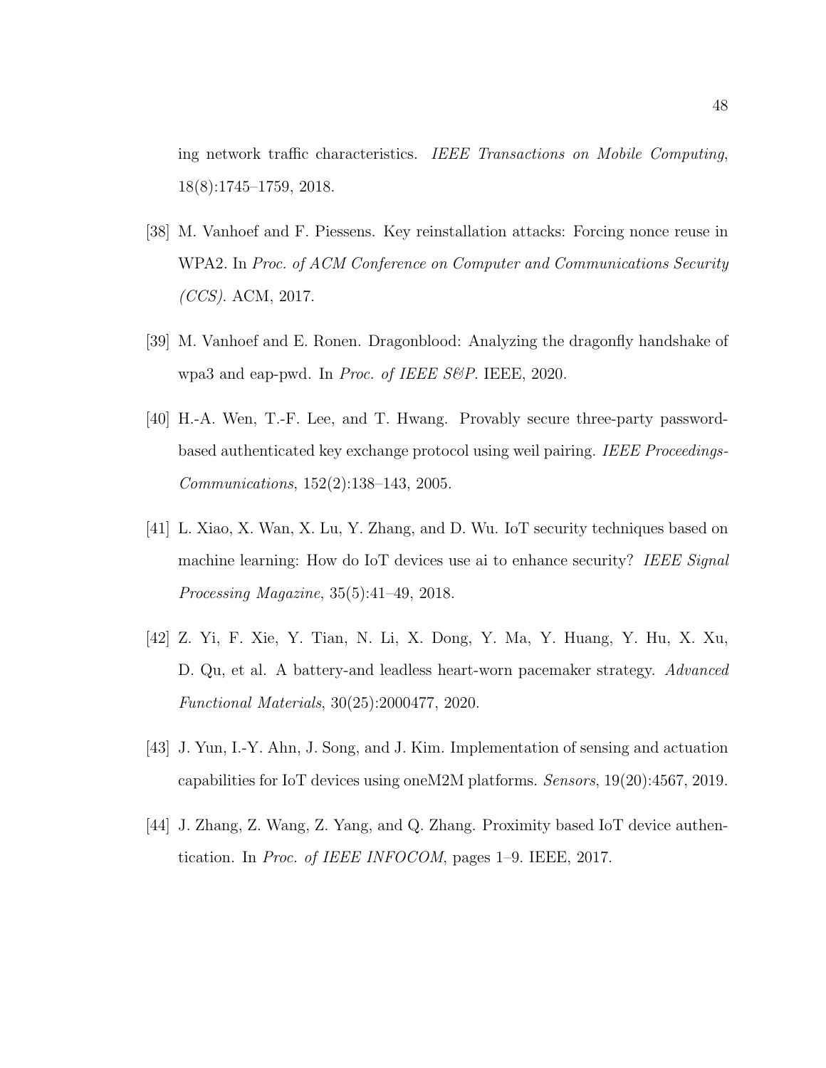ing network traffic characteristics. *IEEE Transactions on Mobile Computing*, 18(8):1745–1759, 2018.

[38] M. Vanhoef and F. Piessens. Key reinstallation attacks: Forcing nonce reuse in WPA2. In *Proc. of ACM Conference on Computer and Communications Security (CCS)*. ACM, 2017.

[39] M. Vanhoef and E. Ronen. Dragonblood: Analyzing the dragonfly handshake of wpa3 and eap-pwd. In *Proc. of IEEE S&P*. IEEE, 2020.

[40] H.-A. Wen, T.-F. Lee, and T. Hwang. Provably secure three-party password-based authenticated key exchange protocol using weil pairing. *IEEE Proceedings-Communications*, 152(2):138–143, 2005.

[41] L. Xiao, X. Wan, X. Lu, Y. Zhang, and D. Wu. IoT security techniques based on machine learning: How do IoT devices use ai to enhance security? *IEEE Signal Processing Magazine*, 35(5):41–49, 2018.

[42] Z. Yi, F. Xie, Y. Tian, N. Li, X. Dong, Y. Ma, Y. Huang, Y. Hu, X. Xu, D. Qu, et al. A battery-and leadless heart-worn pacemaker strategy. *Advanced Functional Materials*, 30(25):2000477, 2020.

[43] J. Yun, I.-Y. Ahn, J. Song, and J. Kim. Implementation of sensing and actuation capabilities for IoT devices using oneM2M platforms. *Sensors*, 19(20):4567, 2019.

[44] J. Zhang, Z. Wang, Z. Yang, and Q. Zhang. Proximity based IoT device authentication. In *Proc. of IEEE INFOCOM*, pages 1–9. IEEE, 2017.